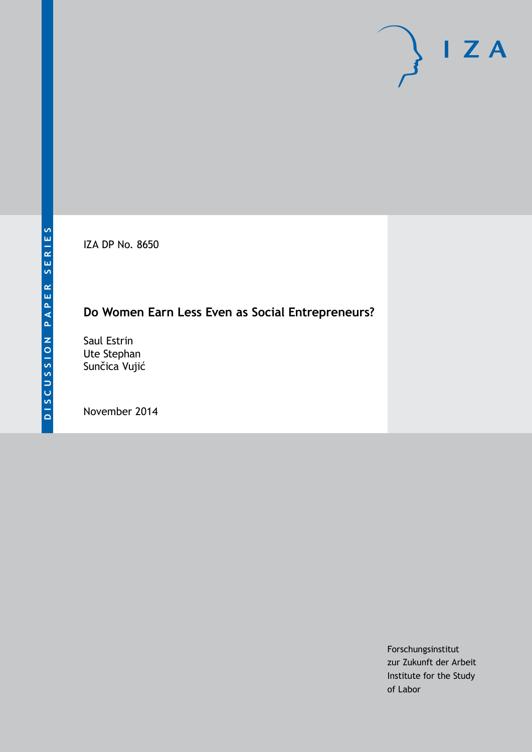DISCUSSION PAPER SERIES

IZA

IZA DP No. 8650

# Do Women Earn Less Even as Social Entrepreneurs?

Saul Estrin
Ute Stephan
Sunčica Vujić

November 2014

Forschungsinstitut
zur Zukunft der Arbeit
Institute for the Study
of Labor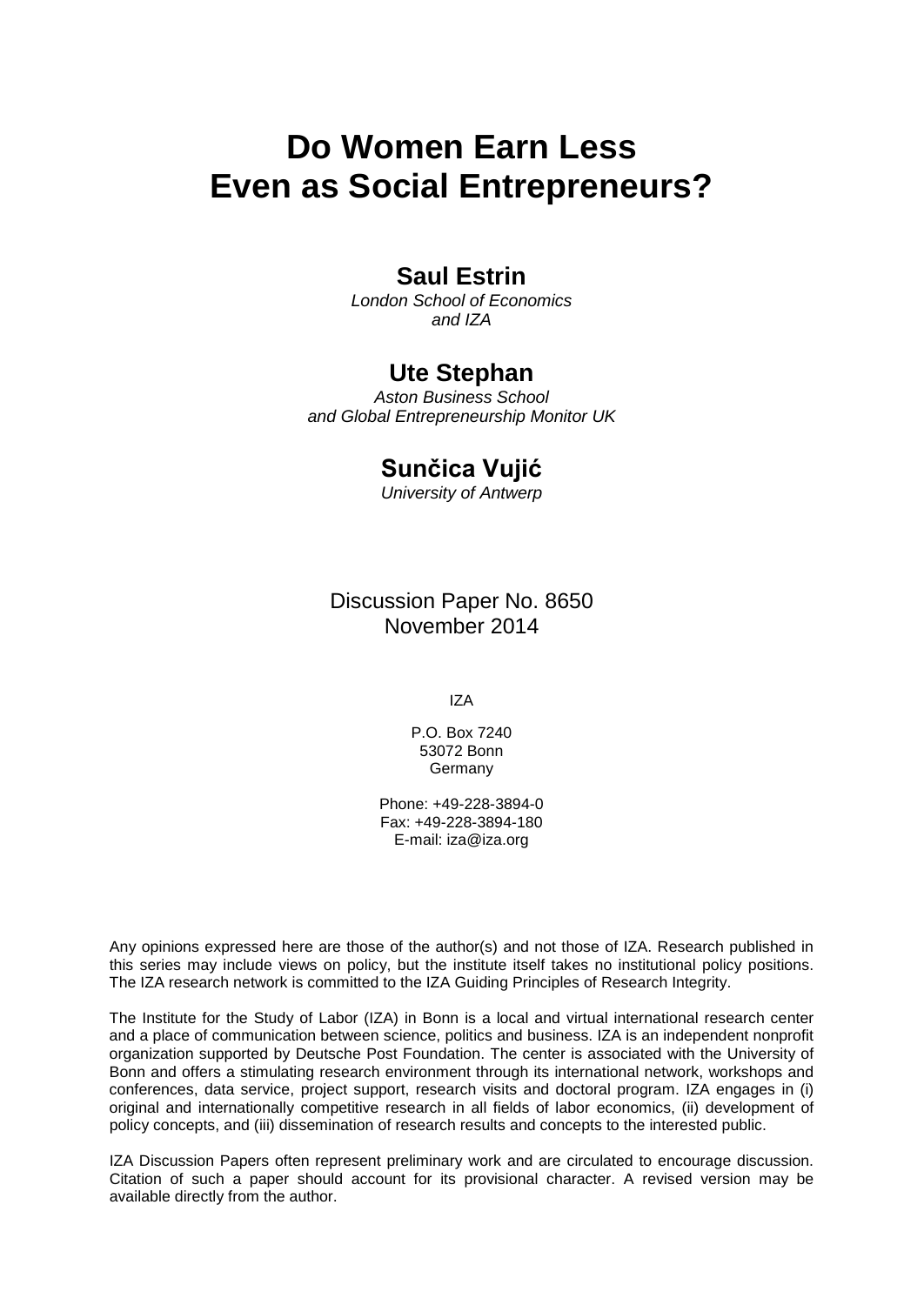# Do Women Earn Less Even as Social Entrepreneurs?

## Saul Estrin

*London School of Economics and IZA*

## Ute Stephan

*Aston Business School and Global Entrepreneurship Monitor UK*

## Sunčica Vujić

*University of Antwerp*

Discussion Paper No. 8650
November 2014

IZA

P.O. Box 7240
53072 Bonn
Germany

Phone: +49-228-3894-0
Fax: +49-228-3894-180
E-mail: iza@iza.org

Any opinions expressed here are those of the author(s) and not those of IZA. Research published in this series may include views on policy, but the institute itself takes no institutional policy positions. The IZA research network is committed to the IZA Guiding Principles of Research Integrity.

The Institute for the Study of Labor (IZA) in Bonn is a local and virtual international research center and a place of communication between science, politics and business. IZA is an independent nonprofit organization supported by Deutsche Post Foundation. The center is associated with the University of Bonn and offers a stimulating research environment through its international network, workshops and conferences, data service, project support, research visits and doctoral program. IZA engages in (i) original and internationally competitive research in all fields of labor economics, (ii) development of policy concepts, and (iii) dissemination of research results and concepts to the interested public.

IZA Discussion Papers often represent preliminary work and are circulated to encourage discussion. Citation of such a paper should account for its provisional character. A revised version may be available directly from the author.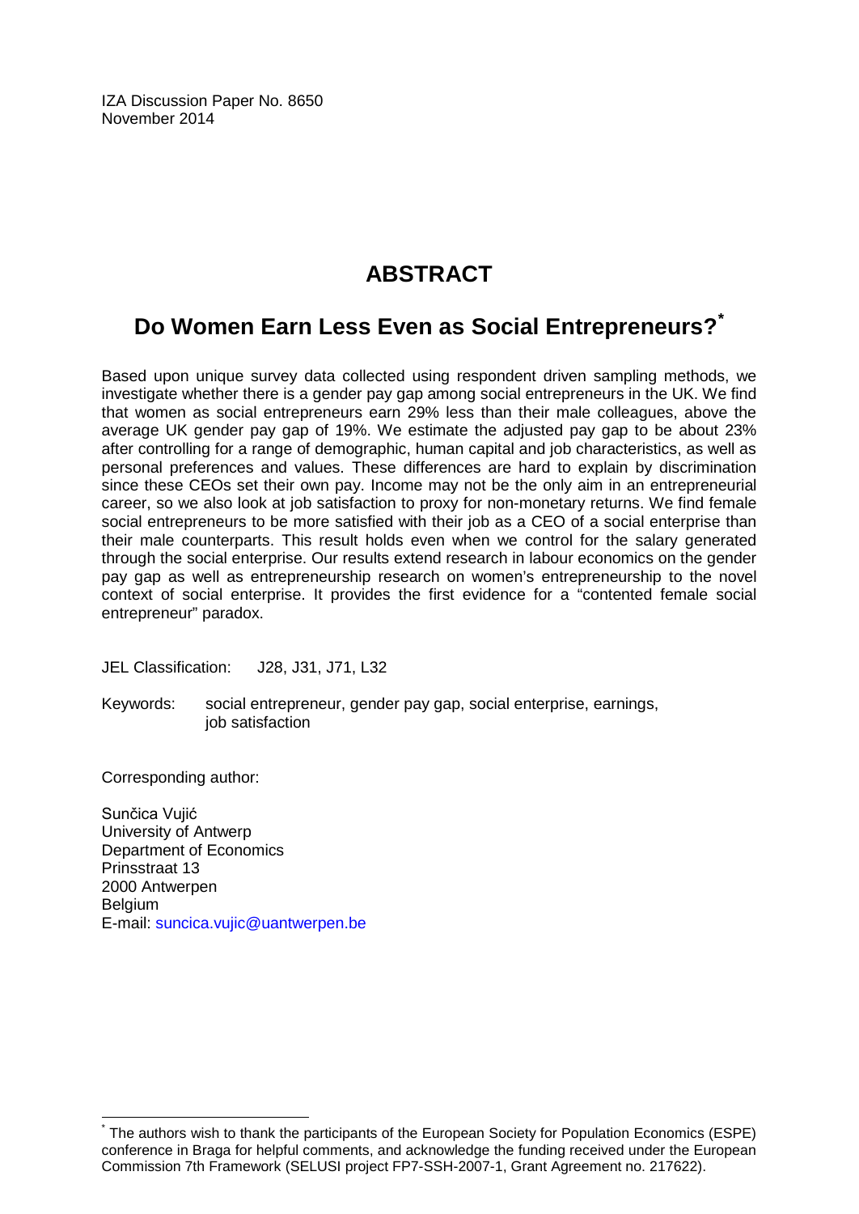IZA Discussion Paper No. 8650
November 2014

# ABSTRACT

## Do Women Earn Less Even as Social Entrepreneurs?[*]

Based upon unique survey data collected using respondent driven sampling methods, we investigate whether there is a gender pay gap among social entrepreneurs in the UK. We find that women as social entrepreneurs earn 29% less than their male colleagues, above the average UK gender pay gap of 19%. We estimate the adjusted pay gap to be about 23% after controlling for a range of demographic, human capital and job characteristics, as well as personal preferences and values. These differences are hard to explain by discrimination since these CEOs set their own pay. Income may not be the only aim in an entrepreneurial career, so we also look at job satisfaction to proxy for non-monetary returns. We find female social entrepreneurs to be more satisfied with their job as a CEO of a social enterprise than their male counterparts. This result holds even when we control for the salary generated through the social enterprise. Our results extend research in labour economics on the gender pay gap as well as entrepreneurship research on women's entrepreneurship to the novel context of social enterprise. It provides the first evidence for a "contented female social entrepreneur" paradox.

JEL Classification: J28, J31, J71, L32

Keywords: social entrepreneur, gender pay gap, social enterprise, earnings, job satisfaction

Corresponding author:

Sunčica Vujić
University of Antwerp
Department of Economics
Prinsstraat 13
2000 Antwerpen
Belgium
E-mail: suncica.vujic@uantwerpen.be

[*] The authors wish to thank the participants of the European Society for Population Economics (ESPE) conference in Braga for helpful comments, and acknowledge the funding received under the European Commission 7th Framework (SELUSI project FP7-SSH-2007-1, Grant Agreement no. 217622).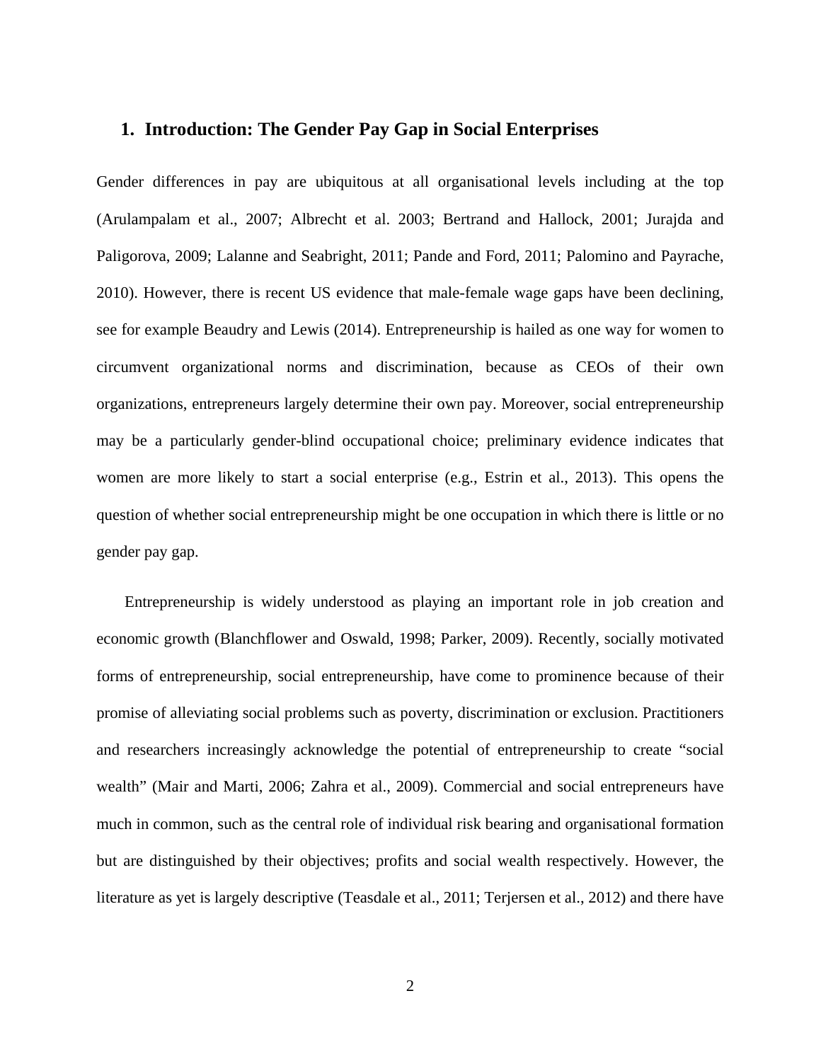## 1. Introduction: The Gender Pay Gap in Social Enterprises

Gender differences in pay are ubiquitous at all organisational levels including at the top (Arulampalam et al., 2007; Albrecht et al. 2003; Bertrand and Hallock, 2001; Jurajda and Paligorova, 2009; Lalanne and Seabright, 2011; Pande and Ford, 2011; Palomino and Payrache, 2010). However, there is recent US evidence that male-female wage gaps have been declining, see for example Beaudry and Lewis (2014). Entrepreneurship is hailed as one way for women to circumvent organizational norms and discrimination, because as CEOs of their own organizations, entrepreneurs largely determine their own pay. Moreover, social entrepreneurship may be a particularly gender-blind occupational choice; preliminary evidence indicates that women are more likely to start a social enterprise (e.g., Estrin et al., 2013). This opens the question of whether social entrepreneurship might be one occupation in which there is little or no gender pay gap.

Entrepreneurship is widely understood as playing an important role in job creation and economic growth (Blanchflower and Oswald, 1998; Parker, 2009). Recently, socially motivated forms of entrepreneurship, social entrepreneurship, have come to prominence because of their promise of alleviating social problems such as poverty, discrimination or exclusion. Practitioners and researchers increasingly acknowledge the potential of entrepreneurship to create "social wealth" (Mair and Marti, 2006; Zahra et al., 2009). Commercial and social entrepreneurs have much in common, such as the central role of individual risk bearing and organisational formation but are distinguished by their objectives; profits and social wealth respectively. However, the literature as yet is largely descriptive (Teasdale et al., 2011; Terjersen et al., 2012) and there have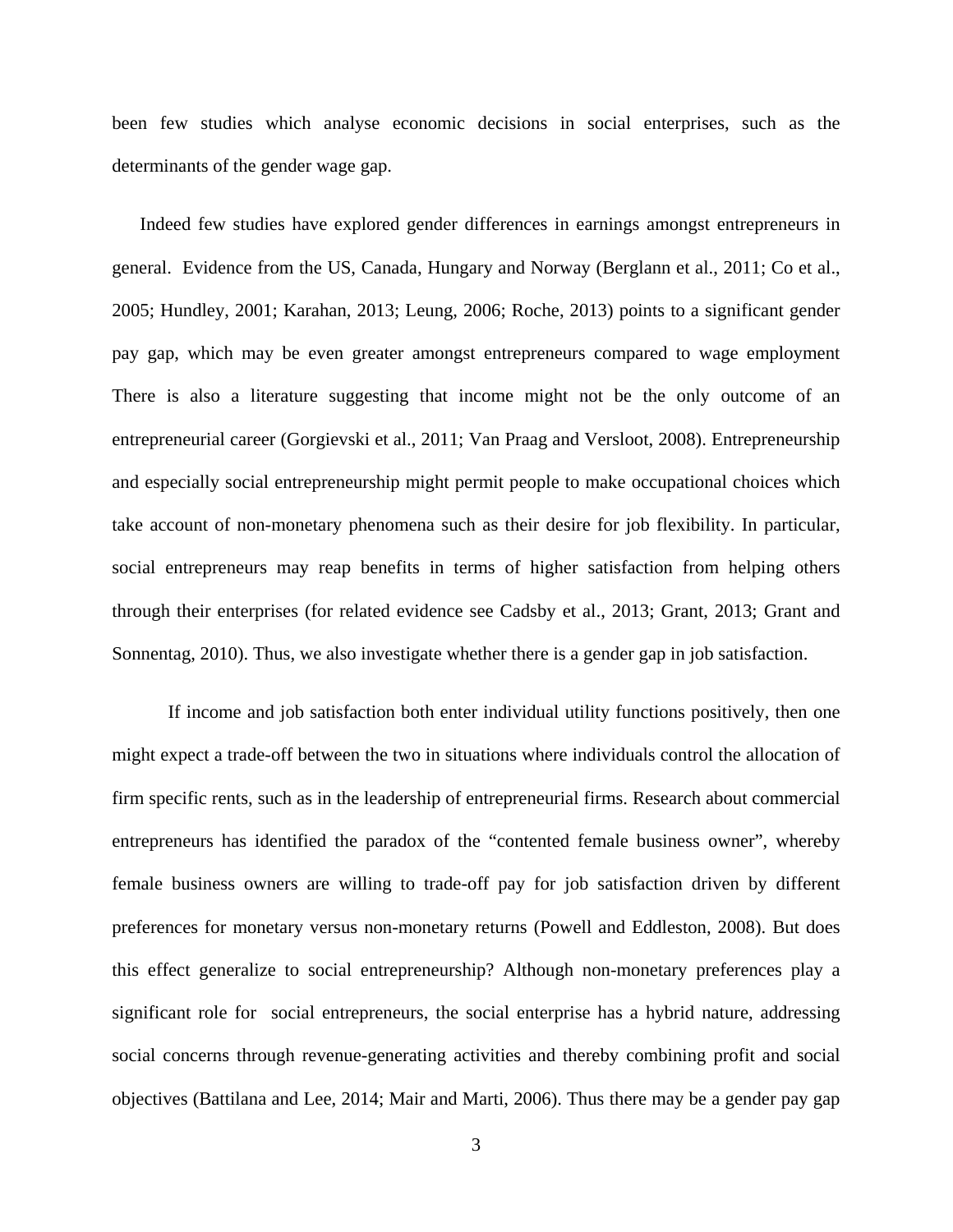been few studies which analyse economic decisions in social enterprises, such as the determinants of the gender wage gap.

Indeed few studies have explored gender differences in earnings amongst entrepreneurs in general. Evidence from the US, Canada, Hungary and Norway (Berglann et al., 2011; Co et al., 2005; Hundley, 2001; Karahan, 2013; Leung, 2006; Roche, 2013) points to a significant gender pay gap, which may be even greater amongst entrepreneurs compared to wage employment There is also a literature suggesting that income might not be the only outcome of an entrepreneurial career (Gorgievski et al., 2011; Van Praag and Versloot, 2008). Entrepreneurship and especially social entrepreneurship might permit people to make occupational choices which take account of non-monetary phenomena such as their desire for job flexibility. In particular, social entrepreneurs may reap benefits in terms of higher satisfaction from helping others through their enterprises (for related evidence see Cadsby et al., 2013; Grant, 2013; Grant and Sonnentag, 2010). Thus, we also investigate whether there is a gender gap in job satisfaction.

If income and job satisfaction both enter individual utility functions positively, then one might expect a trade-off between the two in situations where individuals control the allocation of firm specific rents, such as in the leadership of entrepreneurial firms. Research about commercial entrepreneurs has identified the paradox of the "contented female business owner", whereby female business owners are willing to trade-off pay for job satisfaction driven by different preferences for monetary versus non-monetary returns (Powell and Eddleston, 2008). But does this effect generalize to social entrepreneurship? Although non-monetary preferences play a significant role for social entrepreneurs, the social enterprise has a hybrid nature, addressing social concerns through revenue-generating activities and thereby combining profit and social objectives (Battilana and Lee, 2014; Mair and Marti, 2006). Thus there may be a gender pay gap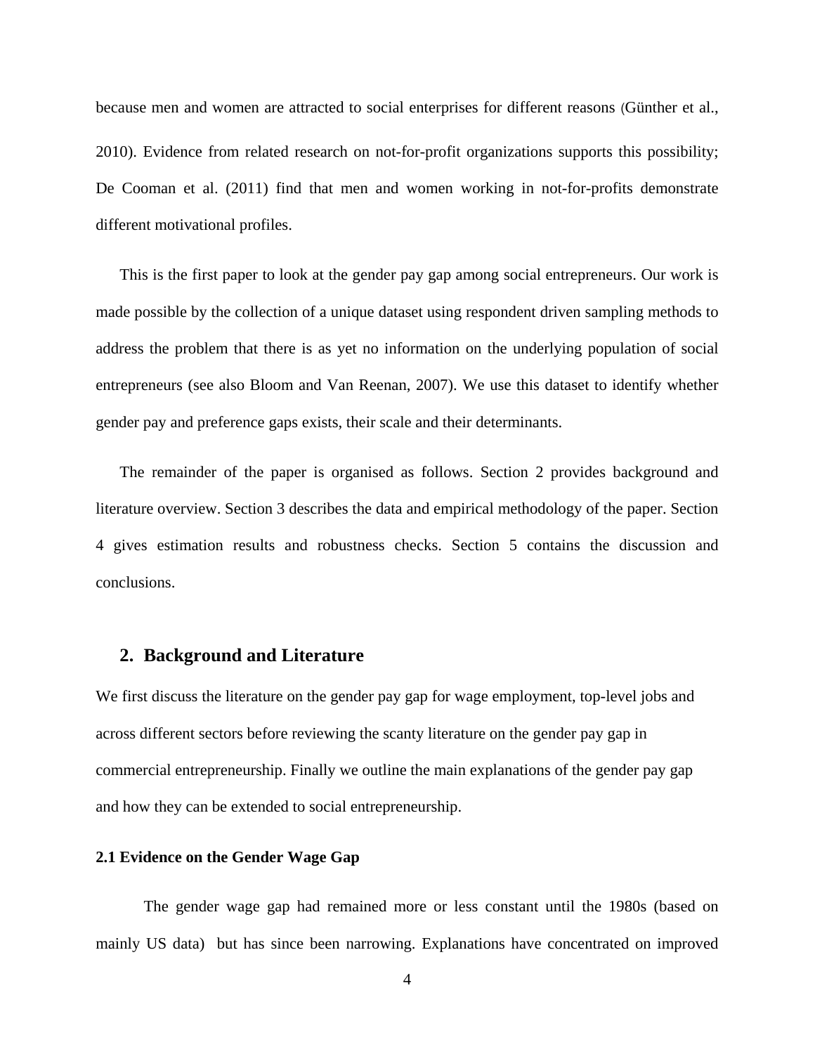because men and women are attracted to social enterprises for different reasons (Günther et al., 2010). Evidence from related research on not-for-profit organizations supports this possibility; De Cooman et al. (2011) find that men and women working in not-for-profits demonstrate different motivational profiles.

This is the first paper to look at the gender pay gap among social entrepreneurs. Our work is made possible by the collection of a unique dataset using respondent driven sampling methods to address the problem that there is as yet no information on the underlying population of social entrepreneurs (see also Bloom and Van Reenan, 2007). We use this dataset to identify whether gender pay and preference gaps exists, their scale and their determinants.

The remainder of the paper is organised as follows. Section 2 provides background and literature overview. Section 3 describes the data and empirical methodology of the paper. Section 4 gives estimation results and robustness checks. Section 5 contains the discussion and conclusions.

## 2. Background and Literature

We first discuss the literature on the gender pay gap for wage employment, top-level jobs and across different sectors before reviewing the scanty literature on the gender pay gap in commercial entrepreneurship. Finally we outline the main explanations of the gender pay gap and how they can be extended to social entrepreneurship.

### 2.1 Evidence on the Gender Wage Gap

The gender wage gap had remained more or less constant until the 1980s (based on mainly US data) but has since been narrowing. Explanations have concentrated on improved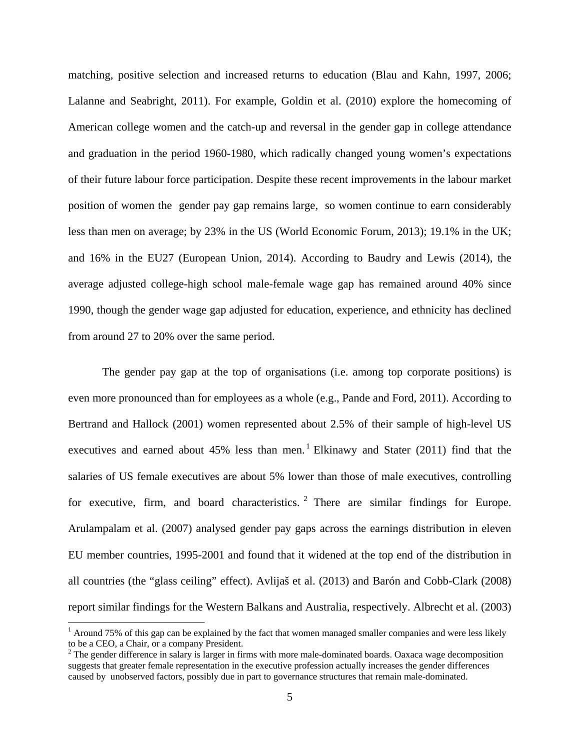matching, positive selection and increased returns to education (Blau and Kahn, 1997, 2006; Lalanne and Seabright, 2011). For example, Goldin et al. (2010) explore the homecoming of American college women and the catch-up and reversal in the gender gap in college attendance and graduation in the period 1960-1980, which radically changed young women's expectations of their future labour force participation. Despite these recent improvements in the labour market position of women the gender pay gap remains large, so women continue to earn considerably less than men on average; by 23% in the US (World Economic Forum, 2013); 19.1% in the UK; and 16% in the EU27 (European Union, 2014). According to Baudry and Lewis (2014), the average adjusted college-high school male-female wage gap has remained around 40% since 1990, though the gender wage gap adjusted for education, experience, and ethnicity has declined from around 27 to 20% over the same period.

The gender pay gap at the top of organisations (i.e. among top corporate positions) is even more pronounced than for employees as a whole (e.g., Pande and Ford, 2011). According to Bertrand and Hallock (2001) women represented about 2.5% of their sample of high-level US executives and earned about 45% less than men.[1] Elkinawy and Stater (2011) find that the salaries of US female executives are about 5% lower than those of male executives, controlling for executive, firm, and board characteristics.[2] There are similar findings for Europe. Arulampalam et al. (2007) analysed gender pay gaps across the earnings distribution in eleven EU member countries, 1995-2001 and found that it widened at the top end of the distribution in all countries (the "glass ceiling" effect). Avlijaš et al. (2013) and Barón and Cobb-Clark (2008) report similar findings for the Western Balkans and Australia, respectively. Albrecht et al. (2003)

---

[1] Around 75% of this gap can be explained by the fact that women managed smaller companies and were less likely to be a CEO, a Chair, or a company President.

[2] The gender difference in salary is larger in firms with more male-dominated boards. Oaxaca wage decomposition suggests that greater female representation in the executive profession actually increases the gender differences caused by unobserved factors, possibly due in part to governance structures that remain male-dominated.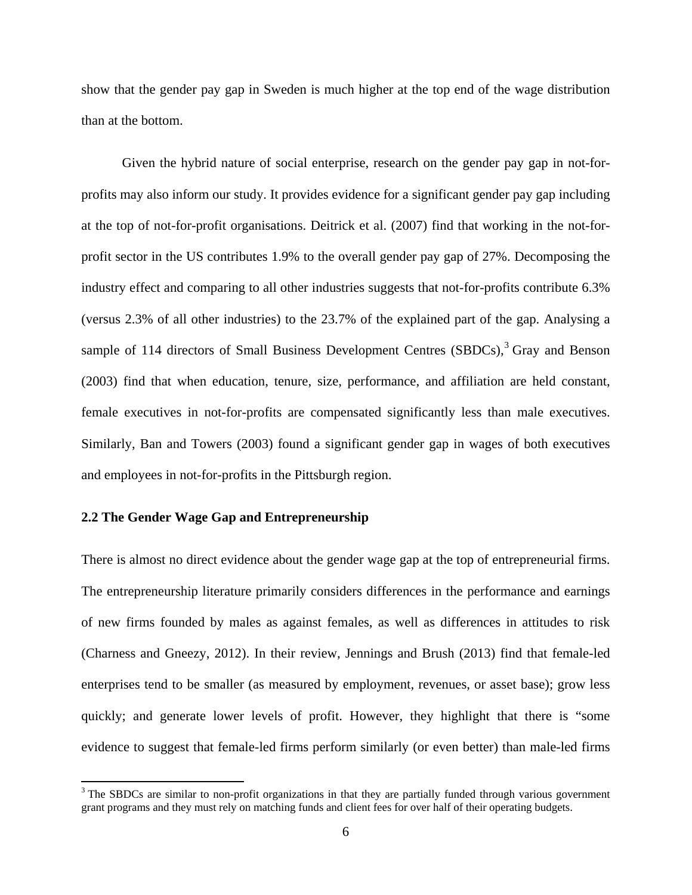show that the gender pay gap in Sweden is much higher at the top end of the wage distribution than at the bottom.

Given the hybrid nature of social enterprise, research on the gender pay gap in not-for-profits may also inform our study. It provides evidence for a significant gender pay gap including at the top of not-for-profit organisations. Deitrick et al. (2007) find that working in the not-for-profit sector in the US contributes 1.9% to the overall gender pay gap of 27%. Decomposing the industry effect and comparing to all other industries suggests that not-for-profits contribute 6.3% (versus 2.3% of all other industries) to the 23.7% of the explained part of the gap. Analysing a sample of 114 directors of Small Business Development Centres (SBDCs),[3] Gray and Benson (2003) find that when education, tenure, size, performance, and affiliation are held constant, female executives in not-for-profits are compensated significantly less than male executives. Similarly, Ban and Towers (2003) found a significant gender gap in wages of both executives and employees in not-for-profits in the Pittsburgh region.

### 2.2 The Gender Wage Gap and Entrepreneurship

There is almost no direct evidence about the gender wage gap at the top of entrepreneurial firms. The entrepreneurship literature primarily considers differences in the performance and earnings of new firms founded by males as against females, as well as differences in attitudes to risk (Charness and Gneezy, 2012). In their review, Jennings and Brush (2013) find that female-led enterprises tend to be smaller (as measured by employment, revenues, or asset base); grow less quickly; and generate lower levels of profit. However, they highlight that there is "some evidence to suggest that female-led firms perform similarly (or even better) than male-led firms

[3] The SBDCs are similar to non-profit organizations in that they are partially funded through various government grant programs and they must rely on matching funds and client fees for over half of their operating budgets.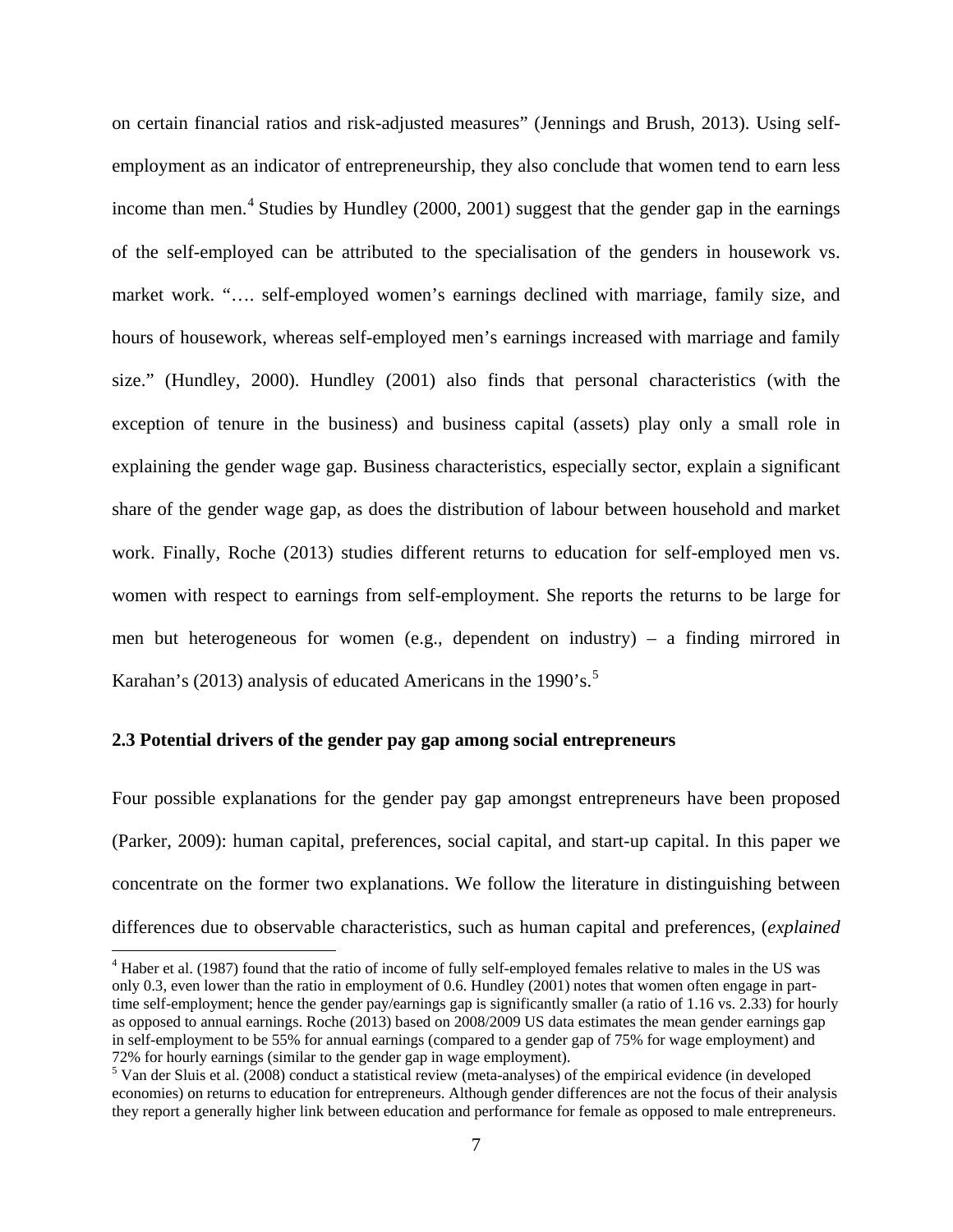on certain financial ratios and risk-adjusted measures" (Jennings and Brush, 2013). Using self-employment as an indicator of entrepreneurship, they also conclude that women tend to earn less income than men.[4] Studies by Hundley (2000, 2001) suggest that the gender gap in the earnings of the self-employed can be attributed to the specialisation of the genders in housework vs. market work. "…. self-employed women's earnings declined with marriage, family size, and hours of housework, whereas self-employed men's earnings increased with marriage and family size." (Hundley, 2000). Hundley (2001) also finds that personal characteristics (with the exception of tenure in the business) and business capital (assets) play only a small role in explaining the gender wage gap. Business characteristics, especially sector, explain a significant share of the gender wage gap, as does the distribution of labour between household and market work. Finally, Roche (2013) studies different returns to education for self-employed men vs. women with respect to earnings from self-employment. She reports the returns to be large for men but heterogeneous for women (e.g., dependent on industry) – a finding mirrored in Karahan's (2013) analysis of educated Americans in the 1990's.[5]

### 2.3 Potential drivers of the gender pay gap among social entrepreneurs

Four possible explanations for the gender pay gap amongst entrepreneurs have been proposed (Parker, 2009): human capital, preferences, social capital, and start-up capital. In this paper we concentrate on the former two explanations. We follow the literature in distinguishing between differences due to observable characteristics, such as human capital and preferences, (*explained*

---

[4] Haber et al. (1987) found that the ratio of income of fully self-employed females relative to males in the US was only 0.3, even lower than the ratio in employment of 0.6. Hundley (2001) notes that women often engage in part-time self-employment; hence the gender pay/earnings gap is significantly smaller (a ratio of 1.16 vs. 2.33) for hourly as opposed to annual earnings. Roche (2013) based on 2008/2009 US data estimates the mean gender earnings gap in self-employment to be 55% for annual earnings (compared to a gender gap of 75% for wage employment) and 72% for hourly earnings (similar to the gender gap in wage employment).

[5] Van der Sluis et al. (2008) conduct a statistical review (meta-analyses) of the empirical evidence (in developed economies) on returns to education for entrepreneurs. Although gender differences are not the focus of their analysis they report a generally higher link between education and performance for female as opposed to male entrepreneurs.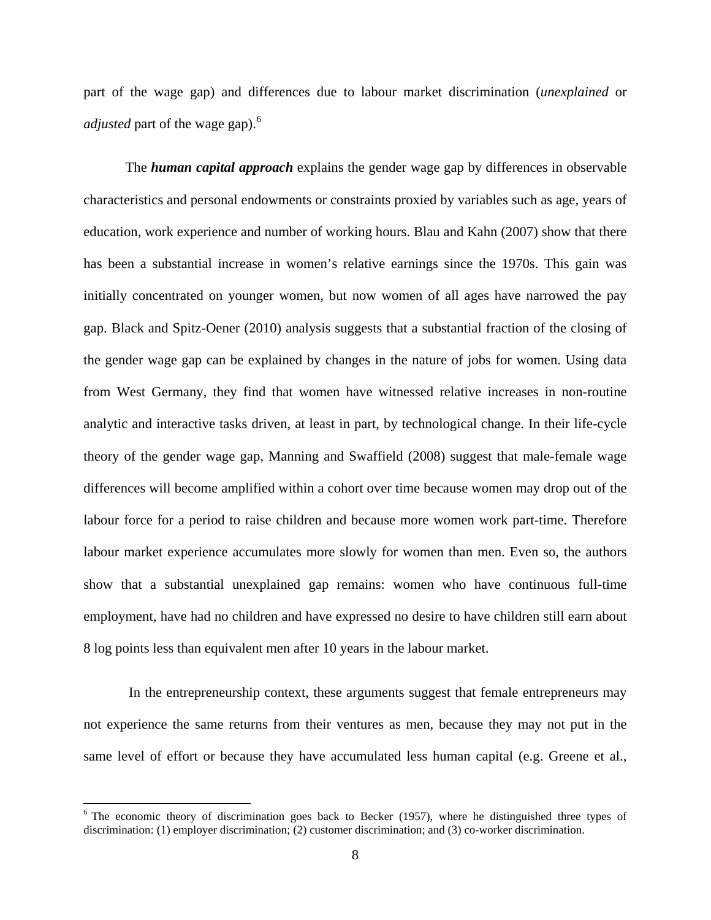part of the wage gap) and differences due to labour market discrimination (*unexplained* or *adjusted* part of the wage gap).[6]

The ***human capital approach*** explains the gender wage gap by differences in observable characteristics and personal endowments or constraints proxied by variables such as age, years of education, work experience and number of working hours. Blau and Kahn (2007) show that there has been a substantial increase in women's relative earnings since the 1970s. This gain was initially concentrated on younger women, but now women of all ages have narrowed the pay gap. Black and Spitz-Oener (2010) analysis suggests that a substantial fraction of the closing of the gender wage gap can be explained by changes in the nature of jobs for women. Using data from West Germany, they find that women have witnessed relative increases in non-routine analytic and interactive tasks driven, at least in part, by technological change. In their life-cycle theory of the gender wage gap, Manning and Swaffield (2008) suggest that male-female wage differences will become amplified within a cohort over time because women may drop out of the labour force for a period to raise children and because more women work part-time. Therefore labour market experience accumulates more slowly for women than men. Even so, the authors show that a substantial unexplained gap remains: women who have continuous full-time employment, have had no children and have expressed no desire to have children still earn about 8 log points less than equivalent men after 10 years in the labour market.

In the entrepreneurship context, these arguments suggest that female entrepreneurs may not experience the same returns from their ventures as men, because they may not put in the same level of effort or because they have accumulated less human capital (e.g. Greene et al.,

---

[6] The economic theory of discrimination goes back to Becker (1957), where he distinguished three types of discrimination: (1) employer discrimination; (2) customer discrimination; and (3) co-worker discrimination.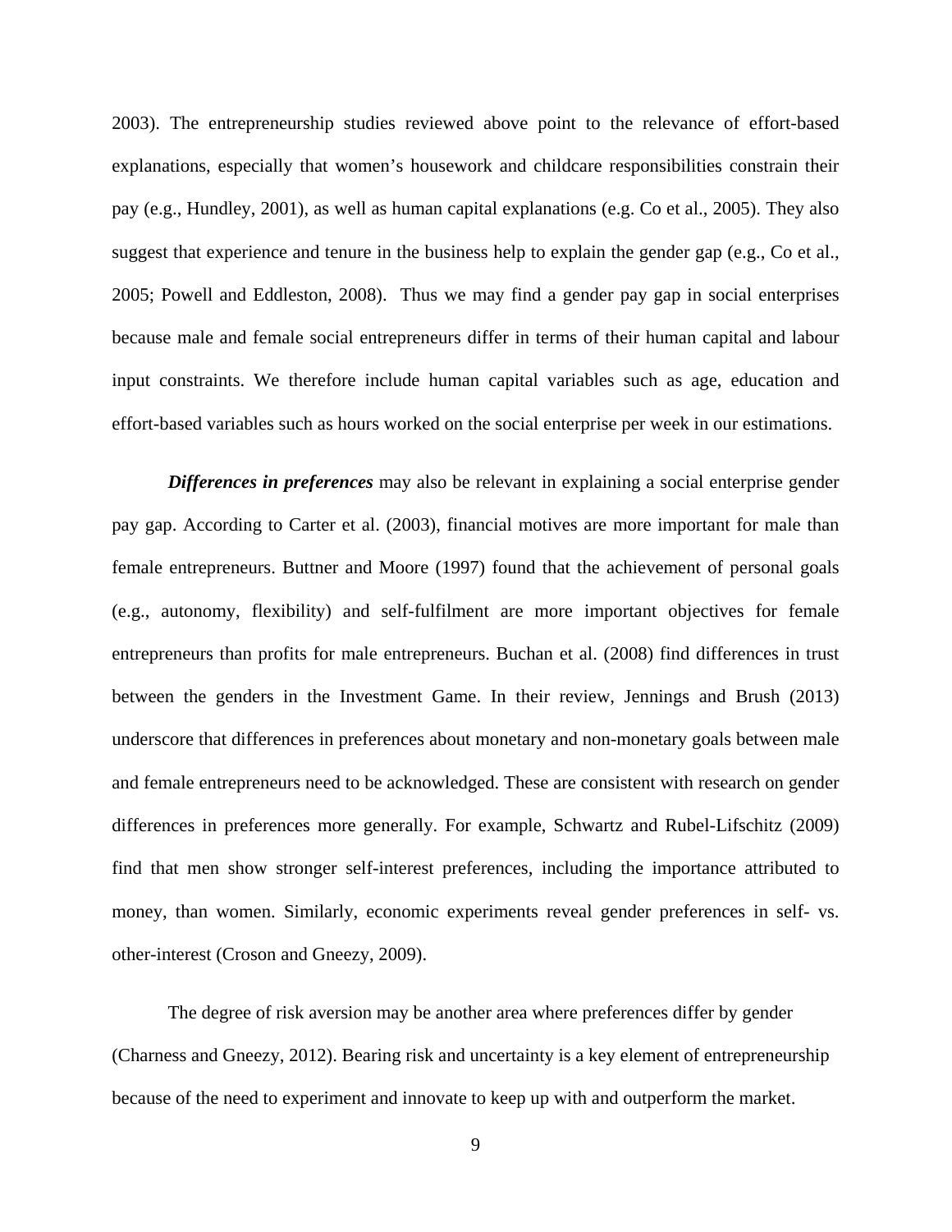2003). The entrepreneurship studies reviewed above point to the relevance of effort-based explanations, especially that women's housework and childcare responsibilities constrain their pay (e.g., Hundley, 2001), as well as human capital explanations (e.g. Co et al., 2005). They also suggest that experience and tenure in the business help to explain the gender gap (e.g., Co et al., 2005; Powell and Eddleston, 2008). Thus we may find a gender pay gap in social enterprises because male and female social entrepreneurs differ in terms of their human capital and labour input constraints. We therefore include human capital variables such as age, education and effort-based variables such as hours worked on the social enterprise per week in our estimations.

***Differences in preferences*** may also be relevant in explaining a social enterprise gender pay gap. According to Carter et al. (2003), financial motives are more important for male than female entrepreneurs. Buttner and Moore (1997) found that the achievement of personal goals (e.g., autonomy, flexibility) and self-fulfilment are more important objectives for female entrepreneurs than profits for male entrepreneurs. Buchan et al. (2008) find differences in trust between the genders in the Investment Game. In their review, Jennings and Brush (2013) underscore that differences in preferences about monetary and non-monetary goals between male and female entrepreneurs need to be acknowledged. These are consistent with research on gender differences in preferences more generally. For example, Schwartz and Rubel-Lifschitz (2009) find that men show stronger self-interest preferences, including the importance attributed to money, than women. Similarly, economic experiments reveal gender preferences in self- vs. other-interest (Croson and Gneezy, 2009).

The degree of risk aversion may be another area where preferences differ by gender (Charness and Gneezy, 2012). Bearing risk and uncertainty is a key element of entrepreneurship because of the need to experiment and innovate to keep up with and outperform the market.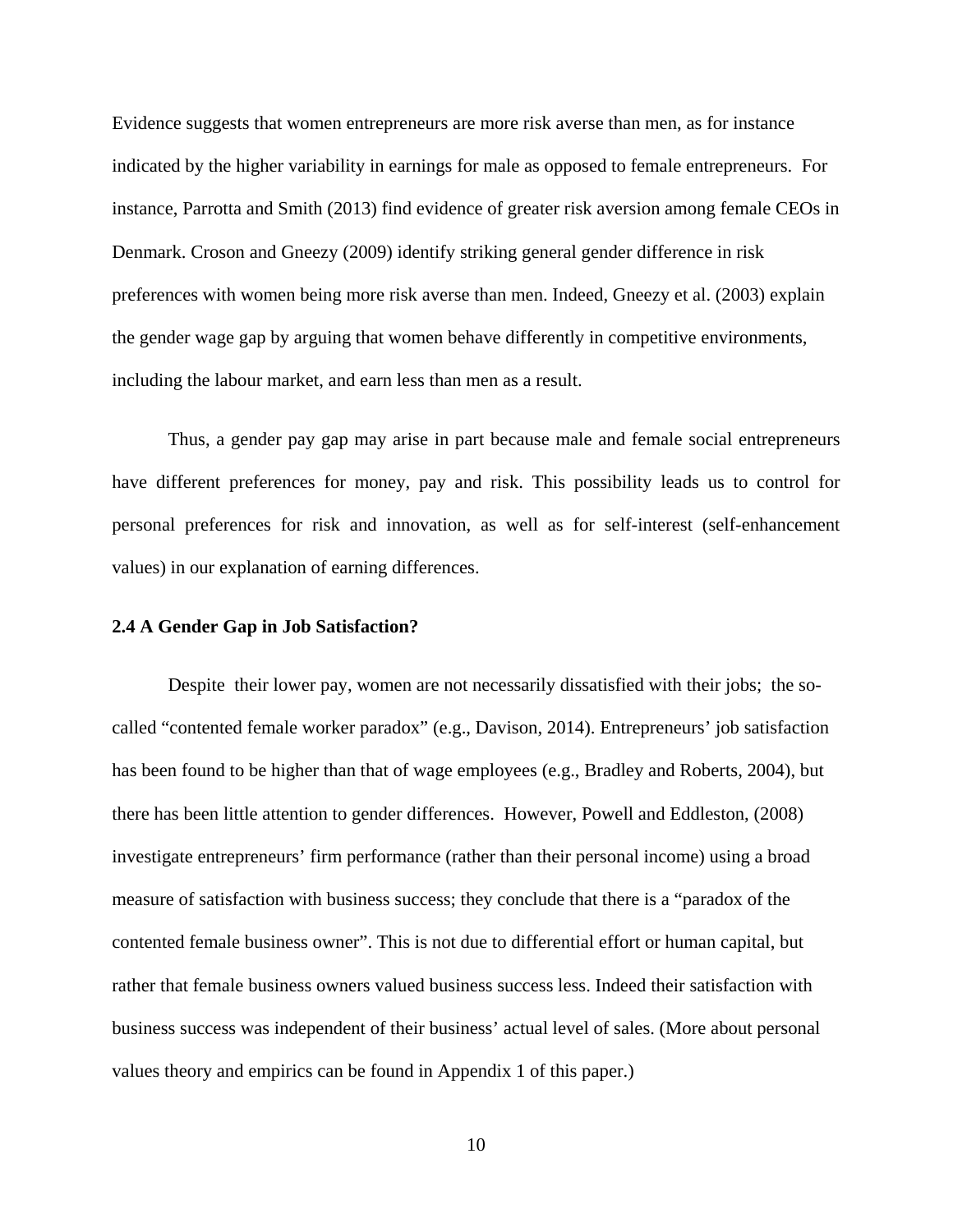Evidence suggests that women entrepreneurs are more risk averse than men, as for instance indicated by the higher variability in earnings for male as opposed to female entrepreneurs. For instance, Parrotta and Smith (2013) find evidence of greater risk aversion among female CEOs in Denmark. Croson and Gneezy (2009) identify striking general gender difference in risk preferences with women being more risk averse than men. Indeed, Gneezy et al. (2003) explain the gender wage gap by arguing that women behave differently in competitive environments, including the labour market, and earn less than men as a result.

Thus, a gender pay gap may arise in part because male and female social entrepreneurs have different preferences for money, pay and risk. This possibility leads us to control for personal preferences for risk and innovation, as well as for self-interest (self-enhancement values) in our explanation of earning differences.

### 2.4 A Gender Gap in Job Satisfaction?

Despite their lower pay, women are not necessarily dissatisfied with their jobs; the so-called "contented female worker paradox" (e.g., Davison, 2014). Entrepreneurs' job satisfaction has been found to be higher than that of wage employees (e.g., Bradley and Roberts, 2004), but there has been little attention to gender differences. However, Powell and Eddleston, (2008) investigate entrepreneurs' firm performance (rather than their personal income) using a broad measure of satisfaction with business success; they conclude that there is a "paradox of the contented female business owner". This is not due to differential effort or human capital, but rather that female business owners valued business success less. Indeed their satisfaction with business success was independent of their business' actual level of sales. (More about personal values theory and empirics can be found in Appendix 1 of this paper.)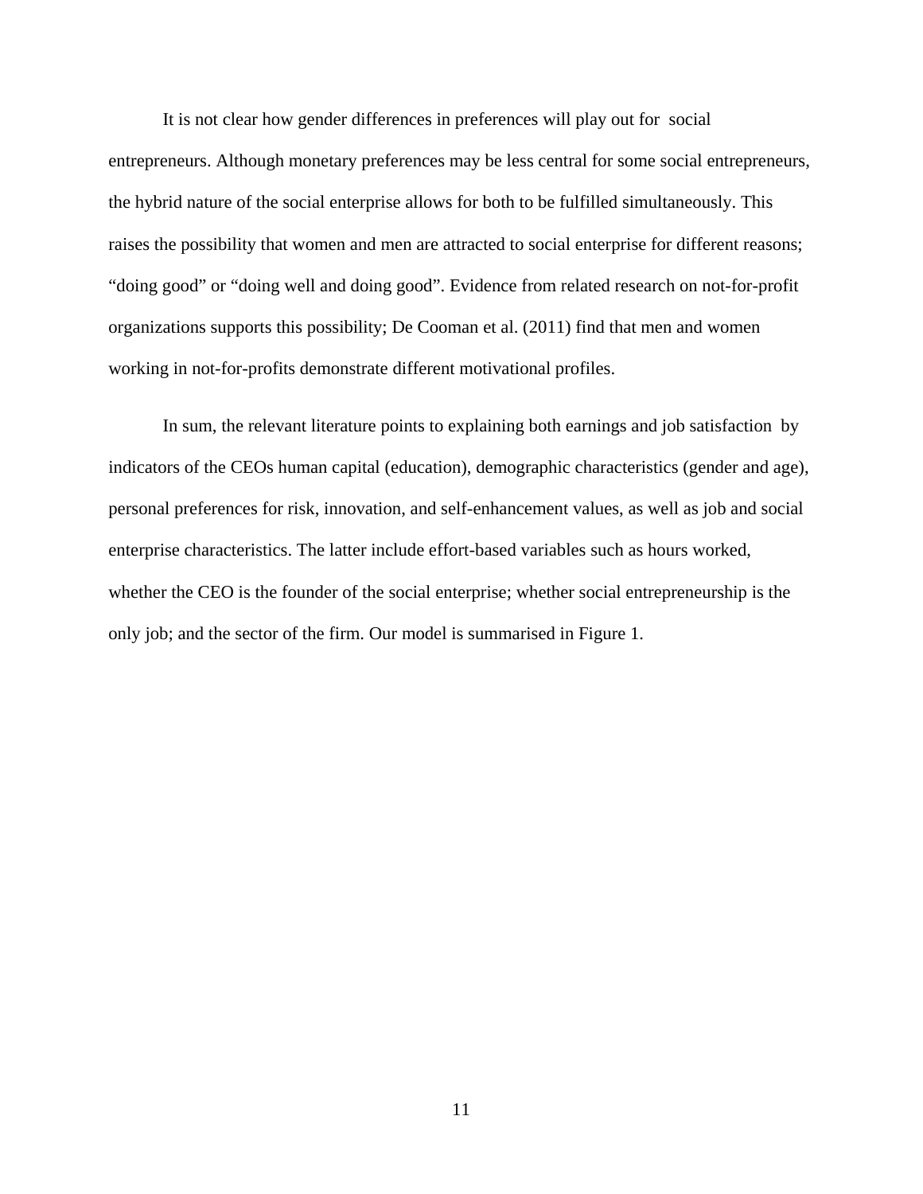It is not clear how gender differences in preferences will play out for social entrepreneurs. Although monetary preferences may be less central for some social entrepreneurs, the hybrid nature of the social enterprise allows for both to be fulfilled simultaneously. This raises the possibility that women and men are attracted to social enterprise for different reasons; "doing good" or "doing well and doing good". Evidence from related research on not-for-profit organizations supports this possibility; De Cooman et al. (2011) find that men and women working in not-for-profits demonstrate different motivational profiles.

In sum, the relevant literature points to explaining both earnings and job satisfaction by indicators of the CEOs human capital (education), demographic characteristics (gender and age), personal preferences for risk, innovation, and self-enhancement values, as well as job and social enterprise characteristics. The latter include effort-based variables such as hours worked, whether the CEO is the founder of the social enterprise; whether social entrepreneurship is the only job; and the sector of the firm. Our model is summarised in Figure 1.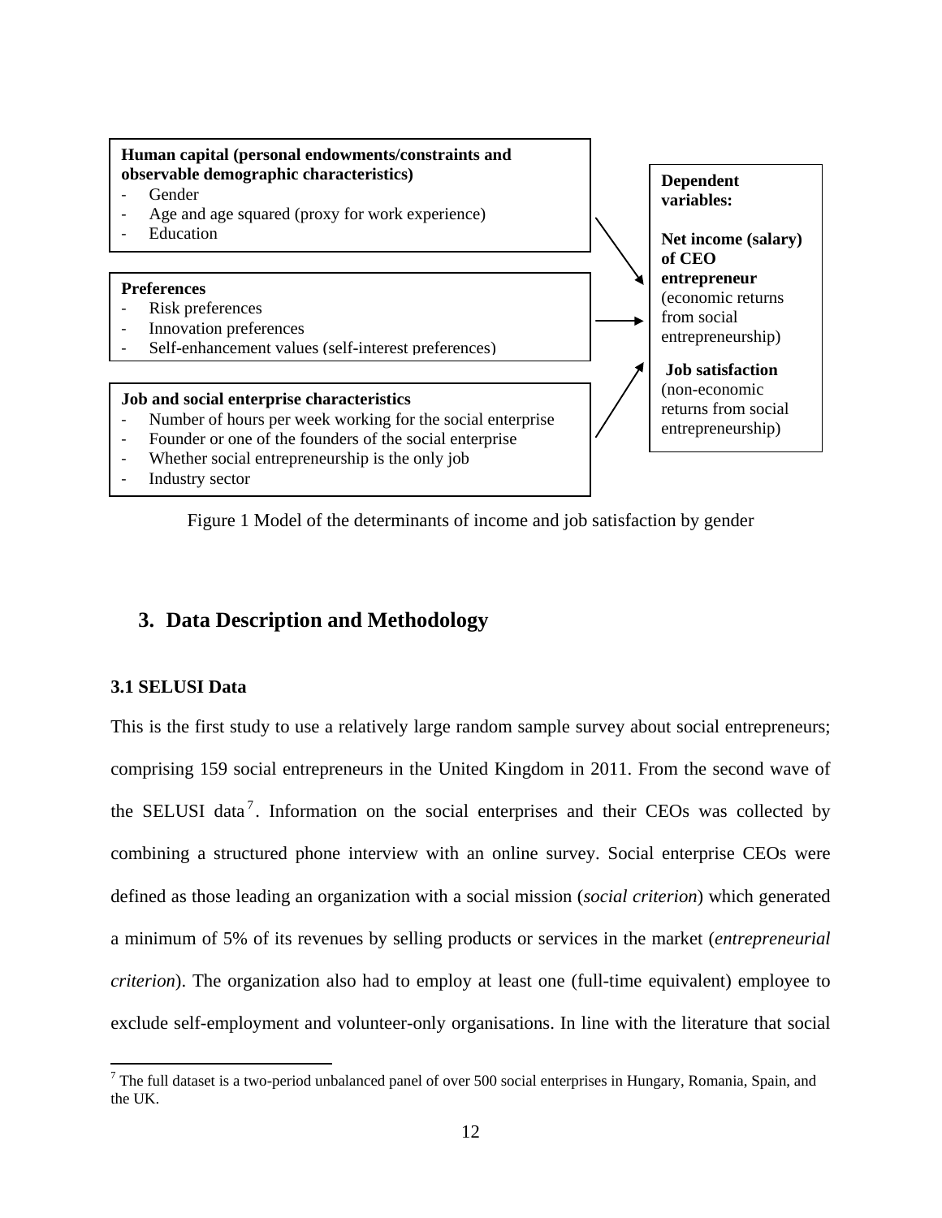**Human capital (personal endowments/constraints and observable demographic characteristics)**

- Gender
- Age and age squared (proxy for work experience)
- Education

**Preferences**

- Risk preferences
- Innovation preferences
- Self-enhancement values (self-interest preferences)

**Job and social enterprise characteristics**

- Number of hours per week working for the social enterprise
- Founder or one of the founders of the social enterprise
- Whether social entrepreneurship is the only job
- Industry sector

**Dependent variables:**

**Net income (salary) of CEO entrepreneur** (economic returns from social entrepreneurship)

**Job satisfaction** (non-economic returns from social entrepreneurship)

Figure 1 Model of the determinants of income and job satisfaction by gender

## 3. Data Description and Methodology

### 3.1 SELUSI Data

This is the first study to use a relatively large random sample survey about social entrepreneurs; comprising 159 social entrepreneurs in the United Kingdom in 2011. From the second wave of the SELUSI data[7]. Information on the social enterprises and their CEOs was collected by combining a structured phone interview with an online survey. Social enterprise CEOs were defined as those leading an organization with a social mission (*social criterion*) which generated a minimum of 5% of its revenues by selling products or services in the market (*entrepreneurial criterion*). The organization also had to employ at least one (full-time equivalent) employee to exclude self-employment and volunteer-only organisations. In line with the literature that social

[7] The full dataset is a two-period unbalanced panel of over 500 social enterprises in Hungary, Romania, Spain, and the UK.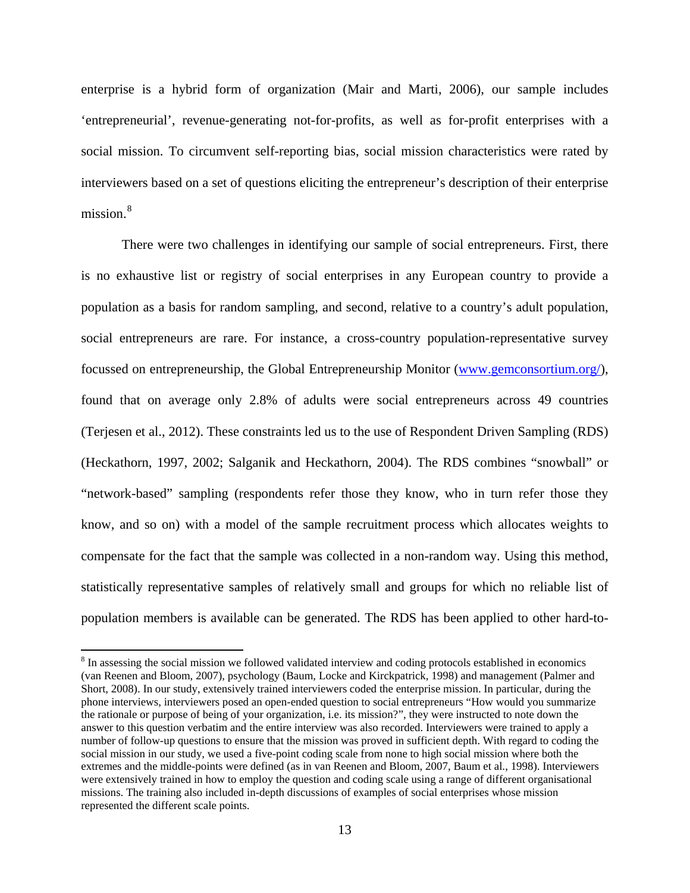enterprise is a hybrid form of organization (Mair and Marti, 2006), our sample includes 'entrepreneurial', revenue-generating not-for-profits, as well as for-profit enterprises with a social mission. To circumvent self-reporting bias, social mission characteristics were rated by interviewers based on a set of questions eliciting the entrepreneur's description of their enterprise mission.[8]

There were two challenges in identifying our sample of social entrepreneurs. First, there is no exhaustive list or registry of social enterprises in any European country to provide a population as a basis for random sampling, and second, relative to a country's adult population, social entrepreneurs are rare. For instance, a cross-country population-representative survey focussed on entrepreneurship, the Global Entrepreneurship Monitor (www.gemconsortium.org/), found that on average only 2.8% of adults were social entrepreneurs across 49 countries (Terjesen et al., 2012). These constraints led us to the use of Respondent Driven Sampling (RDS) (Heckathorn, 1997, 2002; Salganik and Heckathorn, 2004). The RDS combines "snowball" or "network-based" sampling (respondents refer those they know, who in turn refer those they know, and so on) with a model of the sample recruitment process which allocates weights to compensate for the fact that the sample was collected in a non-random way. Using this method, statistically representative samples of relatively small and groups for which no reliable list of population members is available can be generated. The RDS has been applied to other hard-to-

[8] In assessing the social mission we followed validated interview and coding protocols established in economics (van Reenen and Bloom, 2007), psychology (Baum, Locke and Kirckpatrick, 1998) and management (Palmer and Short, 2008). In our study, extensively trained interviewers coded the enterprise mission. In particular, during the phone interviews, interviewers posed an open-ended question to social entrepreneurs "How would you summarize the rationale or purpose of being of your organization, i.e. its mission?", they were instructed to note down the answer to this question verbatim and the entire interview was also recorded. Interviewers were trained to apply a number of follow-up questions to ensure that the mission was proved in sufficient depth. With regard to coding the social mission in our study, we used a five-point coding scale from none to high social mission where both the extremes and the middle-points were defined (as in van Reenen and Bloom, 2007, Baum et al., 1998). Interviewers were extensively trained in how to employ the question and coding scale using a range of different organisational missions. The training also included in-depth discussions of examples of social enterprises whose mission represented the different scale points.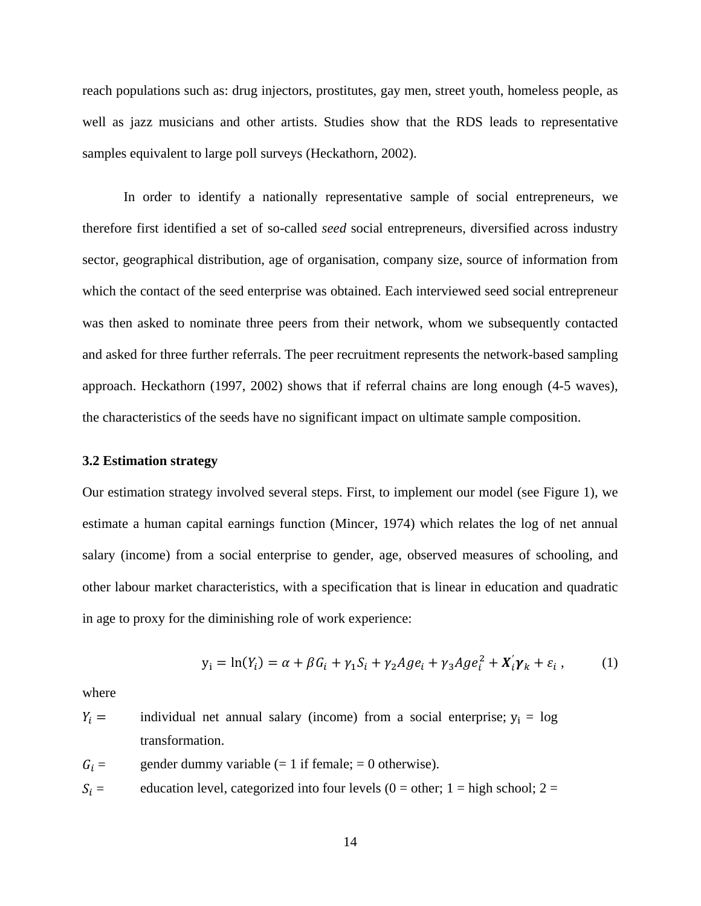reach populations such as: drug injectors, prostitutes, gay men, street youth, homeless people, as well as jazz musicians and other artists. Studies show that the RDS leads to representative samples equivalent to large poll surveys (Heckathorn, 2002).

In order to identify a nationally representative sample of social entrepreneurs, we therefore first identified a set of so-called *seed* social entrepreneurs, diversified across industry sector, geographical distribution, age of organisation, company size, source of information from which the contact of the seed enterprise was obtained. Each interviewed seed social entrepreneur was then asked to nominate three peers from their network, whom we subsequently contacted and asked for three further referrals. The peer recruitment represents the network-based sampling approach. Heckathorn (1997, 2002) shows that if referral chains are long enough (4-5 waves), the characteristics of the seeds have no significant impact on ultimate sample composition.

### 3.2 Estimation strategy

Our estimation strategy involved several steps. First, to implement our model (see Figure 1), we estimate a human capital earnings function (Mincer, 1974) which relates the log of net annual salary (income) from a social enterprise to gender, age, observed measures of schooling, and other labour market characteristics, with a specification that is linear in education and quadratic in age to proxy for the diminishing role of work experience:

$$y_i = \ln(Y_i) = \alpha + \beta G_i + \gamma_1 S_i + \gamma_2 Age_i + \gamma_3 Age_i^2 + \boldsymbol{X}_i^{'}\boldsymbol{\gamma}_k + \varepsilon_i \ , \qquad (1)$$

where

$Y_i =$ individual net annual salary (income) from a social enterprise; $y_i$ = log transformation.

$G_i =$ gender dummy variable (= 1 if female; = 0 otherwise).

$S_i =$ education level, categorized into four levels (0 = other; 1 = high school; 2 =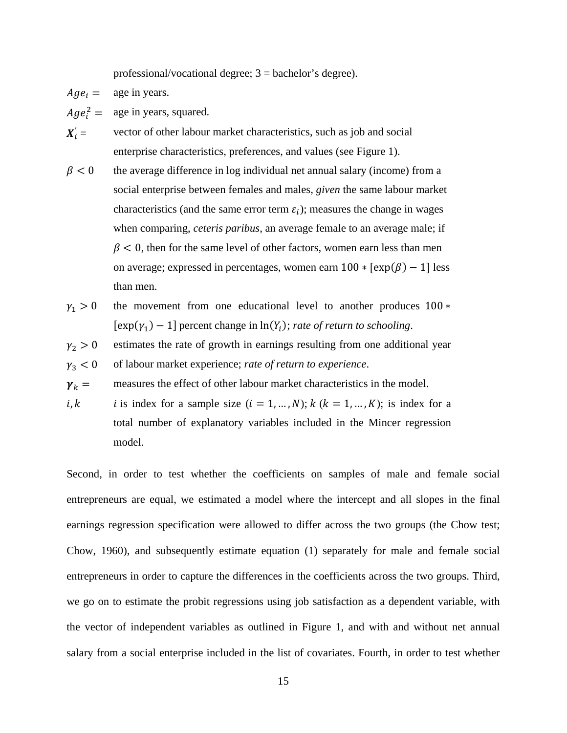professional/vocational degree; 3 = bachelor's degree).

$Age_i =$ age in years.

$Age_i^2 =$ age in years, squared.

$\boldsymbol{X}_i' =$ vector of other labour market characteristics, such as job and social enterprise characteristics, preferences, and values (see Figure 1).

$\beta < 0$ the average difference in log individual net annual salary (income) from a social enterprise between females and males, *given* the same labour market characteristics (and the same error term $\varepsilon_i$); measures the change in wages when comparing, *ceteris paribus*, an average female to an average male; if $\beta < 0$, then for the same level of other factors, women earn less than men on average; expressed in percentages, women earn $100 * [\exp(\beta) - 1]$ less than men.

$\gamma_1 > 0$ the movement from one educational level to another produces $100 * [\exp(\gamma_1) - 1]$ percent change in $\ln(Y_i)$; *rate of return to schooling*.

$\gamma_2 > 0$ estimates the rate of growth in earnings resulting from one additional year

$\gamma_3 < 0$ of labour market experience; *rate of return to experience*.

$\boldsymbol{\gamma}_k =$ measures the effect of other labour market characteristics in the model.

$i, k$ $i$ is index for a sample size ($i = 1, \dots, N$); $k$ ($k = 1, \dots, K$); is index for a total number of explanatory variables included in the Mincer regression model.

Second, in order to test whether the coefficients on samples of male and female social entrepreneurs are equal, we estimated a model where the intercept and all slopes in the final earnings regression specification were allowed to differ across the two groups (the Chow test; Chow, 1960), and subsequently estimate equation (1) separately for male and female social entrepreneurs in order to capture the differences in the coefficients across the two groups. Third, we go on to estimate the probit regressions using job satisfaction as a dependent variable, with the vector of independent variables as outlined in Figure 1, and with and without net annual salary from a social enterprise included in the list of covariates. Fourth, in order to test whether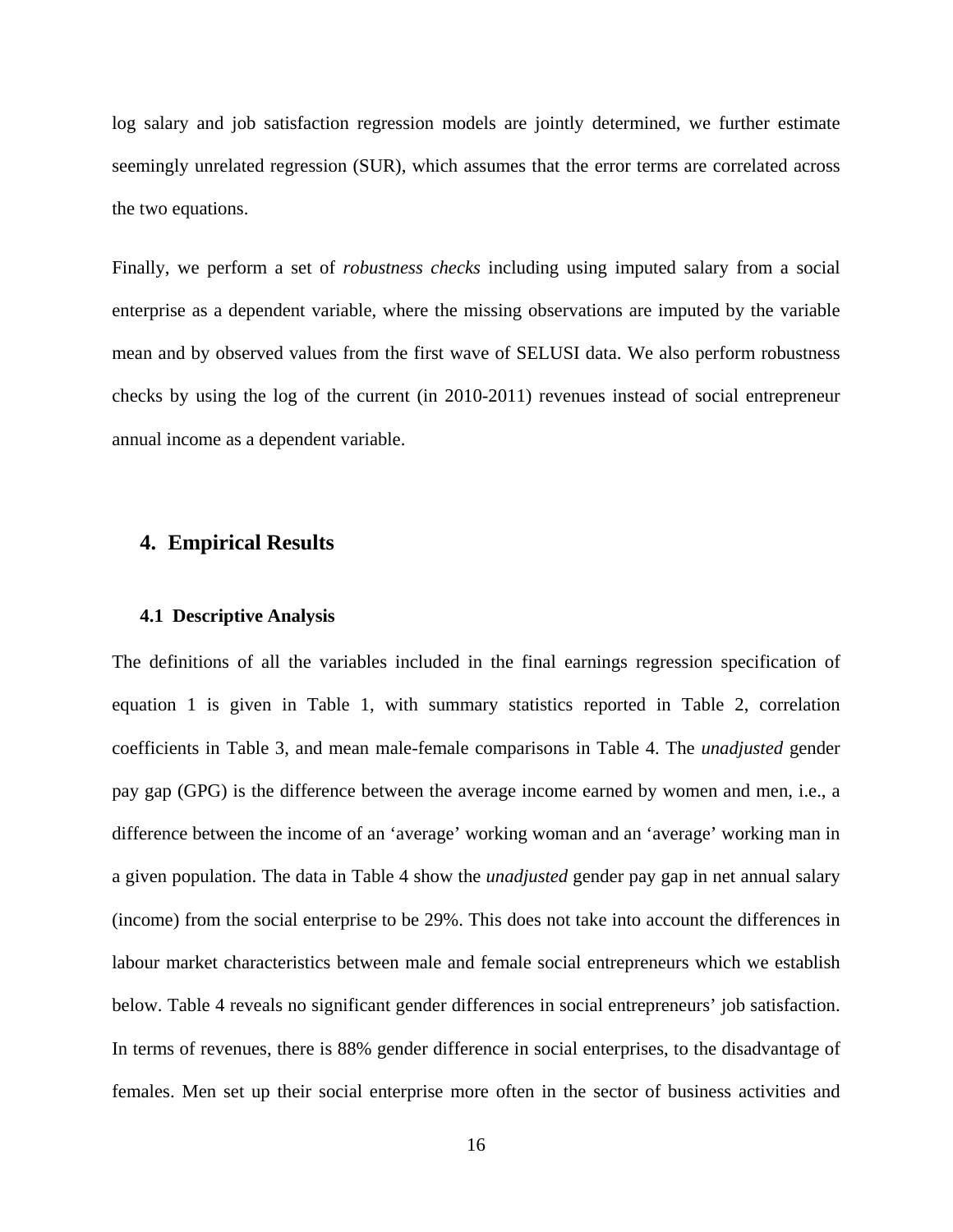log salary and job satisfaction regression models are jointly determined, we further estimate seemingly unrelated regression (SUR), which assumes that the error terms are correlated across the two equations.

Finally, we perform a set of *robustness checks* including using imputed salary from a social enterprise as a dependent variable, where the missing observations are imputed by the variable mean and by observed values from the first wave of SELUSI data. We also perform robustness checks by using the log of the current (in 2010-2011) revenues instead of social entrepreneur annual income as a dependent variable.

## 4. Empirical Results

### 4.1 Descriptive Analysis

The definitions of all the variables included in the final earnings regression specification of equation 1 is given in Table 1, with summary statistics reported in Table 2, correlation coefficients in Table 3, and mean male-female comparisons in Table 4. The *unadjusted* gender pay gap (GPG) is the difference between the average income earned by women and men, i.e., a difference between the income of an 'average' working woman and an 'average' working man in a given population. The data in Table 4 show the *unadjusted* gender pay gap in net annual salary (income) from the social enterprise to be 29%. This does not take into account the differences in labour market characteristics between male and female social entrepreneurs which we establish below. Table 4 reveals no significant gender differences in social entrepreneurs' job satisfaction. In terms of revenues, there is 88% gender difference in social enterprises, to the disadvantage of females. Men set up their social enterprise more often in the sector of business activities and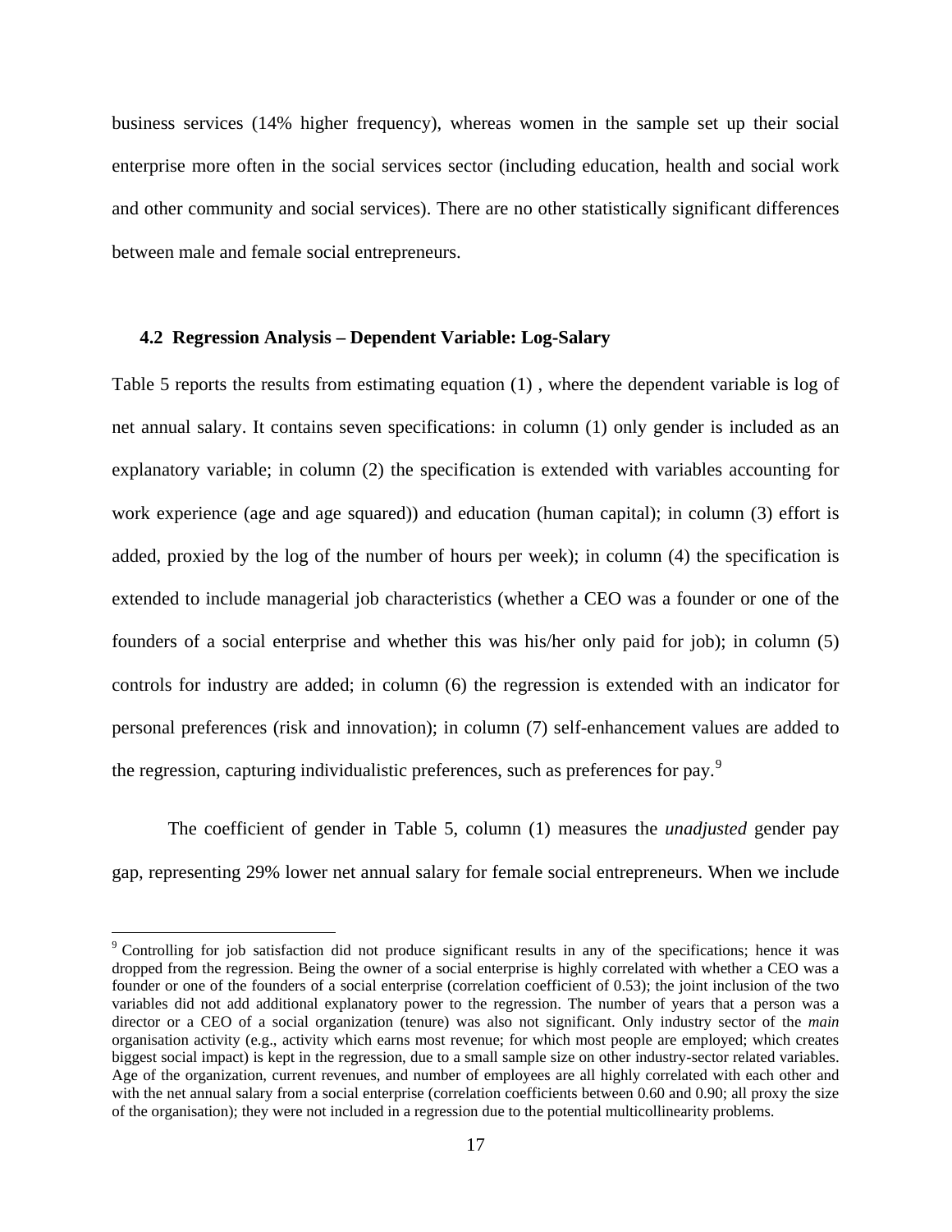business services (14% higher frequency), whereas women in the sample set up their social enterprise more often in the social services sector (including education, health and social work and other community and social services). There are no other statistically significant differences between male and female social entrepreneurs.

### 4.2 Regression Analysis – Dependent Variable: Log-Salary

Table 5 reports the results from estimating equation (1) , where the dependent variable is log of net annual salary. It contains seven specifications: in column (1) only gender is included as an explanatory variable; in column (2) the specification is extended with variables accounting for work experience (age and age squared)) and education (human capital); in column (3) effort is added, proxied by the log of the number of hours per week); in column (4) the specification is extended to include managerial job characteristics (whether a CEO was a founder or one of the founders of a social enterprise and whether this was his/her only paid for job); in column (5) controls for industry are added; in column (6) the regression is extended with an indicator for personal preferences (risk and innovation); in column (7) self-enhancement values are added to the regression, capturing individualistic preferences, such as preferences for pay.[9]

The coefficient of gender in Table 5, column (1) measures the *unadjusted* gender pay gap, representing 29% lower net annual salary for female social entrepreneurs. When we include

[9] Controlling for job satisfaction did not produce significant results in any of the specifications; hence it was dropped from the regression. Being the owner of a social enterprise is highly correlated with whether a CEO was a founder or one of the founders of a social enterprise (correlation coefficient of 0.53); the joint inclusion of the two variables did not add additional explanatory power to the regression. The number of years that a person was a director or a CEO of a social organization (tenure) was also not significant. Only industry sector of the *main* organisation activity (e.g., activity which earns most revenue; for which most people are employed; which creates biggest social impact) is kept in the regression, due to a small sample size on other industry-sector related variables. Age of the organization, current revenues, and number of employees are all highly correlated with each other and with the net annual salary from a social enterprise (correlation coefficients between 0.60 and 0.90; all proxy the size of the organisation); they were not included in a regression due to the potential multicollinearity problems.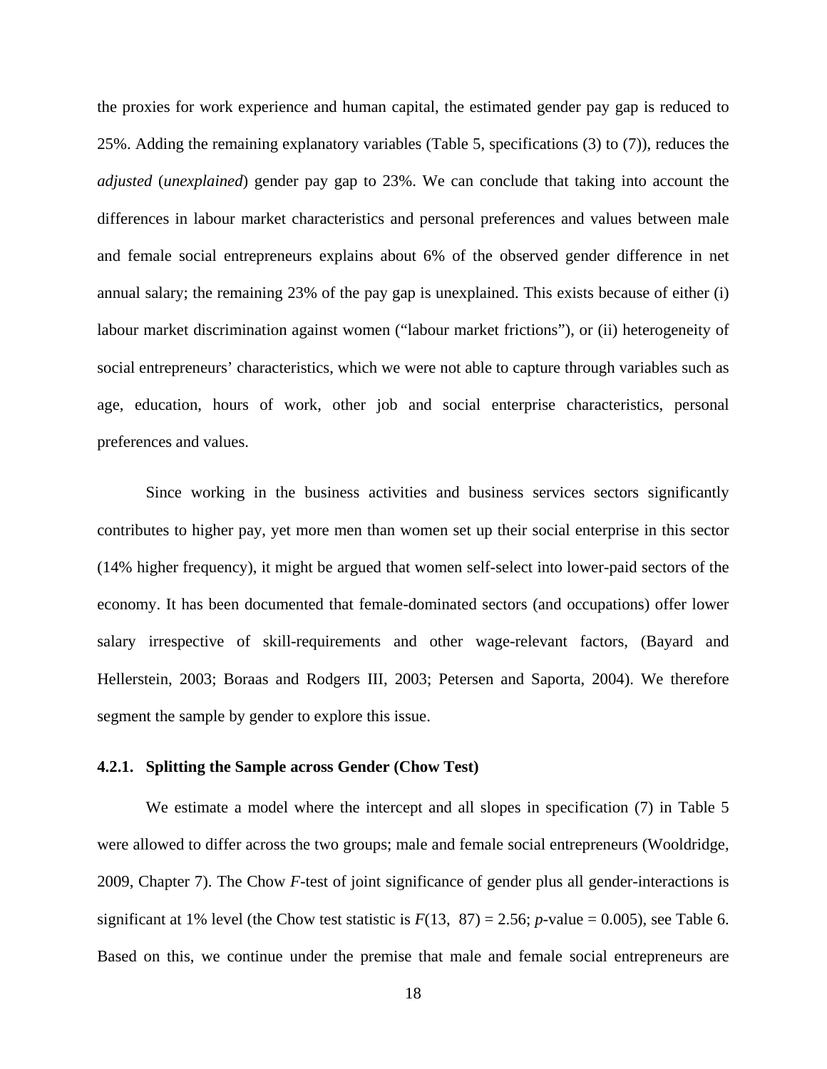the proxies for work experience and human capital, the estimated gender pay gap is reduced to 25%. Adding the remaining explanatory variables (Table 5, specifications (3) to (7)), reduces the *adjusted* (*unexplained*) gender pay gap to 23%. We can conclude that taking into account the differences in labour market characteristics and personal preferences and values between male and female social entrepreneurs explains about 6% of the observed gender difference in net annual salary; the remaining 23% of the pay gap is unexplained. This exists because of either (i) labour market discrimination against women ("labour market frictions"), or (ii) heterogeneity of social entrepreneurs' characteristics, which we were not able to capture through variables such as age, education, hours of work, other job and social enterprise characteristics, personal preferences and values.

Since working in the business activities and business services sectors significantly contributes to higher pay, yet more men than women set up their social enterprise in this sector (14% higher frequency), it might be argued that women self-select into lower-paid sectors of the economy. It has been documented that female-dominated sectors (and occupations) offer lower salary irrespective of skill-requirements and other wage-relevant factors, (Bayard and Hellerstein, 2003; Boraas and Rodgers III, 2003; Petersen and Saporta, 2004). We therefore segment the sample by gender to explore this issue.

### 4.2.1. Splitting the Sample across Gender (Chow Test)

We estimate a model where the intercept and all slopes in specification (7) in Table 5 were allowed to differ across the two groups; male and female social entrepreneurs (Wooldridge, 2009, Chapter 7). The Chow *F*-test of joint significance of gender plus all gender-interactions is significant at 1% level (the Chow test statistic is $F(13, 87) = 2.56$; *p*-value = 0.005), see Table 6. Based on this, we continue under the premise that male and female social entrepreneurs are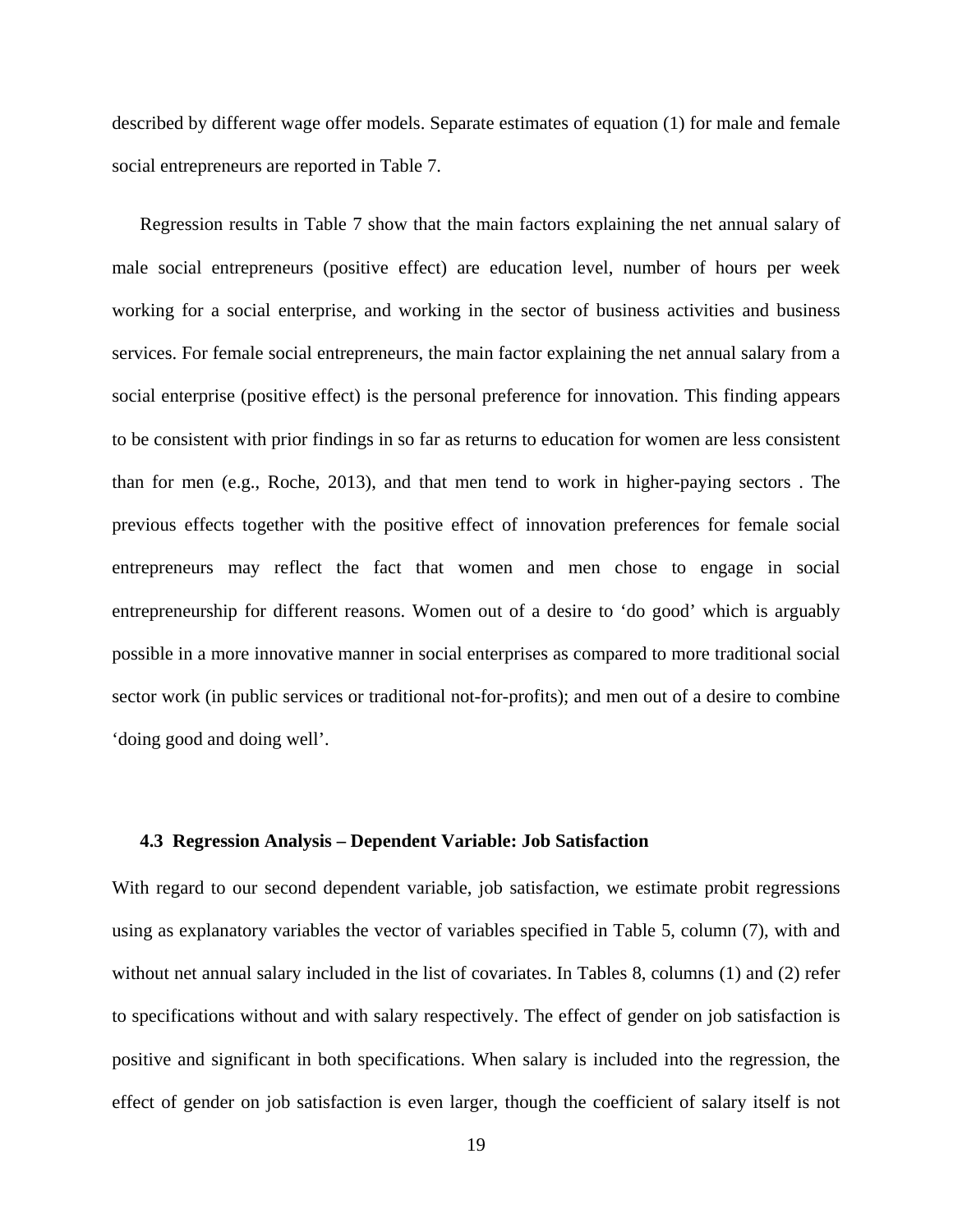described by different wage offer models. Separate estimates of equation (1) for male and female social entrepreneurs are reported in Table 7.

Regression results in Table 7 show that the main factors explaining the net annual salary of male social entrepreneurs (positive effect) are education level, number of hours per week working for a social enterprise, and working in the sector of business activities and business services. For female social entrepreneurs, the main factor explaining the net annual salary from a social enterprise (positive effect) is the personal preference for innovation. This finding appears to be consistent with prior findings in so far as returns to education for women are less consistent than for men (e.g., Roche, 2013), and that men tend to work in higher-paying sectors . The previous effects together with the positive effect of innovation preferences for female social entrepreneurs may reflect the fact that women and men chose to engage in social entrepreneurship for different reasons. Women out of a desire to 'do good' which is arguably possible in a more innovative manner in social enterprises as compared to more traditional social sector work (in public services or traditional not-for-profits); and men out of a desire to combine 'doing good and doing well'.

### 4.3 Regression Analysis – Dependent Variable: Job Satisfaction

With regard to our second dependent variable, job satisfaction, we estimate probit regressions using as explanatory variables the vector of variables specified in Table 5, column (7), with and without net annual salary included in the list of covariates. In Tables 8, columns (1) and (2) refer to specifications without and with salary respectively. The effect of gender on job satisfaction is positive and significant in both specifications. When salary is included into the regression, the effect of gender on job satisfaction is even larger, though the coefficient of salary itself is not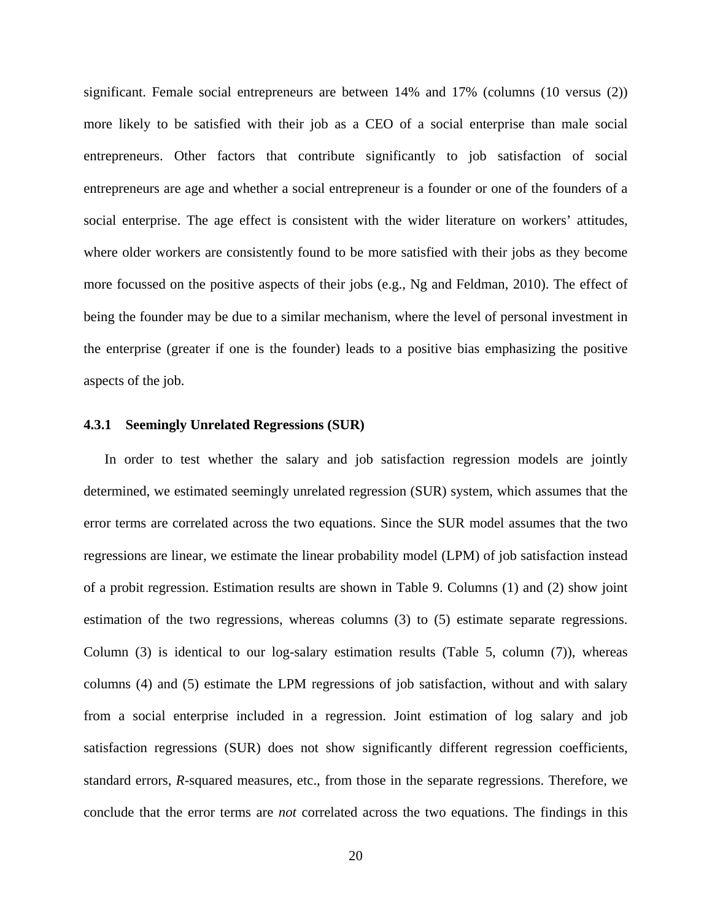significant. Female social entrepreneurs are between 14% and 17% (columns (10 versus (2)) more likely to be satisfied with their job as a CEO of a social enterprise than male social entrepreneurs. Other factors that contribute significantly to job satisfaction of social entrepreneurs are age and whether a social entrepreneur is a founder or one of the founders of a social enterprise. The age effect is consistent with the wider literature on workers' attitudes, where older workers are consistently found to be more satisfied with their jobs as they become more focussed on the positive aspects of their jobs (e.g., Ng and Feldman, 2010). The effect of being the founder may be due to a similar mechanism, where the level of personal investment in the enterprise (greater if one is the founder) leads to a positive bias emphasizing the positive aspects of the job.

### 4.3.1 Seemingly Unrelated Regressions (SUR)

In order to test whether the salary and job satisfaction regression models are jointly determined, we estimated seemingly unrelated regression (SUR) system, which assumes that the error terms are correlated across the two equations. Since the SUR model assumes that the two regressions are linear, we estimate the linear probability model (LPM) of job satisfaction instead of a probit regression. Estimation results are shown in Table 9. Columns (1) and (2) show joint estimation of the two regressions, whereas columns (3) to (5) estimate separate regressions. Column (3) is identical to our log-salary estimation results (Table 5, column (7)), whereas columns (4) and (5) estimate the LPM regressions of job satisfaction, without and with salary from a social enterprise included in a regression. Joint estimation of log salary and job satisfaction regressions (SUR) does not show significantly different regression coefficients, standard errors, $R$-squared measures, etc., from those in the separate regressions. Therefore, we conclude that the error terms are *not* correlated across the two equations. The findings in this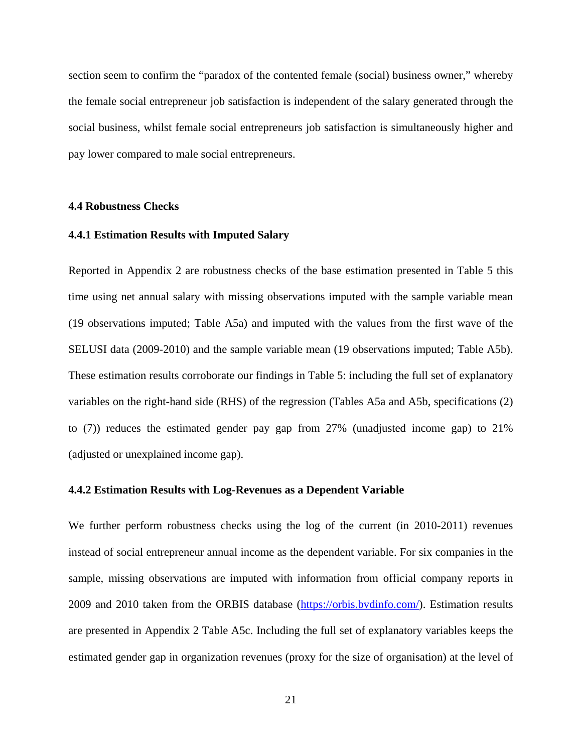section seem to confirm the "paradox of the contented female (social) business owner," whereby the female social entrepreneur job satisfaction is independent of the salary generated through the social business, whilst female social entrepreneurs job satisfaction is simultaneously higher and pay lower compared to male social entrepreneurs.

### 4.4 Robustness Checks

#### 4.4.1 Estimation Results with Imputed Salary

Reported in Appendix 2 are robustness checks of the base estimation presented in Table 5 this time using net annual salary with missing observations imputed with the sample variable mean (19 observations imputed; Table A5a) and imputed with the values from the first wave of the SELUSI data (2009-2010) and the sample variable mean (19 observations imputed; Table A5b). These estimation results corroborate our findings in Table 5: including the full set of explanatory variables on the right-hand side (RHS) of the regression (Tables A5a and A5b, specifications (2) to (7)) reduces the estimated gender pay gap from 27% (unadjusted income gap) to 21% (adjusted or unexplained income gap).

#### 4.4.2 Estimation Results with Log-Revenues as a Dependent Variable

We further perform robustness checks using the log of the current (in 2010-2011) revenues instead of social entrepreneur annual income as the dependent variable. For six companies in the sample, missing observations are imputed with information from official company reports in 2009 and 2010 taken from the ORBIS database (https://orbis.bvdinfo.com/). Estimation results are presented in Appendix 2 Table A5c. Including the full set of explanatory variables keeps the estimated gender gap in organization revenues (proxy for the size of organisation) at the level of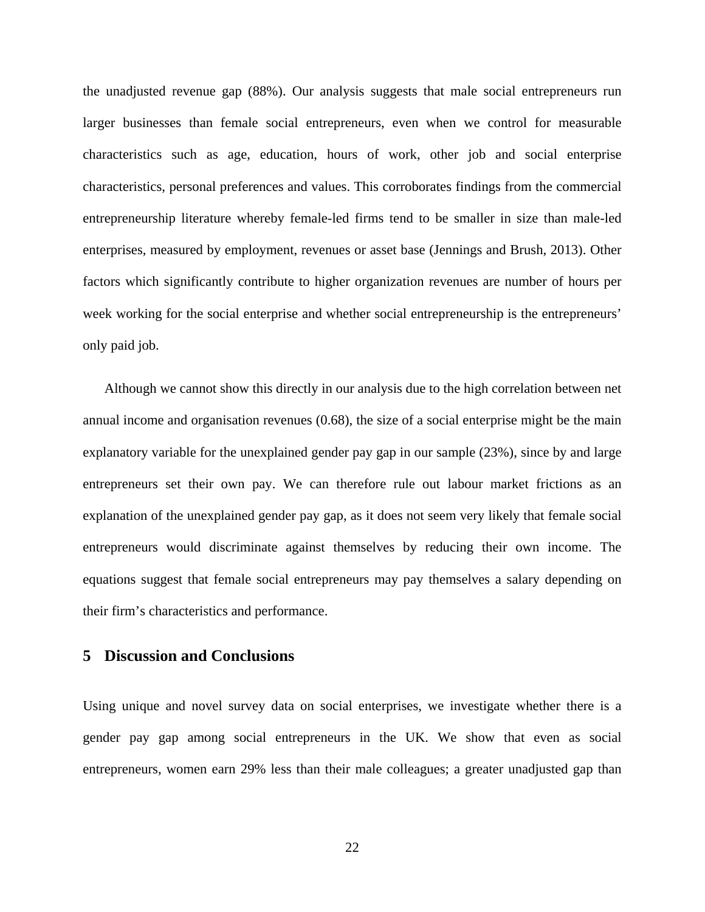the unadjusted revenue gap (88%). Our analysis suggests that male social entrepreneurs run larger businesses than female social entrepreneurs, even when we control for measurable characteristics such as age, education, hours of work, other job and social enterprise characteristics, personal preferences and values. This corroborates findings from the commercial entrepreneurship literature whereby female-led firms tend to be smaller in size than male-led enterprises, measured by employment, revenues or asset base (Jennings and Brush, 2013). Other factors which significantly contribute to higher organization revenues are number of hours per week working for the social enterprise and whether social entrepreneurship is the entrepreneurs' only paid job.

Although we cannot show this directly in our analysis due to the high correlation between net annual income and organisation revenues (0.68), the size of a social enterprise might be the main explanatory variable for the unexplained gender pay gap in our sample (23%), since by and large entrepreneurs set their own pay. We can therefore rule out labour market frictions as an explanation of the unexplained gender pay gap, as it does not seem very likely that female social entrepreneurs would discriminate against themselves by reducing their own income. The equations suggest that female social entrepreneurs may pay themselves a salary depending on their firm's characteristics and performance.

## 5 Discussion and Conclusions

Using unique and novel survey data on social enterprises, we investigate whether there is a gender pay gap among social entrepreneurs in the UK. We show that even as social entrepreneurs, women earn 29% less than their male colleagues; a greater unadjusted gap than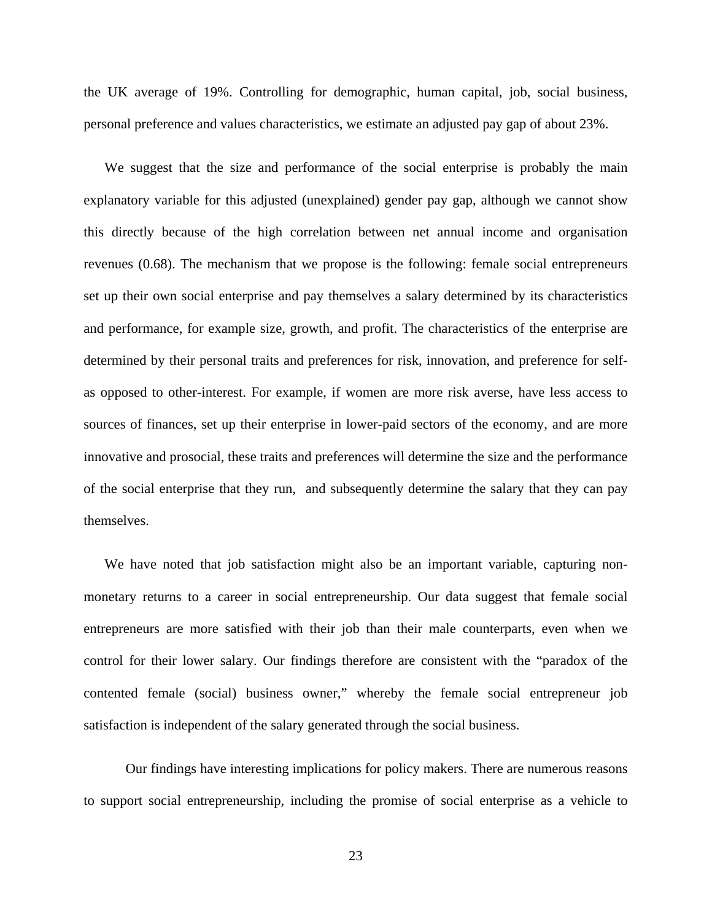the UK average of 19%. Controlling for demographic, human capital, job, social business, personal preference and values characteristics, we estimate an adjusted pay gap of about 23%.

We suggest that the size and performance of the social enterprise is probably the main explanatory variable for this adjusted (unexplained) gender pay gap, although we cannot show this directly because of the high correlation between net annual income and organisation revenues (0.68). The mechanism that we propose is the following: female social entrepreneurs set up their own social enterprise and pay themselves a salary determined by its characteristics and performance, for example size, growth, and profit. The characteristics of the enterprise are determined by their personal traits and preferences for risk, innovation, and preference for self- as opposed to other-interest. For example, if women are more risk averse, have less access to sources of finances, set up their enterprise in lower-paid sectors of the economy, and are more innovative and prosocial, these traits and preferences will determine the size and the performance of the social enterprise that they run, and subsequently determine the salary that they can pay themselves.

We have noted that job satisfaction might also be an important variable, capturing non-monetary returns to a career in social entrepreneurship. Our data suggest that female social entrepreneurs are more satisfied with their job than their male counterparts, even when we control for their lower salary. Our findings therefore are consistent with the "paradox of the contented female (social) business owner," whereby the female social entrepreneur job satisfaction is independent of the salary generated through the social business.

Our findings have interesting implications for policy makers. There are numerous reasons to support social entrepreneurship, including the promise of social enterprise as a vehicle to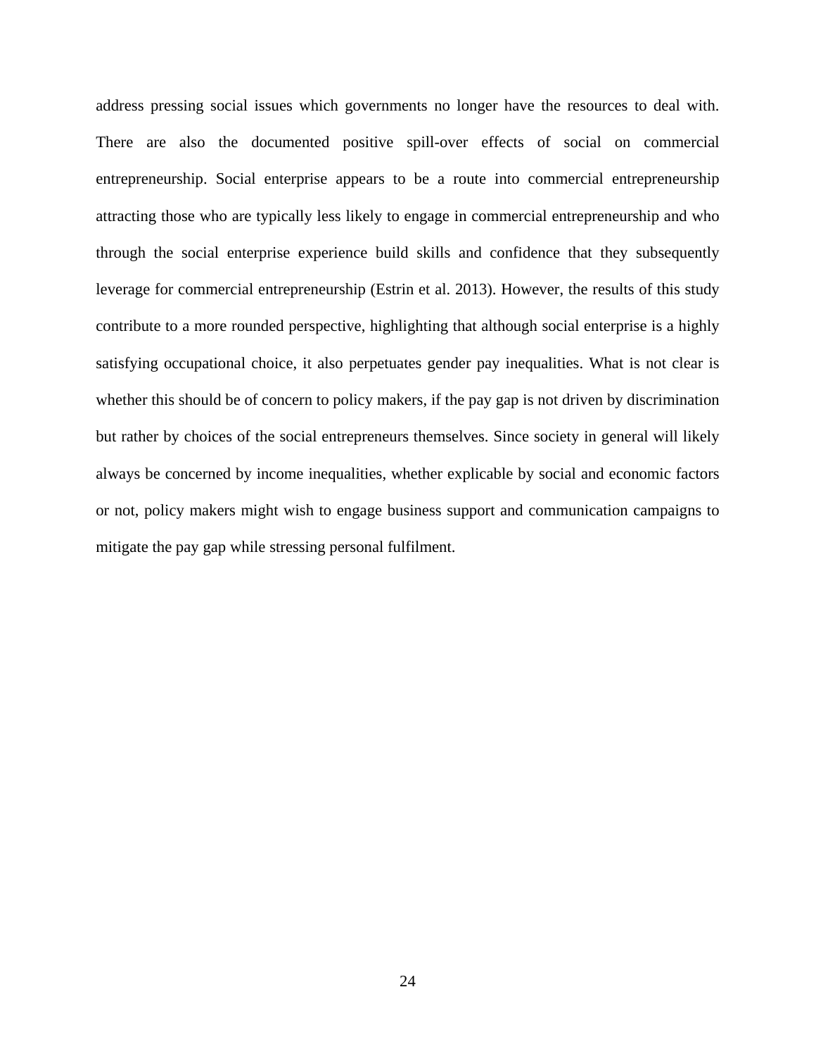address pressing social issues which governments no longer have the resources to deal with. There are also the documented positive spill-over effects of social on commercial entrepreneurship. Social enterprise appears to be a route into commercial entrepreneurship attracting those who are typically less likely to engage in commercial entrepreneurship and who through the social enterprise experience build skills and confidence that they subsequently leverage for commercial entrepreneurship (Estrin et al. 2013). However, the results of this study contribute to a more rounded perspective, highlighting that although social enterprise is a highly satisfying occupational choice, it also perpetuates gender pay inequalities. What is not clear is whether this should be of concern to policy makers, if the pay gap is not driven by discrimination but rather by choices of the social entrepreneurs themselves. Since society in general will likely always be concerned by income inequalities, whether explicable by social and economic factors or not, policy makers might wish to engage business support and communication campaigns to mitigate the pay gap while stressing personal fulfilment.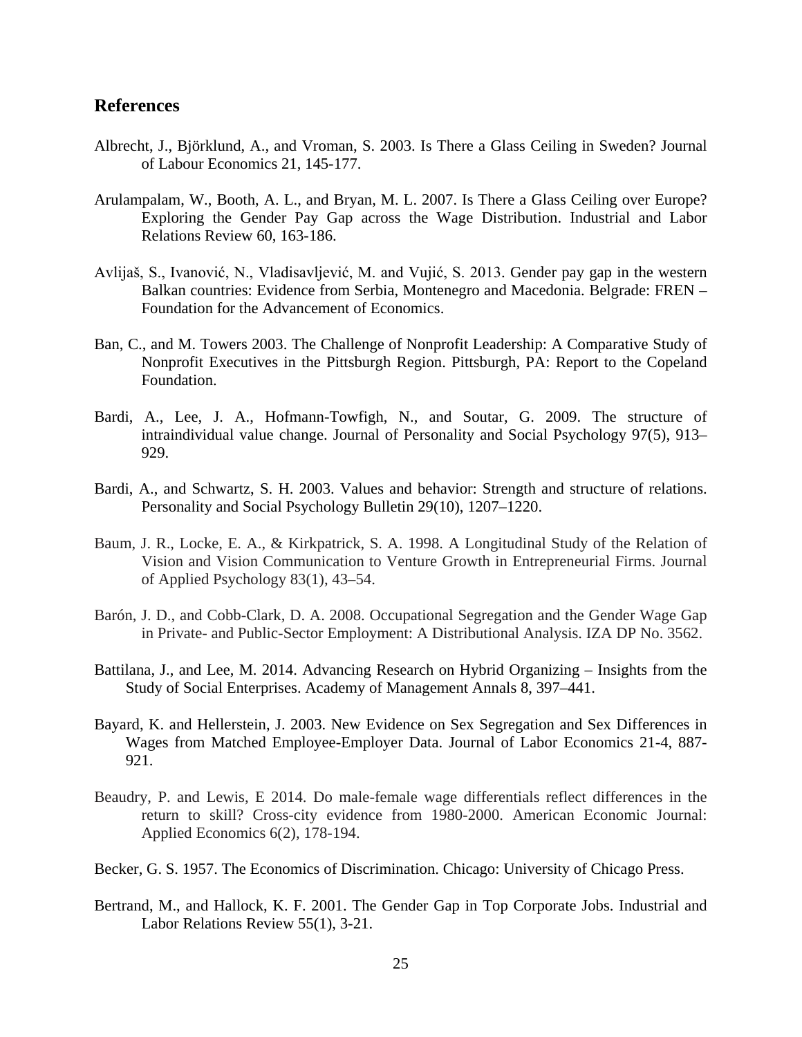## References

Albrecht, J., Björklund, A., and Vroman, S. 2003. Is There a Glass Ceiling in Sweden? Journal of Labour Economics 21, 145-177.

Arulampalam, W., Booth, A. L., and Bryan, M. L. 2007. Is There a Glass Ceiling over Europe? Exploring the Gender Pay Gap across the Wage Distribution. Industrial and Labor Relations Review 60, 163-186.

Avlijaš, S., Ivanović, N., Vladisavljević, M. and Vujić, S. 2013. Gender pay gap in the western Balkan countries: Evidence from Serbia, Montenegro and Macedonia. Belgrade: FREN – Foundation for the Advancement of Economics.

Ban, C., and M. Towers 2003. The Challenge of Nonprofit Leadership: A Comparative Study of Nonprofit Executives in the Pittsburgh Region. Pittsburgh, PA: Report to the Copeland Foundation.

Bardi, A., Lee, J. A., Hofmann-Towfigh, N., and Soutar, G. 2009. The structure of intraindividual value change. Journal of Personality and Social Psychology 97(5), 913–929.

Bardi, A., and Schwartz, S. H. 2003. Values and behavior: Strength and structure of relations. Personality and Social Psychology Bulletin 29(10), 1207–1220.

Baum, J. R., Locke, E. A., & Kirkpatrick, S. A. 1998. A Longitudinal Study of the Relation of Vision and Vision Communication to Venture Growth in Entrepreneurial Firms. Journal of Applied Psychology 83(1), 43–54.

Barón, J. D., and Cobb-Clark, D. A. 2008. Occupational Segregation and the Gender Wage Gap in Private- and Public-Sector Employment: A Distributional Analysis. IZA DP No. 3562.

Battilana, J., and Lee, M. 2014. Advancing Research on Hybrid Organizing – Insights from the Study of Social Enterprises. Academy of Management Annals 8, 397–441.

Bayard, K. and Hellerstein, J. 2003. New Evidence on Sex Segregation and Sex Differences in Wages from Matched Employee-Employer Data. Journal of Labor Economics 21-4, 887-921.

Beaudry, P. and Lewis, E 2014. Do male-female wage differentials reflect differences in the return to skill? Cross-city evidence from 1980-2000. American Economic Journal: Applied Economics 6(2), 178-194.

Becker, G. S. 1957. The Economics of Discrimination. Chicago: University of Chicago Press.

Bertrand, M., and Hallock, K. F. 2001. The Gender Gap in Top Corporate Jobs. Industrial and Labor Relations Review 55(1), 3-21.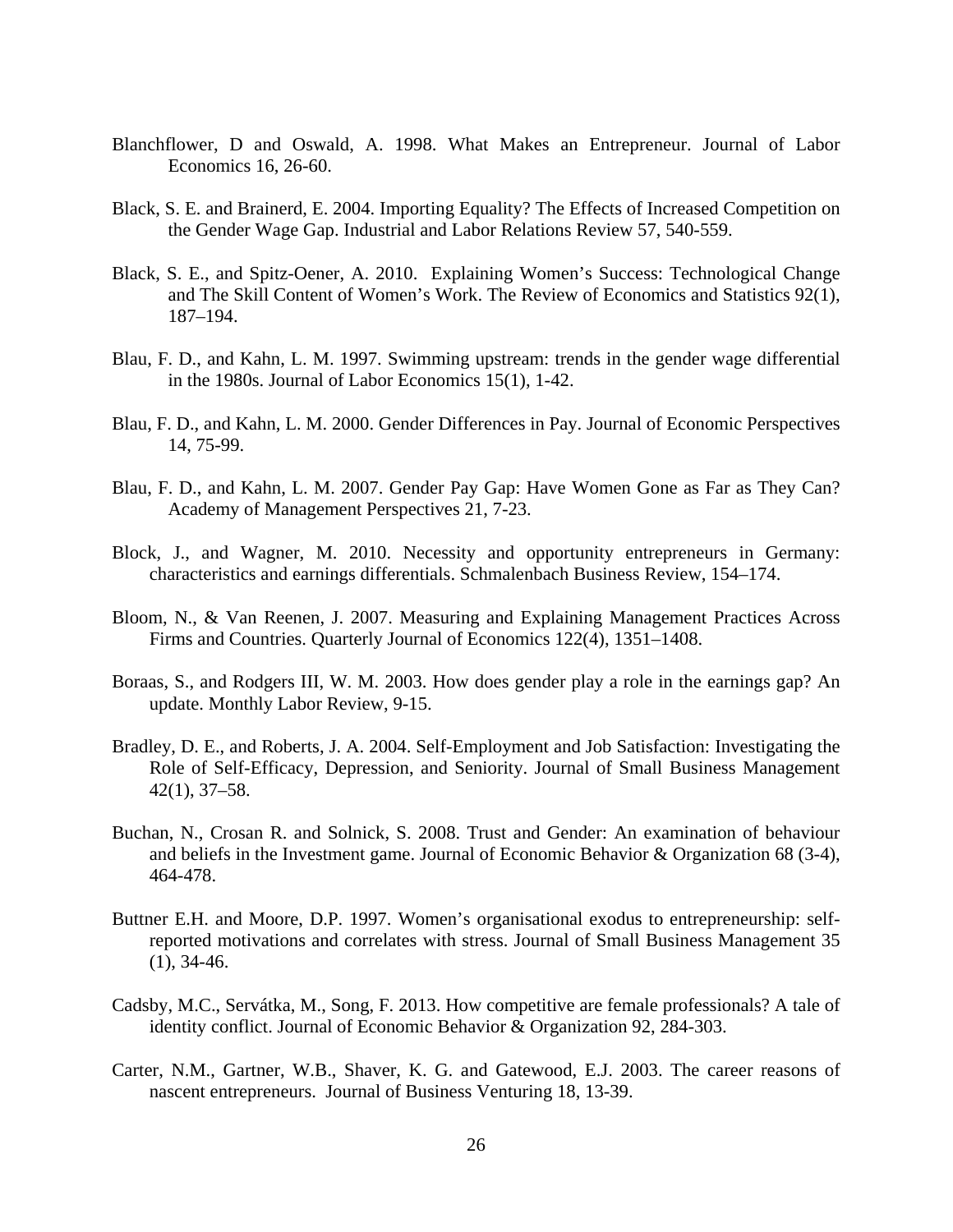Blanchflower, D and Oswald, A. 1998. What Makes an Entrepreneur. Journal of Labor Economics 16, 26-60.

Black, S. E. and Brainerd, E. 2004. Importing Equality? The Effects of Increased Competition on the Gender Wage Gap. Industrial and Labor Relations Review 57, 540-559.

Black, S. E., and Spitz-Oener, A. 2010. Explaining Women's Success: Technological Change and The Skill Content of Women's Work. The Review of Economics and Statistics 92(1), 187–194.

Blau, F. D., and Kahn, L. M. 1997. Swimming upstream: trends in the gender wage differential in the 1980s. Journal of Labor Economics 15(1), 1-42.

Blau, F. D., and Kahn, L. M. 2000. Gender Differences in Pay. Journal of Economic Perspectives 14, 75-99.

Blau, F. D., and Kahn, L. M. 2007. Gender Pay Gap: Have Women Gone as Far as They Can? Academy of Management Perspectives 21, 7-23.

Block, J., and Wagner, M. 2010. Necessity and opportunity entrepreneurs in Germany: characteristics and earnings differentials. Schmalenbach Business Review, 154–174.

Bloom, N., & Van Reenen, J. 2007. Measuring and Explaining Management Practices Across Firms and Countries. Quarterly Journal of Economics 122(4), 1351–1408.

Boraas, S., and Rodgers III, W. M. 2003. How does gender play a role in the earnings gap? An update. Monthly Labor Review, 9-15.

Bradley, D. E., and Roberts, J. A. 2004. Self-Employment and Job Satisfaction: Investigating the Role of Self-Efficacy, Depression, and Seniority. Journal of Small Business Management 42(1), 37–58.

Buchan, N., Crosan R. and Solnick, S. 2008. Trust and Gender: An examination of behaviour and beliefs in the Investment game. Journal of Economic Behavior & Organization 68 (3-4), 464-478.

Buttner E.H. and Moore, D.P. 1997. Women's organisational exodus to entrepreneurship: self-reported motivations and correlates with stress. Journal of Small Business Management 35 (1), 34-46.

Cadsby, M.C., Servátka, M., Song, F. 2013. How competitive are female professionals? A tale of identity conflict. Journal of Economic Behavior & Organization 92, 284-303.

Carter, N.M., Gartner, W.B., Shaver, K. G. and Gatewood, E.J. 2003. The career reasons of nascent entrepreneurs. Journal of Business Venturing 18, 13-39.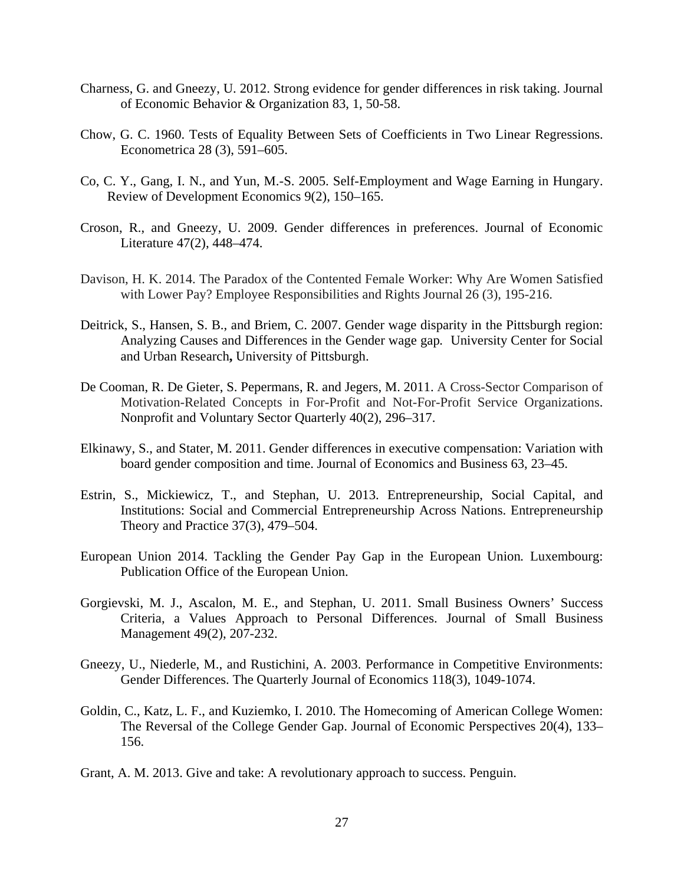Charness, G. and Gneezy, U. 2012. Strong evidence for gender differences in risk taking. Journal of Economic Behavior & Organization 83, 1, 50-58.

Chow, G. C. 1960. Tests of Equality Between Sets of Coefficients in Two Linear Regressions. Econometrica 28 (3), 591–605.

Co, C. Y., Gang, I. N., and Yun, M.-S. 2005. Self-Employment and Wage Earning in Hungary. Review of Development Economics 9(2), 150–165.

Croson, R., and Gneezy, U. 2009. Gender differences in preferences. Journal of Economic Literature 47(2), 448–474.

Davison, H. K. 2014. The Paradox of the Contented Female Worker: Why Are Women Satisfied with Lower Pay? Employee Responsibilities and Rights Journal 26 (3), 195-216.

Deitrick, S., Hansen, S. B., and Briem, C. 2007. Gender wage disparity in the Pittsburgh region: Analyzing Causes and Differences in the Gender wage gap. University Center for Social and Urban Research**,** University of Pittsburgh.

De Cooman, R. De Gieter, S. Pepermans, R. and Jegers, M. 2011. A Cross-Sector Comparison of Motivation-Related Concepts in For-Profit and Not-For-Profit Service Organizations. Nonprofit and Voluntary Sector Quarterly 40(2), 296–317.

Elkinawy, S., and Stater, M. 2011. Gender differences in executive compensation: Variation with board gender composition and time. Journal of Economics and Business 63, 23–45.

Estrin, S., Mickiewicz, T., and Stephan, U. 2013. Entrepreneurship, Social Capital, and Institutions: Social and Commercial Entrepreneurship Across Nations. Entrepreneurship Theory and Practice 37(3), 479–504.

European Union 2014. Tackling the Gender Pay Gap in the European Union*.* Luxembourg: Publication Office of the European Union.

Gorgievski, M. J., Ascalon, M. E., and Stephan, U. 2011. Small Business Owners' Success Criteria, a Values Approach to Personal Differences. Journal of Small Business Management 49(2), 207-232.

Gneezy, U., Niederle, M., and Rustichini, A. 2003. Performance in Competitive Environments: Gender Differences. The Quarterly Journal of Economics 118(3), 1049-1074.

Goldin, C., Katz, L. F., and Kuziemko, I. 2010. The Homecoming of American College Women: The Reversal of the College Gender Gap. Journal of Economic Perspectives 20(4), 133–156.

Grant, A. M. 2013. Give and take: A revolutionary approach to success. Penguin.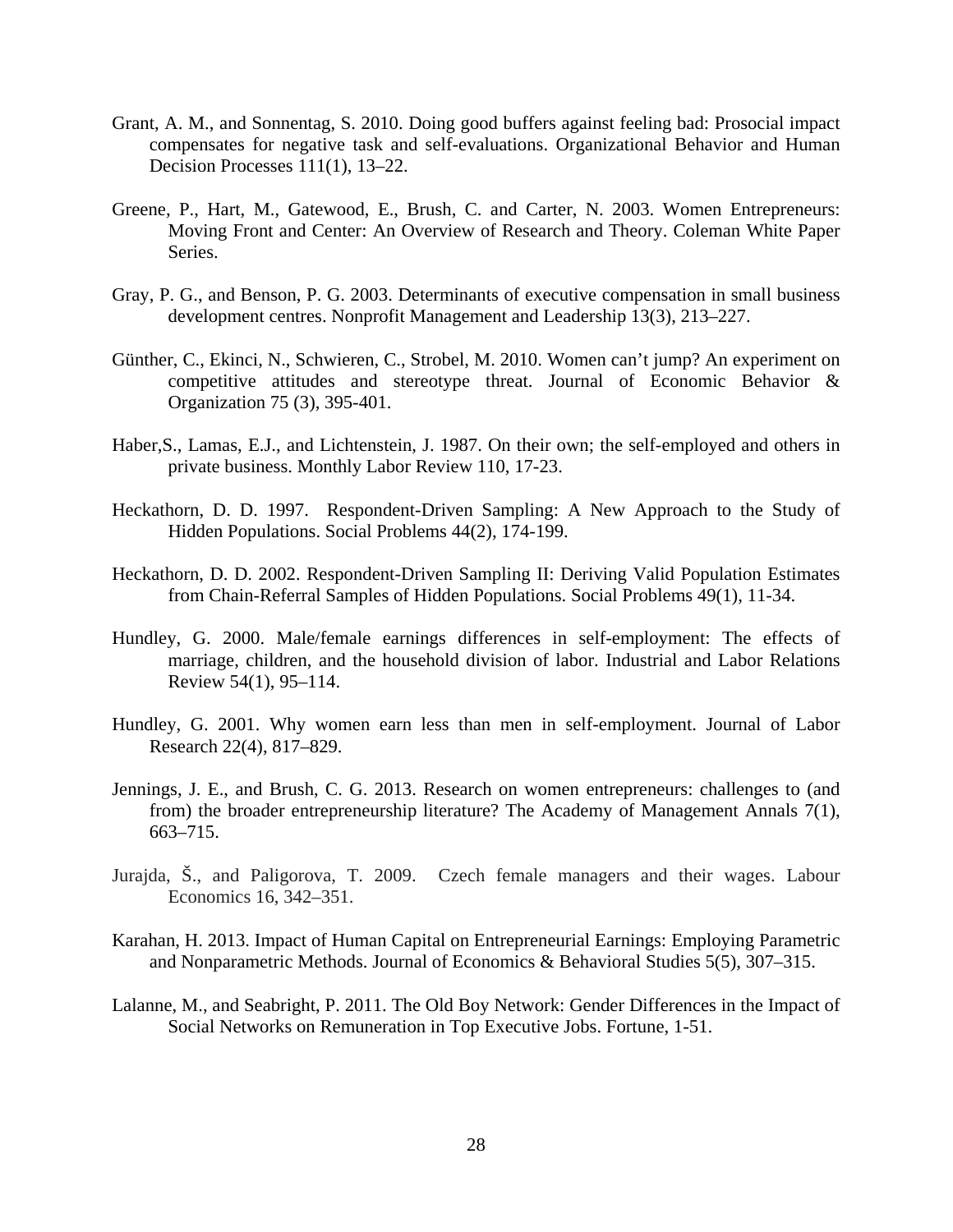Grant, A. M., and Sonnentag, S. 2010. Doing good buffers against feeling bad: Prosocial impact compensates for negative task and self-evaluations. Organizational Behavior and Human Decision Processes 111(1), 13–22.

Greene, P., Hart, M., Gatewood, E., Brush, C. and Carter, N. 2003. Women Entrepreneurs: Moving Front and Center: An Overview of Research and Theory. Coleman White Paper Series.

Gray, P. G., and Benson, P. G. 2003. Determinants of executive compensation in small business development centres. Nonprofit Management and Leadership 13(3), 213–227.

Günther, C., Ekinci, N., Schwieren, C., Strobel, M. 2010. Women can't jump? An experiment on competitive attitudes and stereotype threat. Journal of Economic Behavior & Organization 75 (3), 395-401.

Haber,S., Lamas, E.J., and Lichtenstein, J. 1987. On their own; the self-employed and others in private business. Monthly Labor Review 110, 17-23.

Heckathorn, D. D. 1997. Respondent-Driven Sampling: A New Approach to the Study of Hidden Populations. Social Problems 44(2), 174-199.

Heckathorn, D. D. 2002. Respondent-Driven Sampling II: Deriving Valid Population Estimates from Chain-Referral Samples of Hidden Populations. Social Problems 49(1), 11-34.

Hundley, G. 2000. Male/female earnings differences in self-employment: The effects of marriage, children, and the household division of labor. Industrial and Labor Relations Review 54(1), 95–114.

Hundley, G. 2001. Why women earn less than men in self-employment. Journal of Labor Research 22(4), 817–829.

Jennings, J. E., and Brush, C. G. 2013. Research on women entrepreneurs: challenges to (and from) the broader entrepreneurship literature? The Academy of Management Annals 7(1), 663–715.

Jurajda, Š., and Paligorova, T. 2009. Czech female managers and their wages. Labour Economics 16, 342–351.

Karahan, H. 2013. Impact of Human Capital on Entrepreneurial Earnings: Employing Parametric and Nonparametric Methods. Journal of Economics & Behavioral Studies 5(5), 307–315.

Lalanne, M., and Seabright, P. 2011. The Old Boy Network: Gender Differences in the Impact of Social Networks on Remuneration in Top Executive Jobs. Fortune, 1-51.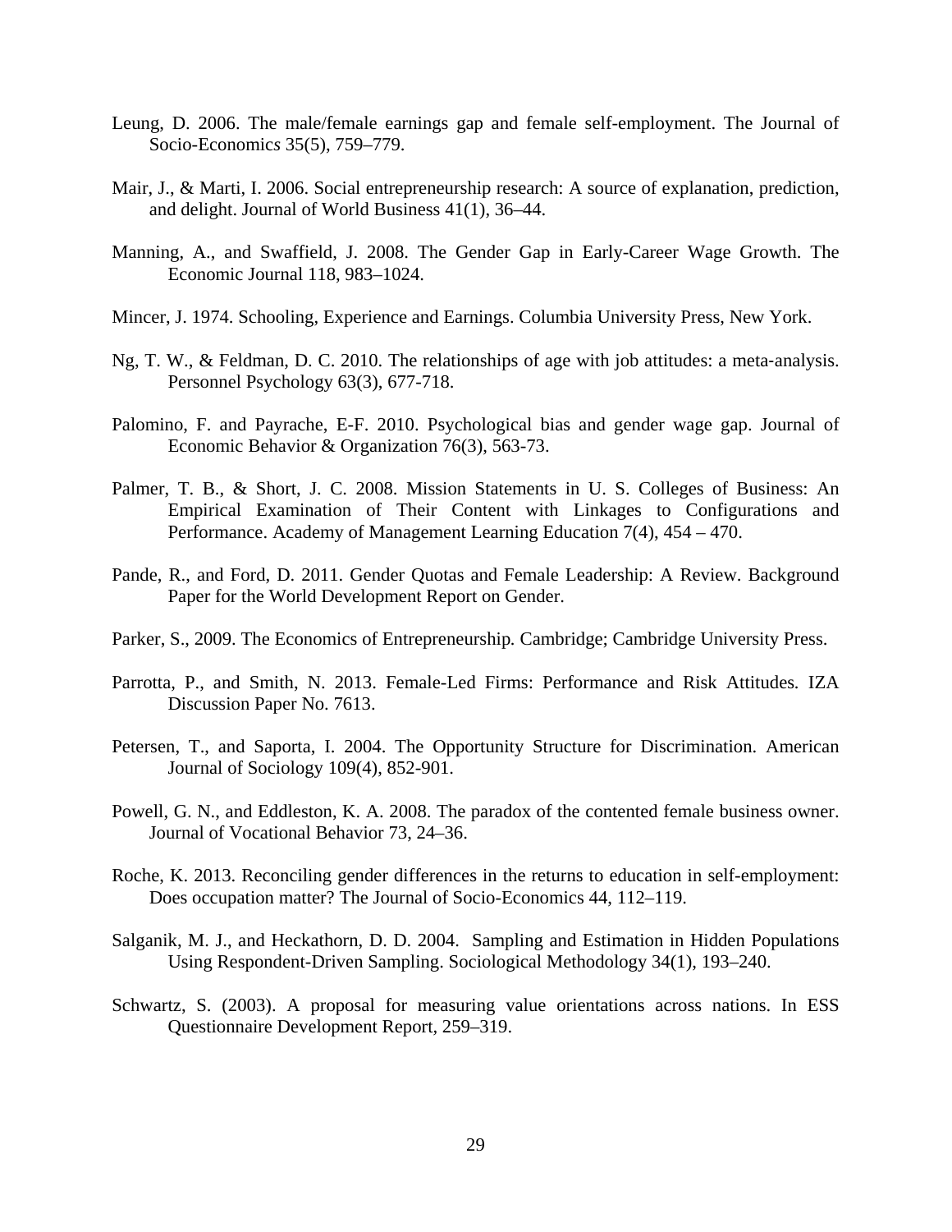Leung, D. 2006. The male/female earnings gap and female self-employment. The Journal of Socio-Economics 35(5), 759–779.

Mair, J., & Marti, I. 2006. Social entrepreneurship research: A source of explanation, prediction, and delight. Journal of World Business 41(1), 36–44.

Manning, A., and Swaffield, J. 2008. The Gender Gap in Early-Career Wage Growth. The Economic Journal 118, 983–1024.

Mincer, J. 1974. Schooling, Experience and Earnings. Columbia University Press, New York.

Ng, T. W., & Feldman, D. C. 2010. The relationships of age with job attitudes: a meta-analysis. Personnel Psychology 63(3), 677-718.

Palomino, F. and Payrache, E-F. 2010. Psychological bias and gender wage gap. Journal of Economic Behavior & Organization 76(3), 563-73.

Palmer, T. B., & Short, J. C. 2008. Mission Statements in U. S. Colleges of Business: An Empirical Examination of Their Content with Linkages to Configurations and Performance. Academy of Management Learning Education 7(4), 454 – 470.

Pande, R., and Ford, D. 2011. Gender Quotas and Female Leadership: A Review. Background Paper for the World Development Report on Gender.

Parker, S., 2009. The Economics of Entrepreneurship. Cambridge; Cambridge University Press.

Parrotta, P., and Smith, N. 2013. Female-Led Firms: Performance and Risk Attitudes. IZA Discussion Paper No. 7613.

Petersen, T., and Saporta, I. 2004. The Opportunity Structure for Discrimination. American Journal of Sociology 109(4), 852-901.

Powell, G. N., and Eddleston, K. A. 2008. The paradox of the contented female business owner. Journal of Vocational Behavior 73, 24–36.

Roche, K. 2013. Reconciling gender differences in the returns to education in self-employment: Does occupation matter? The Journal of Socio-Economics 44, 112–119.

Salganik, M. J., and Heckathorn, D. D. 2004. Sampling and Estimation in Hidden Populations Using Respondent-Driven Sampling. Sociological Methodology 34(1), 193–240.

Schwartz, S. (2003). A proposal for measuring value orientations across nations. In ESS Questionnaire Development Report, 259–319.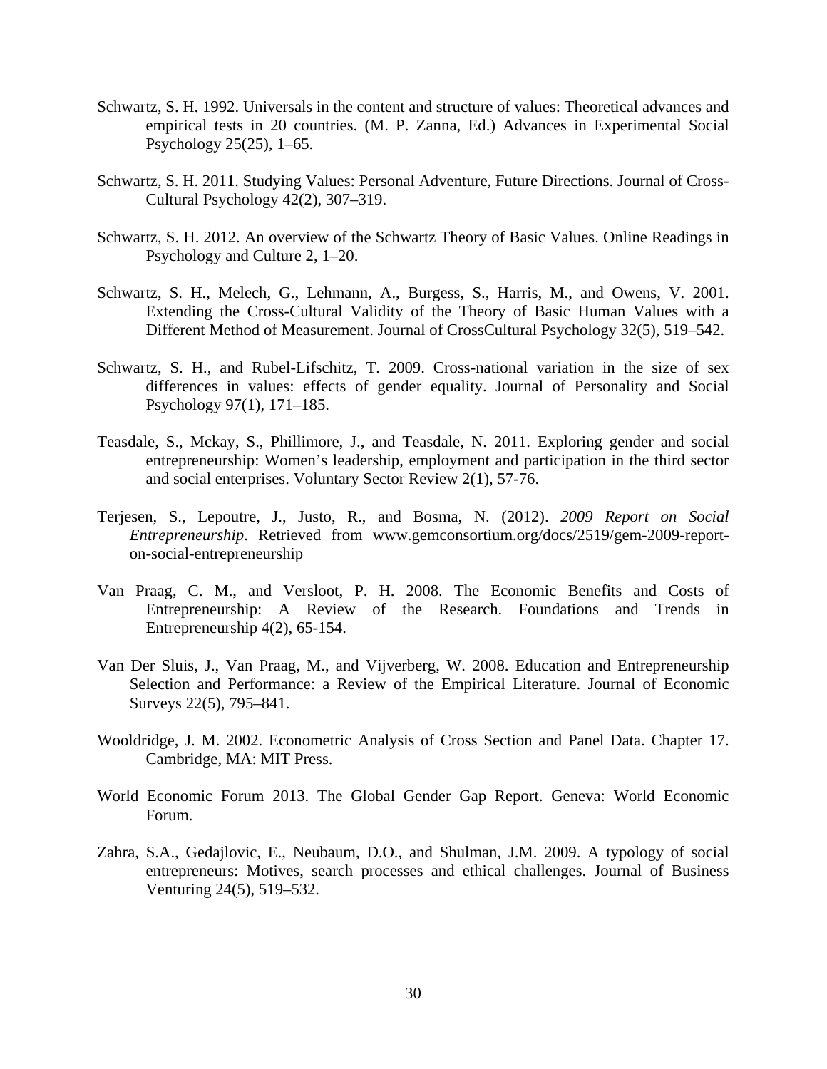Schwartz, S. H. 1992. Universals in the content and structure of values: Theoretical advances and empirical tests in 20 countries. (M. P. Zanna, Ed.) Advances in Experimental Social Psychology 25(25), 1–65.

Schwartz, S. H. 2011. Studying Values: Personal Adventure, Future Directions. Journal of Cross-Cultural Psychology 42(2), 307–319.

Schwartz, S. H. 2012. An overview of the Schwartz Theory of Basic Values. Online Readings in Psychology and Culture 2, 1–20.

Schwartz, S. H., Melech, G., Lehmann, A., Burgess, S., Harris, M., and Owens, V. 2001. Extending the Cross-Cultural Validity of the Theory of Basic Human Values with a Different Method of Measurement. Journal of CrossCultural Psychology 32(5), 519–542.

Schwartz, S. H., and Rubel-Lifschitz, T. 2009. Cross-national variation in the size of sex differences in values: effects of gender equality. Journal of Personality and Social Psychology 97(1), 171–185.

Teasdale, S., Mckay, S., Phillimore, J., and Teasdale, N. 2011. Exploring gender and social entrepreneurship: Women's leadership, employment and participation in the third sector and social enterprises. Voluntary Sector Review 2(1), 57-76.

Terjesen, S., Lepoutre, J., Justo, R., and Bosma, N. (2012). *2009 Report on Social Entrepreneurship*. Retrieved from www.gemconsortium.org/docs/2519/gem-2009-report-on-social-entrepreneurship

Van Praag, C. M., and Versloot, P. H. 2008. The Economic Benefits and Costs of Entrepreneurship: A Review of the Research. Foundations and Trends in Entrepreneurship 4(2), 65-154.

Van Der Sluis, J., Van Praag, M., and Vijverberg, W. 2008. Education and Entrepreneurship Selection and Performance: a Review of the Empirical Literature. Journal of Economic Surveys 22(5), 795–841.

Wooldridge, J. M. 2002. Econometric Analysis of Cross Section and Panel Data. Chapter 17. Cambridge, MA: MIT Press.

World Economic Forum 2013. The Global Gender Gap Report. Geneva: World Economic Forum.

Zahra, S.A., Gedajlovic, E., Neubaum, D.O., and Shulman, J.M. 2009. A typology of social entrepreneurs: Motives, search processes and ethical challenges. Journal of Business Venturing 24(5), 519–532.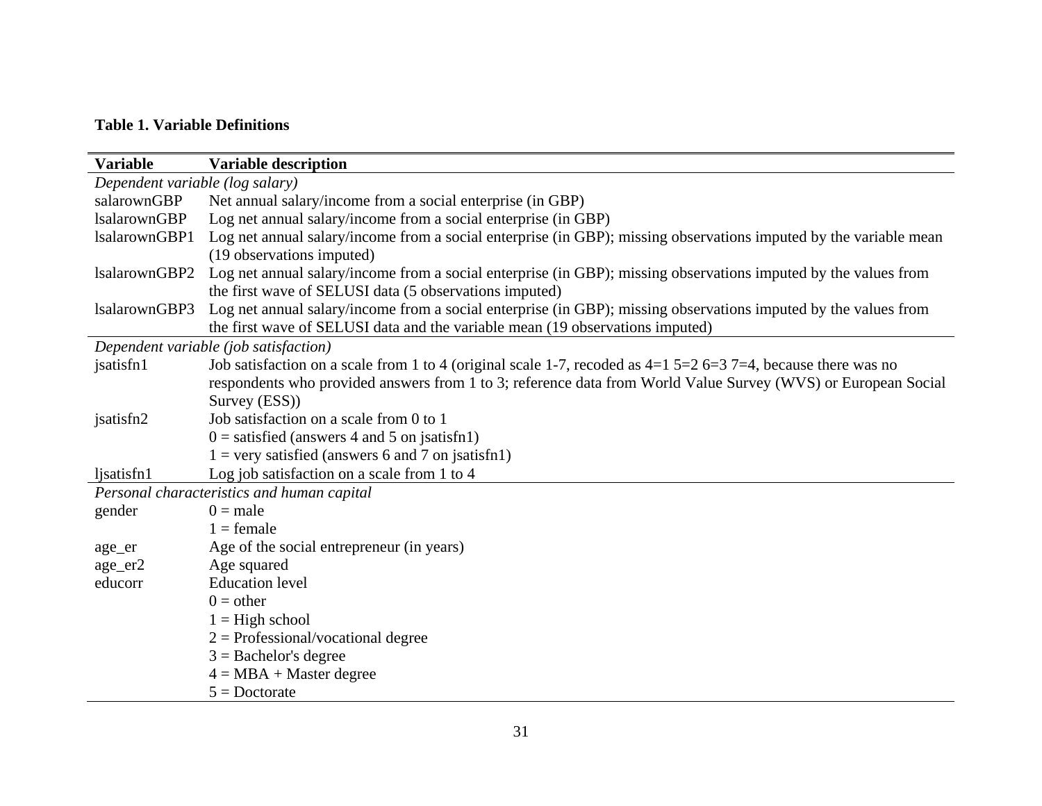**Table 1. Variable Definitions**

| Variable | Variable description |
|---|---|
| *Dependent variable (log salary)* | |
| salarownGBP | Net annual salary/income from a social enterprise (in GBP) |
| lsalarownGBP | Log net annual salary/income from a social enterprise (in GBP) |
| lsalarownGBP1 | Log net annual salary/income from a social enterprise (in GBP); missing observations imputed by the variable mean (19 observations imputed) |
| lsalarownGBP2 | Log net annual salary/income from a social enterprise (in GBP); missing observations imputed by the values from the first wave of SELUSI data (5 observations imputed) |
| lsalarownGBP3 | Log net annual salary/income from a social enterprise (in GBP); missing observations imputed by the values from the first wave of SELUSI data and the variable mean (19 observations imputed) |
| *Dependent variable (job satisfaction)* | |
| jsatisfn1 | Job satisfaction on a scale from 1 to 4 (original scale 1-7, recoded as 4=1 5=2 6=3 7=4, because there was no respondents who provided answers from 1 to 3; reference data from World Value Survey (WVS) or European Social Survey (ESS)) |
| jsatisfn2 | Job satisfaction on a scale from 0 to 1<br>0 = satisfied (answers 4 and 5 on jsatisfn1)<br>1 = very satisfied (answers 6 and 7 on jsatisfn1) |
| ljsatisfn1 | Log job satisfaction on a scale from 1 to 4 |
| *Personal characteristics and human capital* | |
| gender | 0 = male<br>1 = female |
| age_er | Age of the social entrepreneur (in years) |
| age_er2 | Age squared |
| educorr | Education level<br>0 = other<br>1 = High school<br>2 = Professional/vocational degree<br>3 = Bachelor's degree<br>4 = MBA + Master degree<br>5 = Doctorate |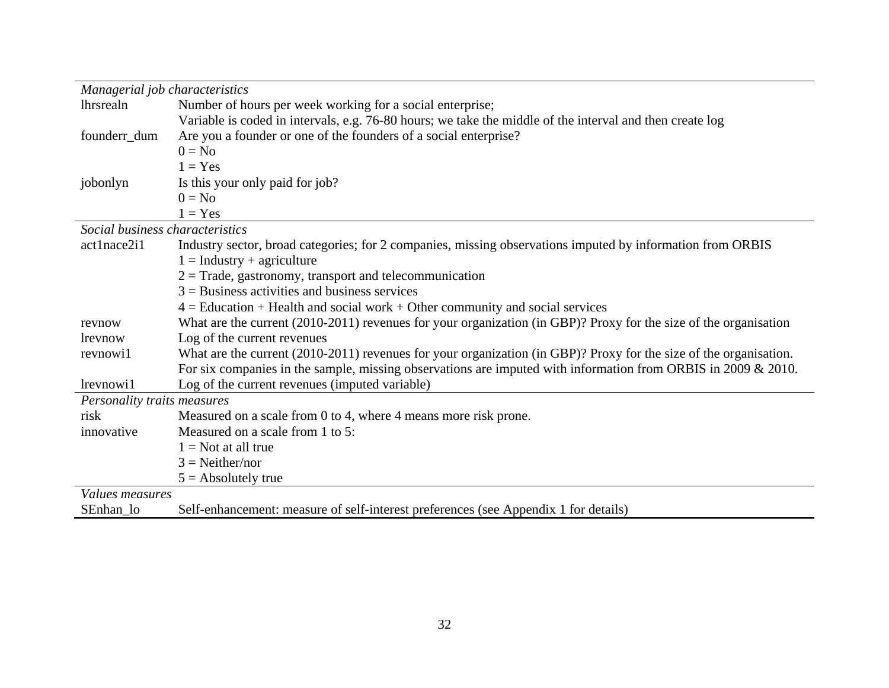| | |
|---|---|
| *Managerial job characteristics* | |
| lhrsrealn | Number of hours per week working for a social enterprise;<br>Variable is coded in intervals, e.g. 76-80 hours; we take the middle of the interval and then create log |
| founderr_dum | Are you a founder or one of the founders of a social enterprise?<br>0 = No<br>1 = Yes |
| jobonlyn | Is this your only paid for job?<br>0 = No<br>1 = Yes |
| *Social business characteristics* | |
| act1nace2i1 | Industry sector, broad categories; for 2 companies, missing observations imputed by information from ORBIS<br>1 = Industry + agriculture<br>2 = Trade, gastronomy, transport and telecommunication<br>3 = Business activities and business services<br>4 = Education + Health and social work + Other community and social services |
| revnow | What are the current (2010-2011) revenues for your organization (in GBP)? Proxy for the size of the organisation |
| lrevnow | Log of the current revenues |
| revnowi1 | What are the current (2010-2011) revenues for your organization (in GBP)? Proxy for the size of the organisation.<br>For six companies in the sample, missing observations are imputed with information from ORBIS in 2009 & 2010. |
| lrevnowi1 | Log of the current revenues (imputed variable) |
| *Personality traits measures* | |
| risk | Measured on a scale from 0 to 4, where 4 means more risk prone. |
| innovative | Measured on a scale from 1 to 5:<br>1 = Not at all true<br>3 = Neither/nor<br>5 = Absolutely true |
| *Values measures* | |
| SEnhan_lo | Self-enhancement: measure of self-interest preferences (see Appendix 1 for details) |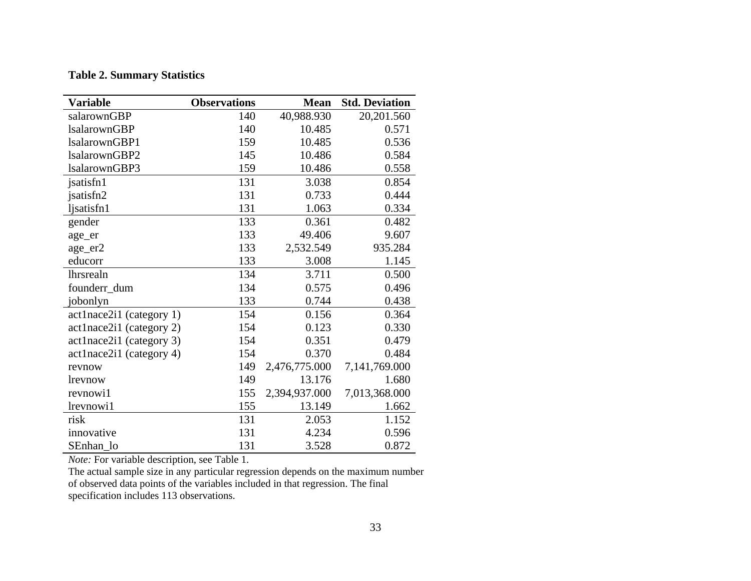**Table 2. Summary Statistics**

| Variable | Observations | Mean | Std. Deviation |
|---|---|---|---|
| salarownGBP | 140 | 40,988.930 | 20,201.560 |
| lsalarownGBP | 140 | 10.485 | 0.571 |
| lsalarownGBP1 | 159 | 10.485 | 0.536 |
| lsalarownGBP2 | 145 | 10.486 | 0.584 |
| lsalarownGBP3 | 159 | 10.486 | 0.558 |
| jsatisfn1 | 131 | 3.038 | 0.854 |
| jsatisfn2 | 131 | 0.733 | 0.444 |
| ljsatisfn1 | 131 | 1.063 | 0.334 |
| gender | 133 | 0.361 | 0.482 |
| age_er | 133 | 49.406 | 9.607 |
| age_er2 | 133 | 2,532.549 | 935.284 |
| educorr | 133 | 3.008 | 1.145 |
| lhrsrealn | 134 | 3.711 | 0.500 |
| founderr_dum | 134 | 0.575 | 0.496 |
| jobonlyn | 133 | 0.744 | 0.438 |
| act1nace2i1 (category 1) | 154 | 0.156 | 0.364 |
| act1nace2i1 (category 2) | 154 | 0.123 | 0.330 |
| act1nace2i1 (category 3) | 154 | 0.351 | 0.479 |
| act1nace2i1 (category 4) | 154 | 0.370 | 0.484 |
| revnow | 149 | 2,476,775.000 | 7,141,769.000 |
| lrevnow | 149 | 13.176 | 1.680 |
| revnowi1 | 155 | 2,394,937.000 | 7,013,368.000 |
| lrevnowi1 | 155 | 13.149 | 1.662 |
| risk | 131 | 2.053 | 1.152 |
| innovative | 131 | 4.234 | 0.596 |
| SEnhan_lo | 131 | 3.528 | 0.872 |

*Note:* For variable description, see Table 1.
The actual sample size in any particular regression depends on the maximum number of observed data points of the variables included in that regression. The final specification includes 113 observations.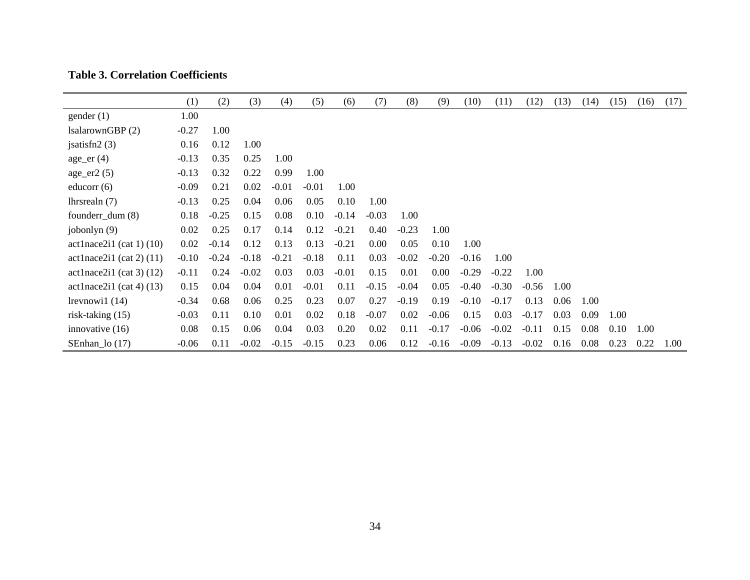**Table 3. Correlation Coefficients**

| | (1) | (2) | (3) | (4) | (5) | (6) | (7) | (8) | (9) | (10) | (11) | (12) | (13) | (14) | (15) | (16) | (17) |
|---|---|---|---|---|---|---|---|---|---|---|---|---|---|---|---|---|---|
| gender (1) | 1.00 | | | | | | | | | | | | | | | | |
| lsalarownGBP (2) | -0.27 | 1.00 | | | | | | | | | | | | | | | |
| jsatisfn2 (3) | 0.16 | 0.12 | 1.00 | | | | | | | | | | | | | | |
| age_er (4) | -0.13 | 0.35 | 0.25 | 1.00 | | | | | | | | | | | | | |
| age_er2 (5) | -0.13 | 0.32 | 0.22 | 0.99 | 1.00 | | | | | | | | | | | | |
| educorr (6) | -0.09 | 0.21 | 0.02 | -0.01 | -0.01 | 1.00 | | | | | | | | | | | |
| lhrsrealn (7) | -0.13 | 0.25 | 0.04 | 0.06 | 0.05 | 0.10 | 1.00 | | | | | | | | | | |
| founderr_dum (8) | 0.18 | -0.25 | 0.15 | 0.08 | 0.10 | -0.14 | -0.03 | 1.00 | | | | | | | | | |
| jobonlyn (9) | 0.02 | 0.25 | 0.17 | 0.14 | 0.12 | -0.21 | 0.40 | -0.23 | 1.00 | | | | | | | | |
| act1nace2i1 (cat 1) (10) | 0.02 | -0.14 | 0.12 | 0.13 | 0.13 | -0.21 | 0.00 | 0.05 | 0.10 | 1.00 | | | | | | | |
| act1nace2i1 (cat 2) (11) | -0.10 | -0.24 | -0.18 | -0.21 | -0.18 | 0.11 | 0.03 | -0.02 | -0.20 | -0.16 | 1.00 | | | | | | |
| act1nace2i1 (cat 3) (12) | -0.11 | 0.24 | -0.02 | 0.03 | 0.03 | -0.01 | 0.15 | 0.01 | 0.00 | -0.29 | -0.22 | 1.00 | | | | | |
| act1nace2i1 (cat 4) (13) | 0.15 | 0.04 | 0.04 | 0.01 | -0.01 | 0.11 | -0.15 | -0.04 | 0.05 | -0.40 | -0.30 | -0.56 | 1.00 | | | | |
| lrevnowi1 (14) | -0.34 | 0.68 | 0.06 | 0.25 | 0.23 | 0.07 | 0.27 | -0.19 | 0.19 | -0.10 | -0.17 | 0.13 | 0.06 | 1.00 | | | |
| risk-taking (15) | -0.03 | 0.11 | 0.10 | 0.01 | 0.02 | 0.18 | -0.07 | 0.02 | -0.06 | 0.15 | 0.03 | -0.17 | 0.03 | 0.09 | 1.00 | | |
| innovative (16) | 0.08 | 0.15 | 0.06 | 0.04 | 0.03 | 0.20 | 0.02 | 0.11 | -0.17 | -0.06 | -0.02 | -0.11 | 0.15 | 0.08 | 0.10 | 1.00 | |
| SEnhan_lo (17) | -0.06 | 0.11 | -0.02 | -0.15 | -0.15 | 0.23 | 0.06 | 0.12 | -0.16 | -0.09 | -0.13 | -0.02 | 0.16 | 0.08 | 0.23 | 0.22 | 1.00 |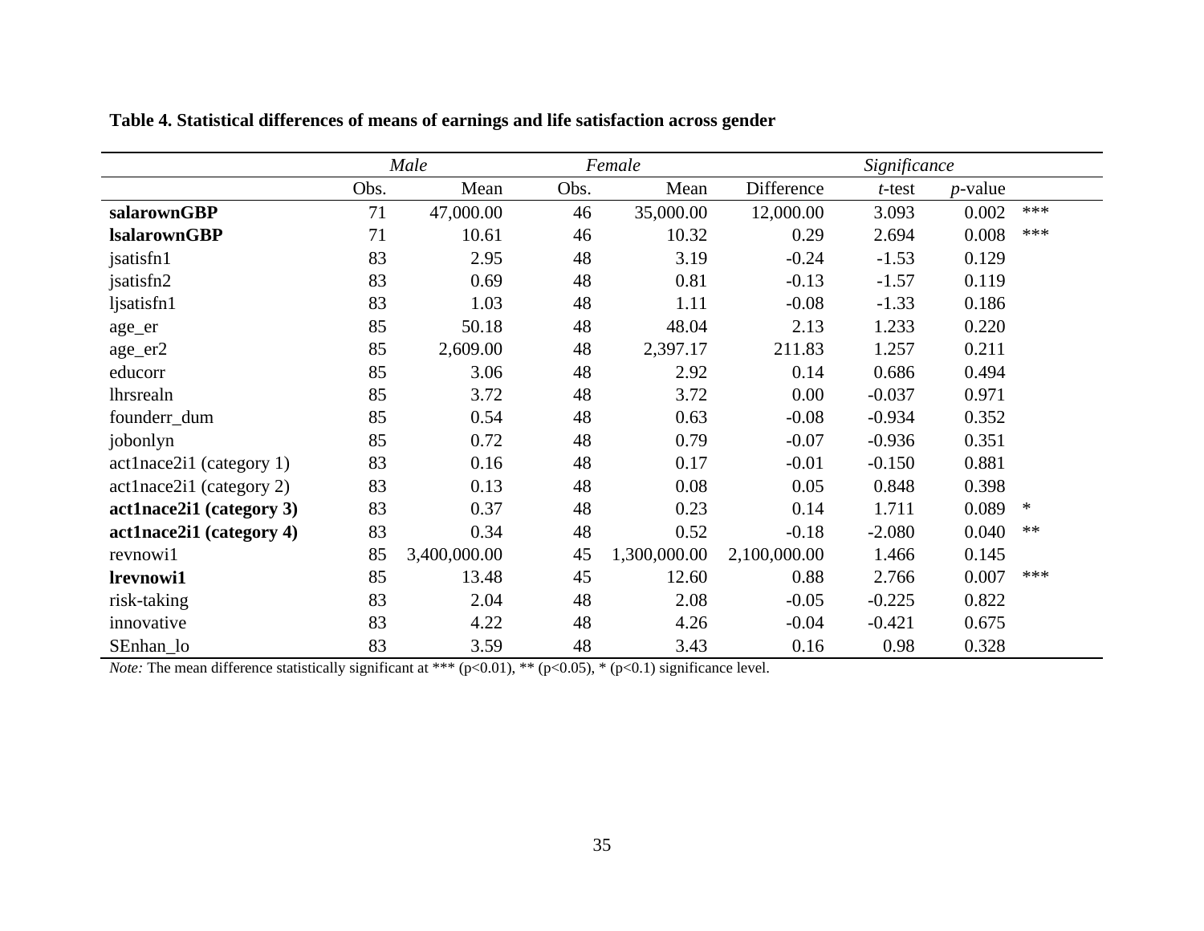**Table 4. Statistical differences of means of earnings and life satisfaction across gender**

| | *Male* | | *Female* | | *Significance* | | | |
|---|---|---|---|---|---|---|---|---|
| | Obs. | Mean | Obs. | Mean | Difference | *t*-test | *p*-value | |
| **salarownGBP** | 71 | 47,000.00 | 46 | 35,000.00 | 12,000.00 | 3.093 | 0.002 | *** |
| **lsalarownGBP** | 71 | 10.61 | 46 | 10.32 | 0.29 | 2.694 | 0.008 | *** |
| jsatisfn1 | 83 | 2.95 | 48 | 3.19 | -0.24 | -1.53 | 0.129 | |
| jsatisfn2 | 83 | 0.69 | 48 | 0.81 | -0.13 | -1.57 | 0.119 | |
| ljsatisfn1 | 83 | 1.03 | 48 | 1.11 | -0.08 | -1.33 | 0.186 | |
| age_er | 85 | 50.18 | 48 | 48.04 | 2.13 | 1.233 | 0.220 | |
| age_er2 | 85 | 2,609.00 | 48 | 2,397.17 | 211.83 | 1.257 | 0.211 | |
| educorr | 85 | 3.06 | 48 | 2.92 | 0.14 | 0.686 | 0.494 | |
| lhrsrealn | 85 | 3.72 | 48 | 3.72 | 0.00 | -0.037 | 0.971 | |
| founderr_dum | 85 | 0.54 | 48 | 0.63 | -0.08 | -0.934 | 0.352 | |
| jobonlyn | 85 | 0.72 | 48 | 0.79 | -0.07 | -0.936 | 0.351 | |
| act1nace2i1 (category 1) | 83 | 0.16 | 48 | 0.17 | -0.01 | -0.150 | 0.881 | |
| act1nace2i1 (category 2) | 83 | 0.13 | 48 | 0.08 | 0.05 | 0.848 | 0.398 | |
| **act1nace2i1 (category 3)** | 83 | 0.37 | 48 | 0.23 | 0.14 | 1.711 | 0.089 | * |
| **act1nace2i1 (category 4)** | 83 | 0.34 | 48 | 0.52 | -0.18 | -2.080 | 0.040 | ** |
| revnowi1 | 85 | 3,400,000.00 | 45 | 1,300,000.00 | 2,100,000.00 | 1.466 | 0.145 | |
| **lrevnowi1** | 85 | 13.48 | 45 | 12.60 | 0.88 | 2.766 | 0.007 | *** |
| risk-taking | 83 | 2.04 | 48 | 2.08 | -0.05 | -0.225 | 0.822 | |
| innovative | 83 | 4.22 | 48 | 4.26 | -0.04 | -0.421 | 0.675 | |
| SEnhan_lo | 83 | 3.59 | 48 | 3.43 | 0.16 | 0.98 | 0.328 | |

*Note:* The mean difference statistically significant at *** ($p<0.01$), ** ($p<0.05$), * ($p<0.1$) significance level.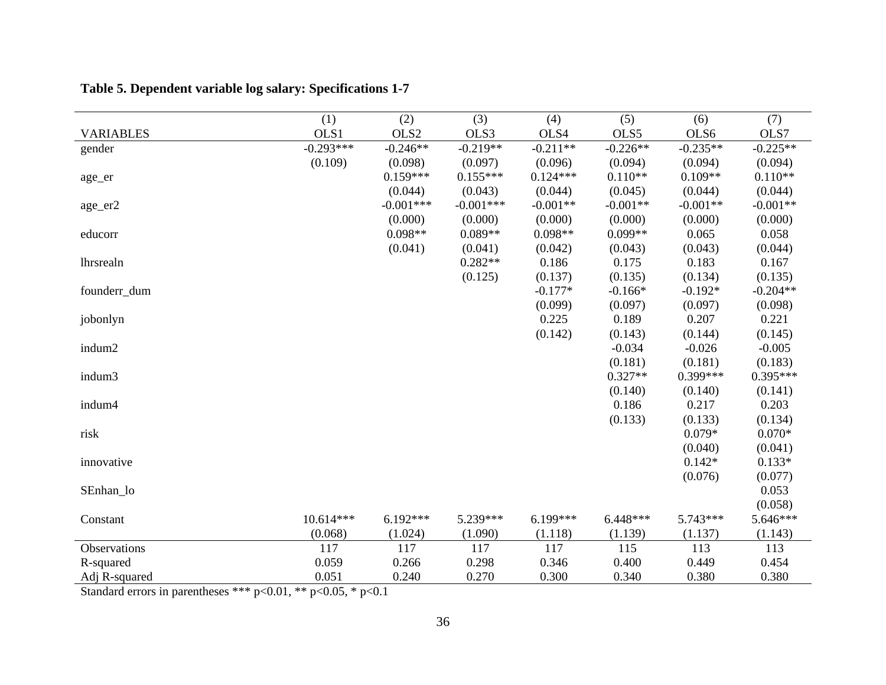**Table 5. Dependent variable log salary: Specifications 1-7**

| | (1) | (2) | (3) | (4) | (5) | (6) | (7) |
|---|---|---|---|---|---|---|---|
| VARIABLES | OLS1 | OLS2 | OLS3 | OLS4 | OLS5 | OLS6 | OLS7 |
| gender | -0.293*** | -0.246** | -0.219** | -0.211** | -0.226** | -0.235** | -0.225** |
| | (0.109) | (0.098) | (0.097) | (0.096) | (0.094) | (0.094) | (0.094) |
| age_er | | 0.159*** | 0.155*** | 0.124*** | 0.110** | 0.109** | 0.110** |
| | | (0.044) | (0.043) | (0.044) | (0.045) | (0.044) | (0.044) |
| age_er2 | | -0.001*** | -0.001*** | -0.001** | -0.001** | -0.001** | -0.001** |
| | | (0.000) | (0.000) | (0.000) | (0.000) | (0.000) | (0.000) |
| educorr | | 0.098** | 0.089** | 0.098** | 0.099** | 0.065 | 0.058 |
| | | (0.041) | (0.041) | (0.042) | (0.043) | (0.043) | (0.044) |
| lhrsrealn | | | 0.282** | 0.186 | 0.175 | 0.183 | 0.167 |
| | | | (0.125) | (0.137) | (0.135) | (0.134) | (0.135) |
| founderr_dum | | | | -0.177* | -0.166* | -0.192* | -0.204** |
| | | | | (0.099) | (0.097) | (0.097) | (0.098) |
| jobonlyn | | | | 0.225 | 0.189 | 0.207 | 0.221 |
| | | | | (0.142) | (0.143) | (0.144) | (0.145) |
| indum2 | | | | | -0.034 | -0.026 | -0.005 |
| | | | | | (0.181) | (0.181) | (0.183) |
| indum3 | | | | | 0.327** | 0.399*** | 0.395*** |
| | | | | | (0.140) | (0.140) | (0.141) |
| indum4 | | | | | 0.186 | 0.217 | 0.203 |
| | | | | | (0.133) | (0.133) | (0.134) |
| risk | | | | | | 0.079* | 0.070* |
| | | | | | | (0.040) | (0.041) |
| innovative | | | | | | 0.142* | 0.133* |
| | | | | | | (0.076) | (0.077) |
| SEnhan_lo | | | | | | | 0.053 |
| | | | | | | | (0.058) |
| Constant | 10.614*** | 6.192*** | 5.239*** | 6.199*** | 6.448*** | 5.743*** | 5.646*** |
| | (0.068) | (1.024) | (1.090) | (1.118) | (1.139) | (1.137) | (1.143) |
| Observations | 117 | 117 | 117 | 117 | 115 | 113 | 113 |
| R-squared | 0.059 | 0.266 | 0.298 | 0.346 | 0.400 | 0.449 | 0.454 |
| Adj R-squared | 0.051 | 0.240 | 0.270 | 0.300 | 0.340 | 0.380 | 0.380 |

Standard errors in parentheses *** $p<0.01$, ** $p<0.05$, * $p<0.1$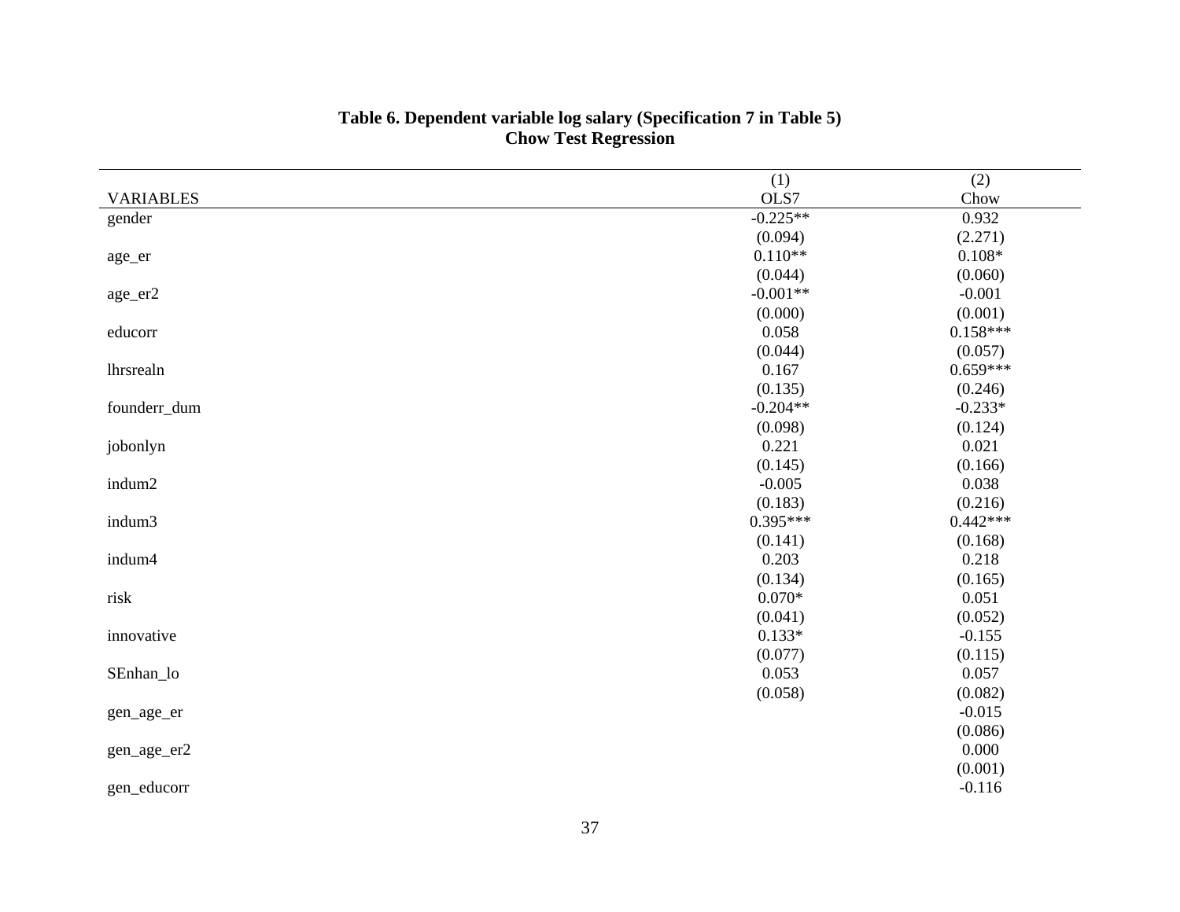**Table 6. Dependent variable log salary (Specification 7 in Table 5)**
**Chow Test Regression**

| VARIABLES | (1)<br>OLS7 | (2)<br>Chow |
|---|---|---|
| gender | -0.225** | 0.932 |
| | (0.094) | (2.271) |
| age_er | 0.110** | 0.108* |
| | (0.044) | (0.060) |
| age_er2 | -0.001** | -0.001 |
| | (0.000) | (0.001) |
| educorr | 0.058 | 0.158*** |
| | (0.044) | (0.057) |
| lhrsrealn | 0.167 | 0.659*** |
| | (0.135) | (0.246) |
| founderr_dum | -0.204** | -0.233* |
| | (0.098) | (0.124) |
| jobonlyn | 0.221 | 0.021 |
| | (0.145) | (0.166) |
| indum2 | -0.005 | 0.038 |
| | (0.183) | (0.216) |
| indum3 | 0.395*** | 0.442*** |
| | (0.141) | (0.168) |
| indum4 | 0.203 | 0.218 |
| | (0.134) | (0.165) |
| risk | 0.070* | 0.051 |
| | (0.041) | (0.052) |
| innovative | 0.133* | -0.155 |
| | (0.077) | (0.115) |
| SEnhan_lo | 0.053 | 0.057 |
| | (0.058) | (0.082) |
| gen_age_er | | -0.015 |
| | | (0.086) |
| gen_age_er2 | | 0.000 |
| | | (0.001) |
| gen_educorr | | -0.116 |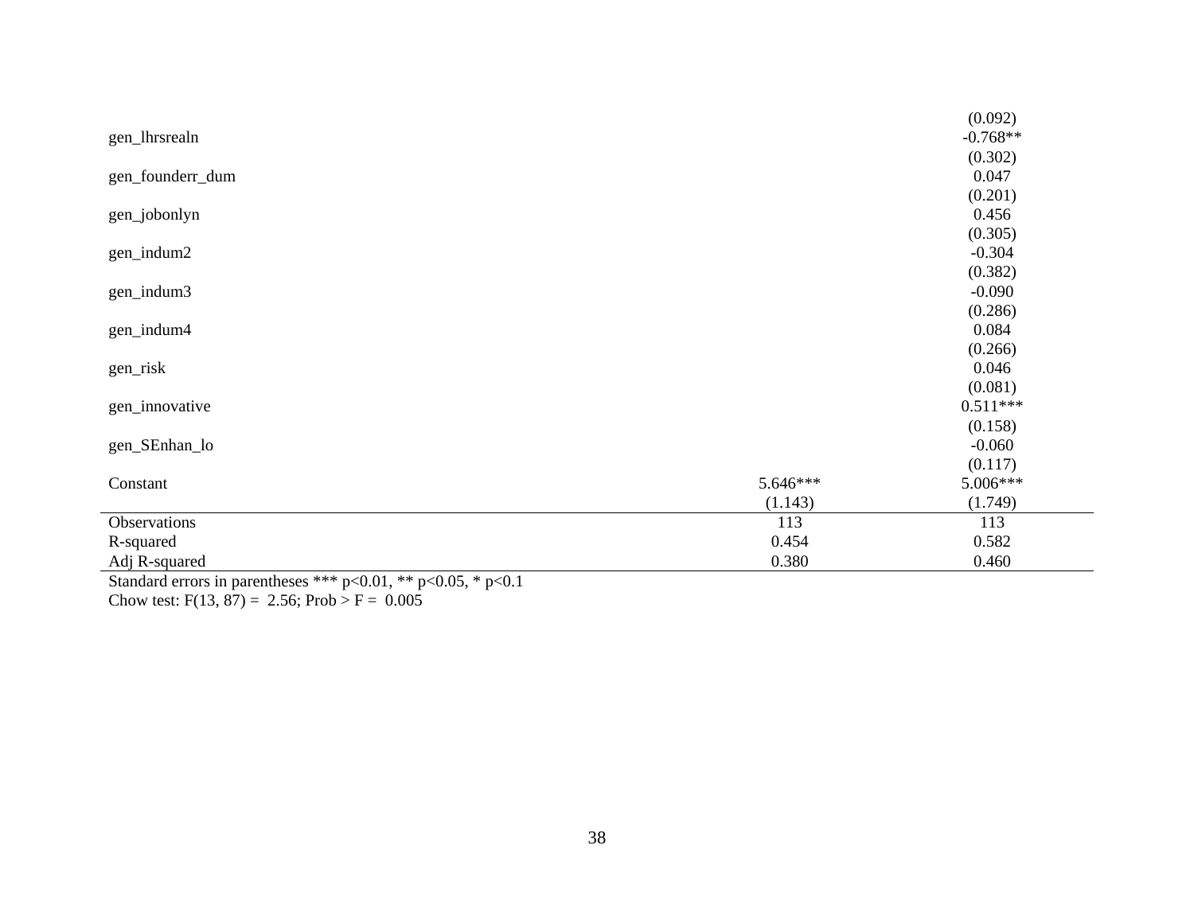| | | |
|---|---|---|
| | | (0.092) |
| gen_lhrsrealn | | -0.768** |
| | | (0.302) |
| gen_founderr_dum | | 0.047 |
| | | (0.201) |
| gen_jobonlyn | | 0.456 |
| | | (0.305) |
| gen_indum2 | | -0.304 |
| | | (0.382) |
| gen_indum3 | | -0.090 |
| | | (0.286) |
| gen_indum4 | | 0.084 |
| | | (0.266) |
| gen_risk | | 0.046 |
| | | (0.081) |
| gen_innovative | | 0.511*** |
| | | (0.158) |
| gen_SEnhan_lo | | -0.060 |
| | | (0.117) |
| Constant | 5.646*** | 5.006*** |
| | (1.143) | (1.749) |
| Observations | 113 | 113 |
| R-squared | 0.454 | 0.582 |
| Adj R-squared | 0.380 | 0.460 |

Standard errors in parentheses *** p<0.01, ** p<0.05, * p<0.1

Chow test: $F(13, 87) = 2.56$; Prob > F = 0.005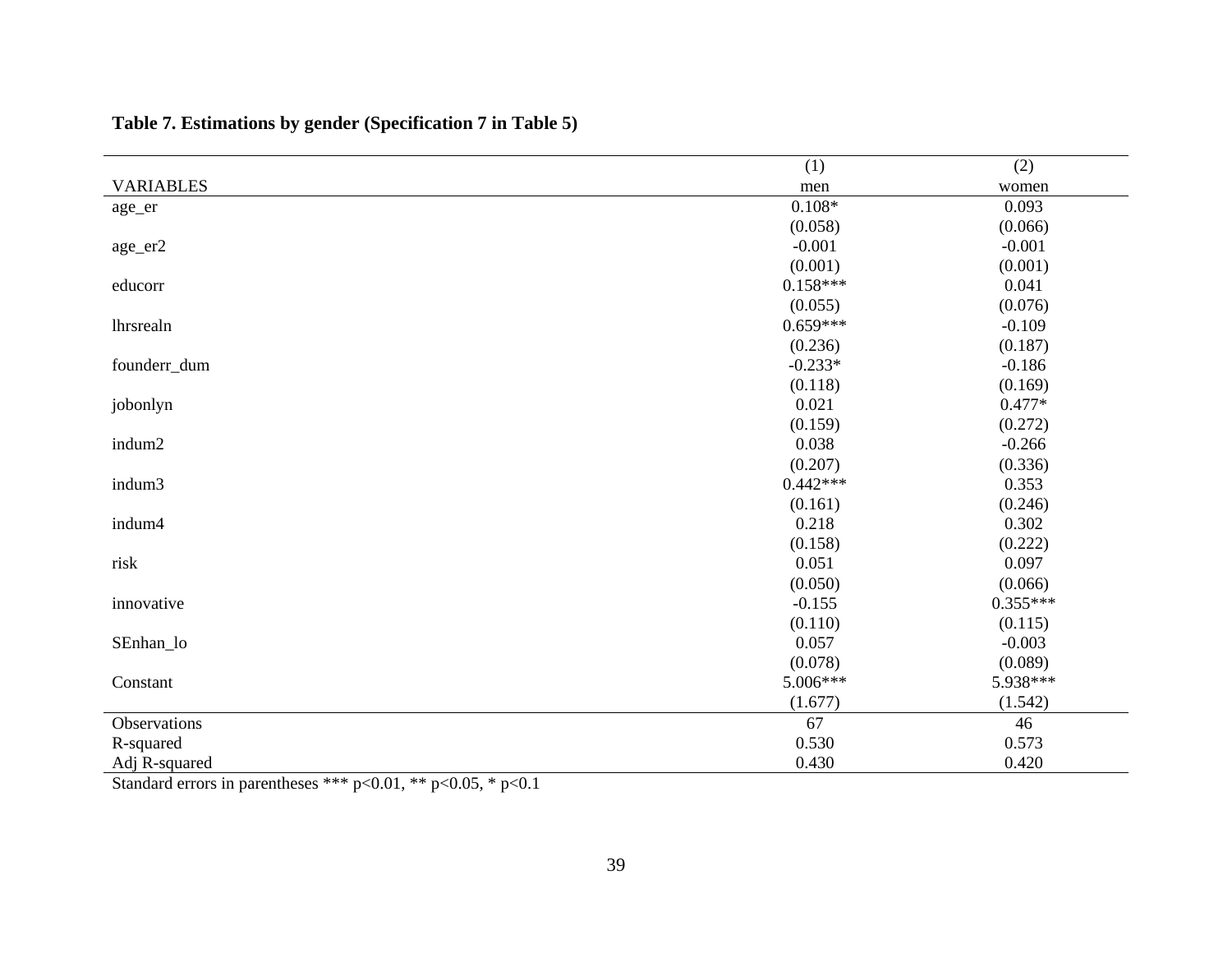**Table 7. Estimations by gender (Specification 7 in Table 5)**

| | (1) | (2) |
|---|---|---|
| VARIABLES | men | women |
| age_er | 0.108* | 0.093 |
| | (0.058) | (0.066) |
| age_er2 | -0.001 | -0.001 |
| | (0.001) | (0.001) |
| educorr | 0.158*** | 0.041 |
| | (0.055) | (0.076) |
| lhrsrealn | 0.659*** | -0.109 |
| | (0.236) | (0.187) |
| founderr_dum | -0.233* | -0.186 |
| | (0.118) | (0.169) |
| jobonlyn | 0.021 | 0.477* |
| | (0.159) | (0.272) |
| indum2 | 0.038 | -0.266 |
| | (0.207) | (0.336) |
| indum3 | 0.442*** | 0.353 |
| | (0.161) | (0.246) |
| indum4 | 0.218 | 0.302 |
| | (0.158) | (0.222) |
| risk | 0.051 | 0.097 |
| | (0.050) | (0.066) |
| innovative | -0.155 | 0.355*** |
| | (0.110) | (0.115) |
| SEnhan_lo | 0.057 | -0.003 |
| | (0.078) | (0.089) |
| Constant | 5.006*** | 5.938*** |
| | (1.677) | (1.542) |
| Observations | 67 | 46 |
| R-squared | 0.530 | 0.573 |
| Adj R-squared | 0.430 | 0.420 |

Standard errors in parentheses *** p<0.01, ** p<0.05, * p<0.1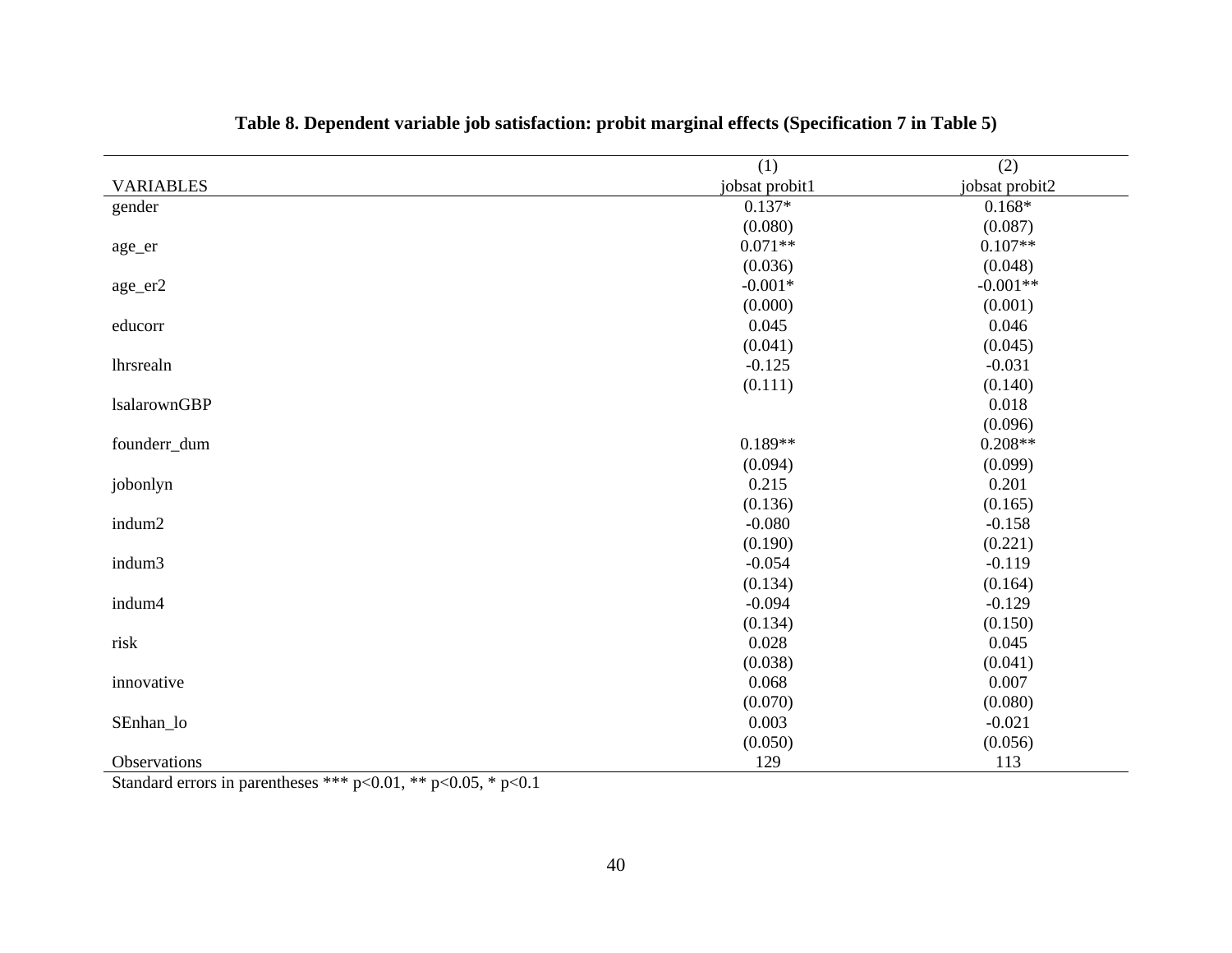**Table 8. Dependent variable job satisfaction: probit marginal effects (Specification 7 in Table 5)**

| VARIABLES | (1)<br>jobsat probit1 | (2)<br>jobsat probit2 |
|---|---|---|
| gender | 0.137* | 0.168* |
| | (0.080) | (0.087) |
| age_er | 0.071** | 0.107** |
| | (0.036) | (0.048) |
| age_er2 | -0.001* | -0.001** |
| | (0.000) | (0.001) |
| educorr | 0.045 | 0.046 |
| | (0.041) | (0.045) |
| lhrsrealn | -0.125 | -0.031 |
| | (0.111) | (0.140) |
| lsalarownGBP | | 0.018 |
| | | (0.096) |
| founderr_dum | 0.189** | 0.208** |
| | (0.094) | (0.099) |
| jobonlyn | 0.215 | 0.201 |
| | (0.136) | (0.165) |
| indum2 | -0.080 | -0.158 |
| | (0.190) | (0.221) |
| indum3 | -0.054 | -0.119 |
| | (0.134) | (0.164) |
| indum4 | -0.094 | -0.129 |
| | (0.134) | (0.150) |
| risk | 0.028 | 0.045 |
| | (0.038) | (0.041) |
| innovative | 0.068 | 0.007 |
| | (0.070) | (0.080) |
| SEnhan_lo | 0.003 | -0.021 |
| | (0.050) | (0.056) |
| Observations | 129 | 113 |

Standard errors in parentheses *** p<0.01, ** p<0.05, * p<0.1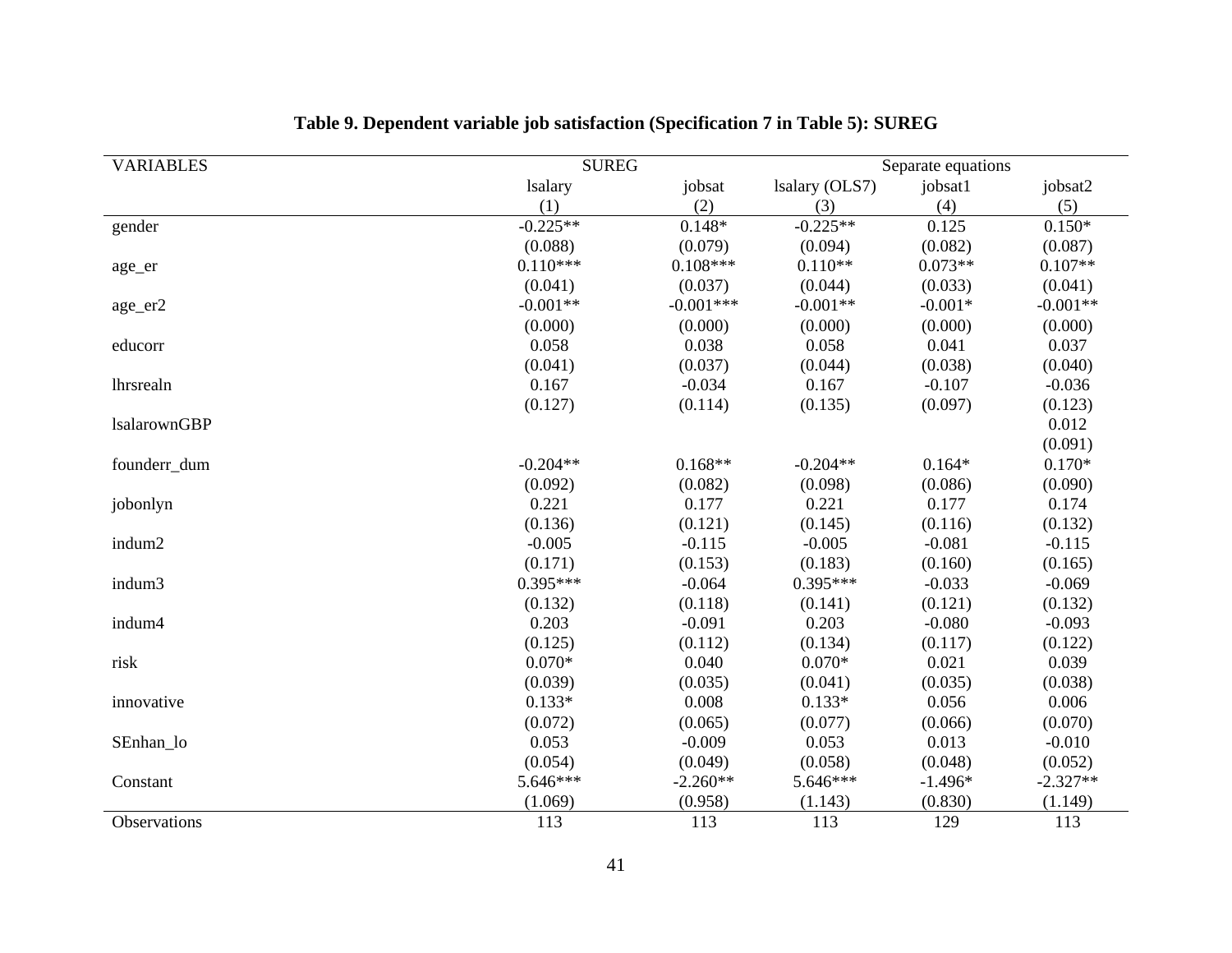**Table 9. Dependent variable job satisfaction (Specification 7 in Table 5): SUREG**

| VARIABLES | SUREG | | Separate equations | | |
|---|---|---|---|---|---|
| | lsalary | jobsat | lsalary (OLS7) | jobsat1 | jobsat2 |
| | (1) | (2) | (3) | (4) | (5) |
| gender | -0.225** | 0.148* | -0.225** | 0.125 | 0.150* |
| | (0.088) | (0.079) | (0.094) | (0.082) | (0.087) |
| age_er | 0.110*** | 0.108*** | 0.110** | 0.073** | 0.107** |
| | (0.041) | (0.037) | (0.044) | (0.033) | (0.041) |
| age_er2 | -0.001** | -0.001*** | -0.001** | -0.001* | -0.001** |
| | (0.000) | (0.000) | (0.000) | (0.000) | (0.000) |
| educorr | 0.058 | 0.038 | 0.058 | 0.041 | 0.037 |
| | (0.041) | (0.037) | (0.044) | (0.038) | (0.040) |
| lhrsrealn | 0.167 | -0.034 | 0.167 | -0.107 | -0.036 |
| | (0.127) | (0.114) | (0.135) | (0.097) | (0.123) |
| lsalarownGBP | | | | | 0.012 |
| | | | | | (0.091) |
| founderr_dum | -0.204** | 0.168** | -0.204** | 0.164* | 0.170* |
| | (0.092) | (0.082) | (0.098) | (0.086) | (0.090) |
| jobonlyn | 0.221 | 0.177 | 0.221 | 0.177 | 0.174 |
| | (0.136) | (0.121) | (0.145) | (0.116) | (0.132) |
| indum2 | -0.005 | -0.115 | -0.005 | -0.081 | -0.115 |
| | (0.171) | (0.153) | (0.183) | (0.160) | (0.165) |
| indum3 | 0.395*** | -0.064 | 0.395*** | -0.033 | -0.069 |
| | (0.132) | (0.118) | (0.141) | (0.121) | (0.132) |
| indum4 | 0.203 | -0.091 | 0.203 | -0.080 | -0.093 |
| | (0.125) | (0.112) | (0.134) | (0.117) | (0.122) |
| risk | 0.070* | 0.040 | 0.070* | 0.021 | 0.039 |
| | (0.039) | (0.035) | (0.041) | (0.035) | (0.038) |
| innovative | 0.133* | 0.008 | 0.133* | 0.056 | 0.006 |
| | (0.072) | (0.065) | (0.077) | (0.066) | (0.070) |
| SEnhan_lo | 0.053 | -0.009 | 0.053 | 0.013 | -0.010 |
| | (0.054) | (0.049) | (0.058) | (0.048) | (0.052) |
| Constant | 5.646*** | -2.260** | 5.646*** | -1.496* | -2.327** |
| | (1.069) | (0.958) | (1.143) | (0.830) | (1.149) |
| Observations | 113 | 113 | 113 | 129 | 113 |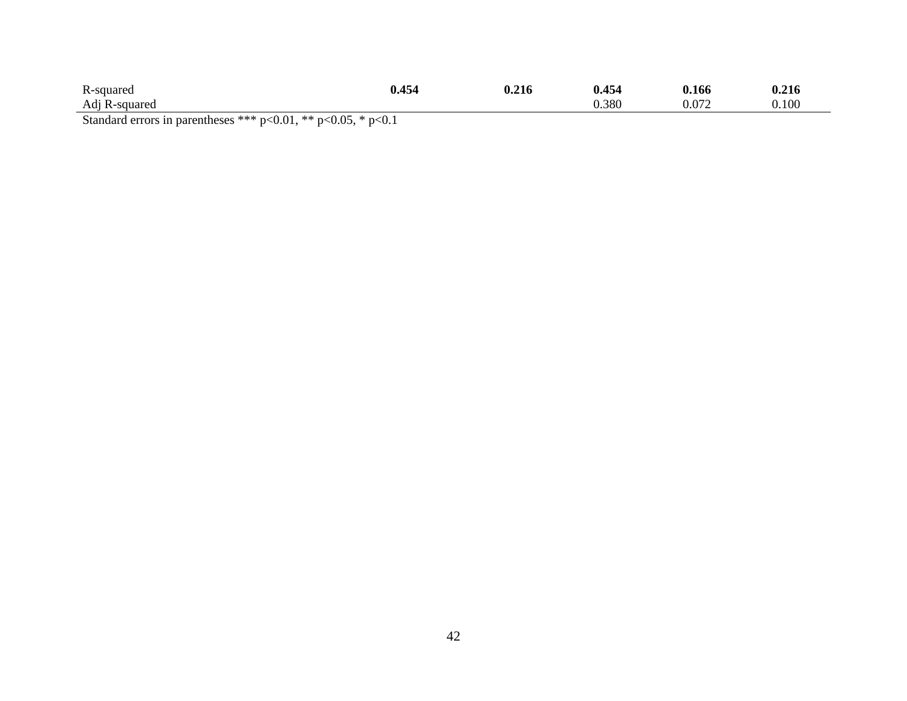| | | | | | |
|---|---|---|---|---|---|
| R-squared | **0.454** | **0.216** | **0.454** | **0.166** | **0.216** |
| Adj R-squared | | | 0.380 | 0.072 | 0.100 |

Standard errors in parentheses *** p<0.01, ** p<0.05, * p<0.1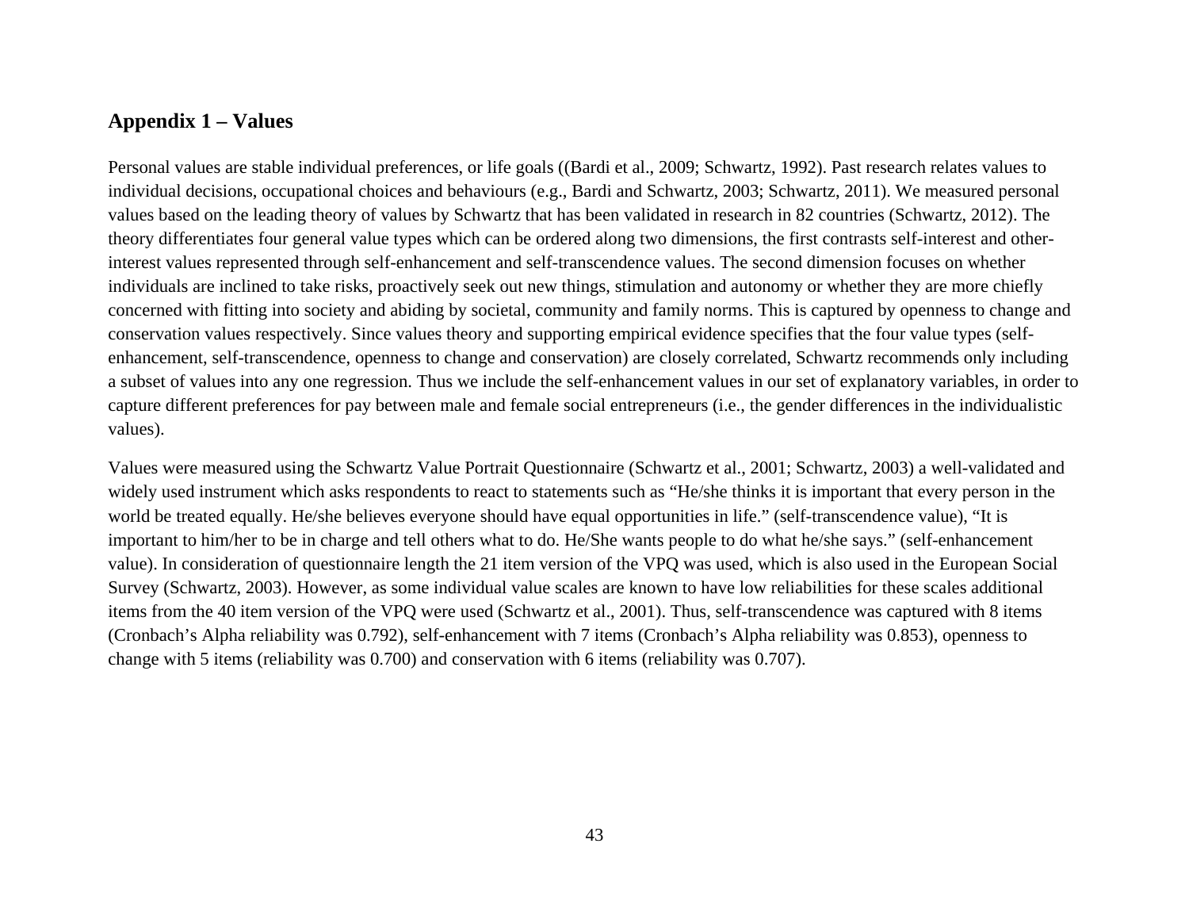## Appendix 1 – Values

Personal values are stable individual preferences, or life goals ((Bardi et al., 2009; Schwartz, 1992). Past research relates values to individual decisions, occupational choices and behaviours (e.g., Bardi and Schwartz, 2003; Schwartz, 2011). We measured personal values based on the leading theory of values by Schwartz that has been validated in research in 82 countries (Schwartz, 2012). The theory differentiates four general value types which can be ordered along two dimensions, the first contrasts self-interest and other-interest values represented through self-enhancement and self-transcendence values. The second dimension focuses on whether individuals are inclined to take risks, proactively seek out new things, stimulation and autonomy or whether they are more chiefly concerned with fitting into society and abiding by societal, community and family norms. This is captured by openness to change and conservation values respectively. Since values theory and supporting empirical evidence specifies that the four value types (self-enhancement, self-transcendence, openness to change and conservation) are closely correlated, Schwartz recommends only including a subset of values into any one regression. Thus we include the self-enhancement values in our set of explanatory variables, in order to capture different preferences for pay between male and female social entrepreneurs (i.e., the gender differences in the individualistic values).

Values were measured using the Schwartz Value Portrait Questionnaire (Schwartz et al., 2001; Schwartz, 2003) a well-validated and widely used instrument which asks respondents to react to statements such as "He/she thinks it is important that every person in the world be treated equally. He/she believes everyone should have equal opportunities in life." (self-transcendence value), "It is important to him/her to be in charge and tell others what to do. He/She wants people to do what he/she says." (self-enhancement value). In consideration of questionnaire length the 21 item version of the VPQ was used, which is also used in the European Social Survey (Schwartz, 2003). However, as some individual value scales are known to have low reliabilities for these scales additional items from the 40 item version of the VPQ were used (Schwartz et al., 2001). Thus, self-transcendence was captured with 8 items (Cronbach's Alpha reliability was 0.792), self-enhancement with 7 items (Cronbach's Alpha reliability was 0.853), openness to change with 5 items (reliability was 0.700) and conservation with 6 items (reliability was 0.707).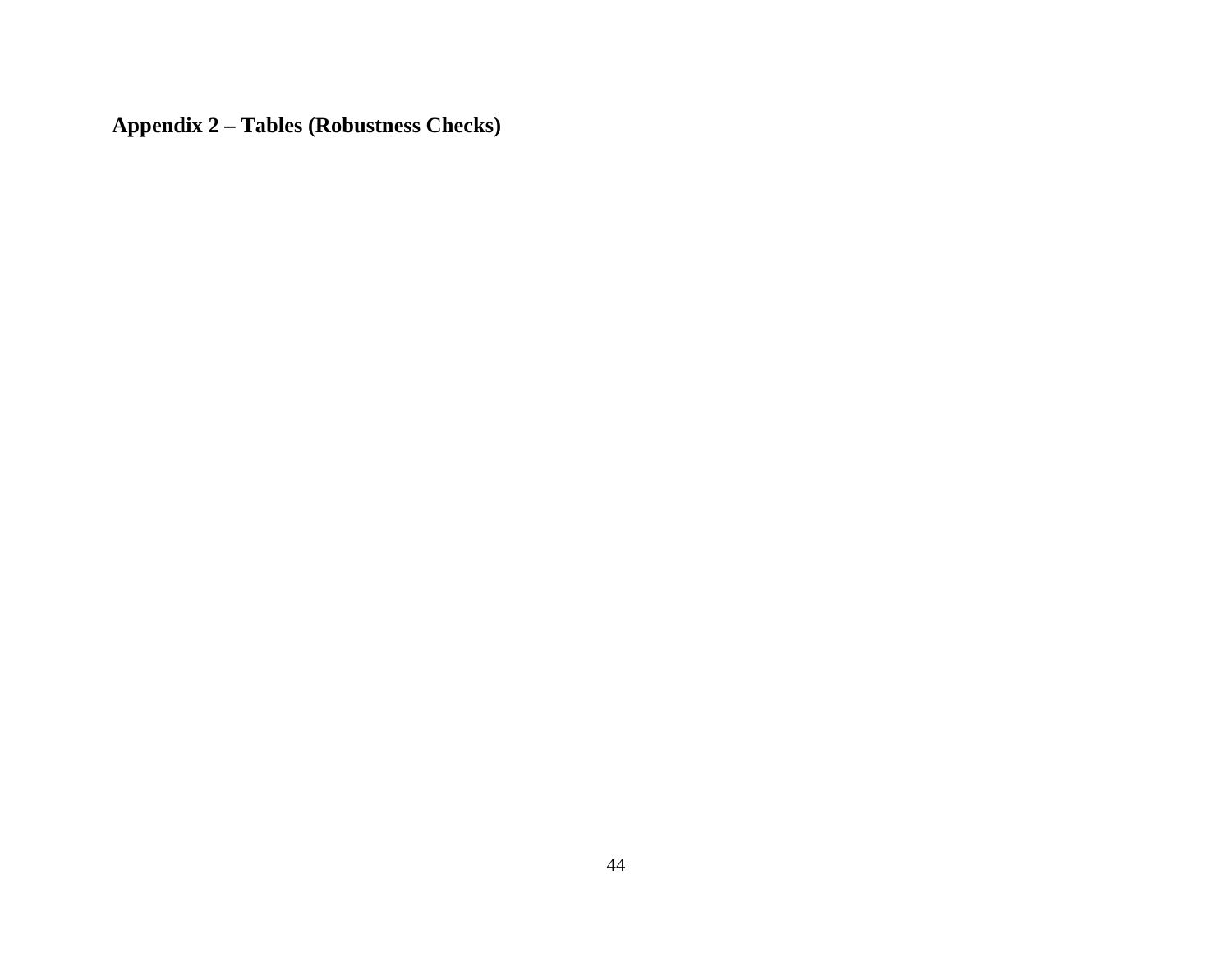**Appendix 2 – Tables (Robustness Checks)**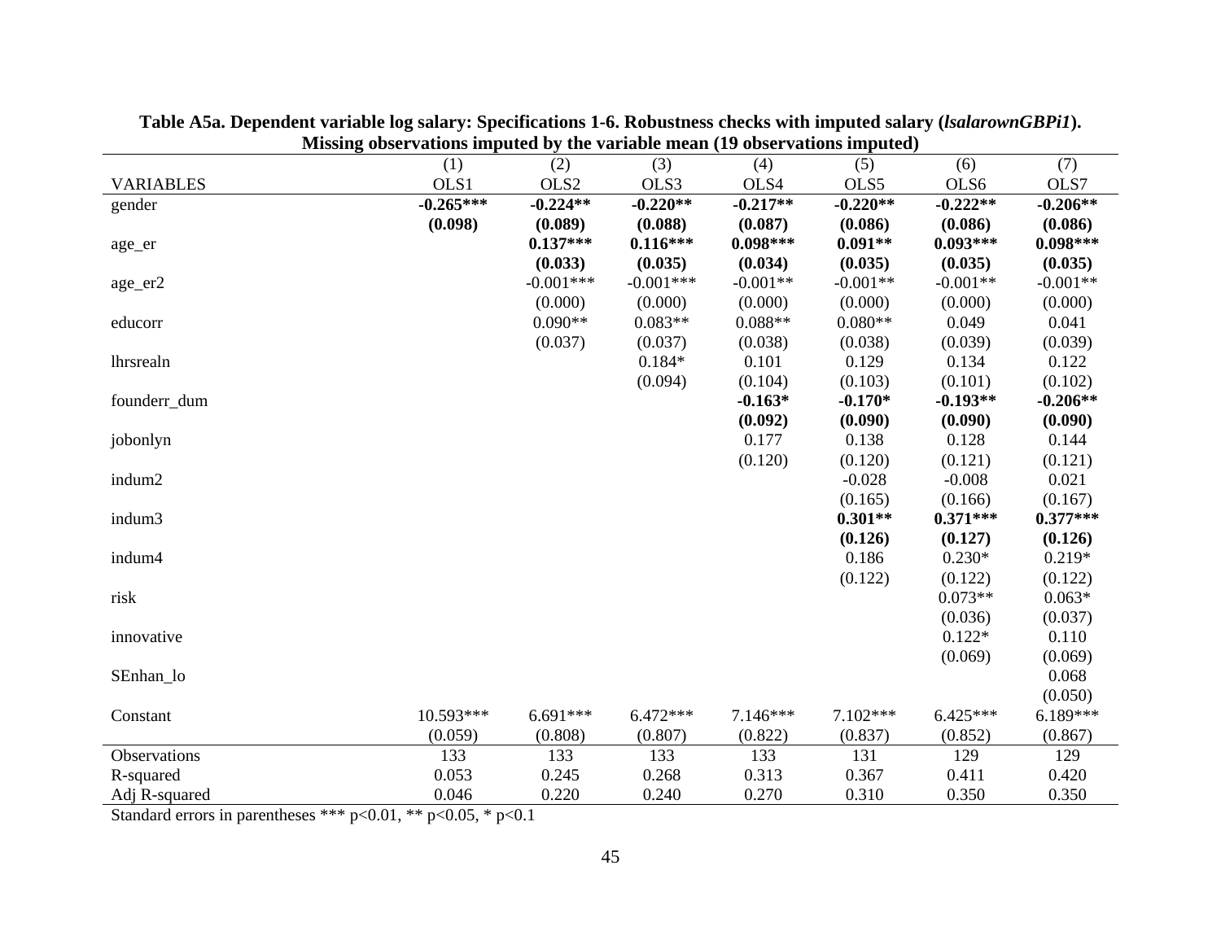**Table A5a. Dependent variable log salary: Specifications 1-6. Robustness checks with imputed salary (*lsalarownGBPi1*). Missing observations imputed by the variable mean (19 observations imputed)**

| | (1) | (2) | (3) | (4) | (5) | (6) | (7) |
|---|---|---|---|---|---|---|---|
| VARIABLES | OLS1 | OLS2 | OLS3 | OLS4 | OLS5 | OLS6 | OLS7 |
| gender | **-0.265*** ** | **-0.224** ** | **-0.220** ** | **-0.217** ** | **-0.220** ** | **-0.222** ** | **-0.206** ** |
| | **(0.098)** | **(0.089)** | **(0.088)** | **(0.087)** | **(0.086)** | **(0.086)** | **(0.086)** |
| age_er | | **0.137*** ** | **0.116*** ** | **0.098*** ** | **0.091** ** | **0.093*** ** | **0.098*** ** |
| | | **(0.033)** | **(0.035)** | **(0.034)** | **(0.035)** | **(0.035)** | **(0.035)** |
| age_er2 | | -0.001*** | -0.001*** | -0.001** | -0.001** | -0.001** | -0.001** |
| | | (0.000) | (0.000) | (0.000) | (0.000) | (0.000) | (0.000) |
| educorr | | 0.090** | 0.083** | 0.088** | 0.080** | 0.049 | 0.041 |
| | | (0.037) | (0.037) | (0.038) | (0.038) | (0.039) | (0.039) |
| lhrsrealn | | | 0.184* | 0.101 | 0.129 | 0.134 | 0.122 |
| | | | (0.094) | (0.104) | (0.103) | (0.101) | (0.102) |
| founderr_dum | | | | **-0.163*** | **-0.170*** | **-0.193** ** | **-0.206** ** |
| | | | | **(0.092)** | **(0.090)** | **(0.090)** | **(0.090)** |
| jobonlyn | | | | 0.177 | 0.138 | 0.128 | 0.144 |
| | | | | (0.120) | (0.120) | (0.121) | (0.121) |
| indum2 | | | | | -0.028 | -0.008 | 0.021 |
| | | | | | (0.165) | (0.166) | (0.167) |
| indum3 | | | | | **0.301** ** | **0.371*** ** | **0.377*** ** |
| | | | | | **(0.126)** | **(0.127)** | **(0.126)** |
| indum4 | | | | | 0.186 | 0.230* | 0.219* |
| | | | | | (0.122) | (0.122) | (0.122) |
| risk | | | | | | 0.073** | 0.063* |
| | | | | | | (0.036) | (0.037) |
| innovative | | | | | | 0.122* | 0.110 |
| | | | | | | (0.069) | (0.069) |
| SEnhan_lo | | | | | | | 0.068 |
| | | | | | | | (0.050) |
| Constant | 10.593*** | 6.691*** | 6.472*** | 7.146*** | 7.102*** | 6.425*** | 6.189*** |
| | (0.059) | (0.808) | (0.807) | (0.822) | (0.837) | (0.852) | (0.867) |
| Observations | 133 | 133 | 133 | 133 | 131 | 129 | 129 |
| R-squared | 0.053 | 0.245 | 0.268 | 0.313 | 0.367 | 0.411 | 0.420 |
| Adj R-squared | 0.046 | 0.220 | 0.240 | 0.270 | 0.310 | 0.350 | 0.350 |

Standard errors in parentheses *** p<0.01, ** p<0.05, * p<0.1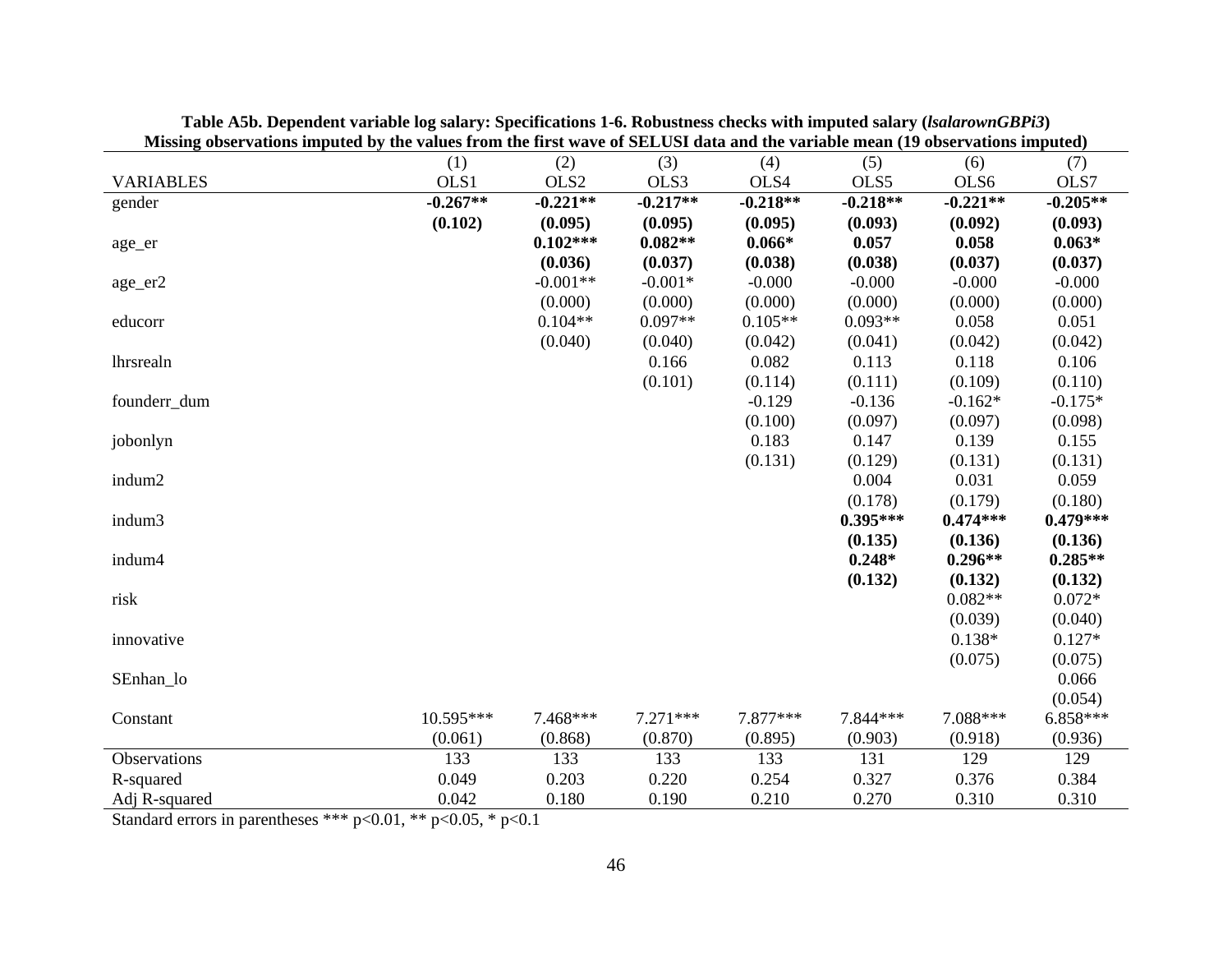**Table A5b. Dependent variable log salary: Specifications 1-6. Robustness checks with imputed salary (*lsalarownGBPi3*)**
**Missing observations imputed by the values from the first wave of SELUSI data and the variable mean (19 observations imputed)**

| | (1) | (2) | (3) | (4) | (5) | (6) | (7) |
|---|---|---|---|---|---|---|---|
| VARIABLES | OLS1 | OLS2 | OLS3 | OLS4 | OLS5 | OLS6 | OLS7 |
| gender | **-0.267\*\*** | **-0.221\*\*** | **-0.217\*\*** | **-0.218\*\*** | **-0.218\*\*** | **-0.221\*\*** | **-0.205\*\*** |
| | **(0.102)** | **(0.095)** | **(0.095)** | **(0.095)** | **(0.093)** | **(0.092)** | **(0.093)** |
| age_er | | **0.102\*\*\*** | **0.082\*\*** | **0.066\*** | **0.057** | **0.058** | **0.063\*** |
| | | **(0.036)** | **(0.037)** | **(0.038)** | **(0.038)** | **(0.037)** | **(0.037)** |
| age_er2 | | -0.001\*\* | -0.001\* | -0.000 | -0.000 | -0.000 | -0.000 |
| | | (0.000) | (0.000) | (0.000) | (0.000) | (0.000) | (0.000) |
| educorr | | 0.104\*\* | 0.097\*\* | 0.105\*\* | 0.093\*\* | 0.058 | 0.051 |
| | | (0.040) | (0.040) | (0.042) | (0.041) | (0.042) | (0.042) |
| lhrsrealn | | | 0.166 | 0.082 | 0.113 | 0.118 | 0.106 |
| | | | (0.101) | (0.114) | (0.111) | (0.109) | (0.110) |
| founderr_dum | | | | -0.129 | -0.136 | -0.162\* | -0.175\* |
| | | | | (0.100) | (0.097) | (0.097) | (0.098) |
| jobonlyn | | | | 0.183 | 0.147 | 0.139 | 0.155 |
| | | | | (0.131) | (0.129) | (0.131) | (0.131) |
| indum2 | | | | | 0.004 | 0.031 | 0.059 |
| | | | | | (0.178) | (0.179) | (0.180) |
| indum3 | | | | | **0.395\*\*\*** | **0.474\*\*\*** | **0.479\*\*\*** |
| | | | | | **(0.135)** | **(0.136)** | **(0.136)** |
| indum4 | | | | | **0.248\*** | **0.296\*\*** | **0.285\*\*** |
| | | | | | **(0.132)** | **(0.132)** | **(0.132)** |
| risk | | | | | | 0.082\*\* | 0.072\* |
| | | | | | | (0.039) | (0.040) |
| innovative | | | | | | 0.138\* | 0.127\* |
| | | | | | | (0.075) | (0.075) |
| SEnhan_lo | | | | | | | 0.066 |
| | | | | | | | (0.054) |
| Constant | 10.595\*\*\* | 7.468\*\*\* | 7.271\*\*\* | 7.877\*\*\* | 7.844\*\*\* | 7.088\*\*\* | 6.858\*\*\* |
| | (0.061) | (0.868) | (0.870) | (0.895) | (0.903) | (0.918) | (0.936) |
| Observations | 133 | 133 | 133 | 133 | 131 | 129 | 129 |
| R-squared | 0.049 | 0.203 | 0.220 | 0.254 | 0.327 | 0.376 | 0.384 |
| Adj R-squared | 0.042 | 0.180 | 0.190 | 0.210 | 0.270 | 0.310 | 0.310 |

Standard errors in parentheses \*\*\* $p<0.01$, \*\* $p<0.05$, \* $p<0.1$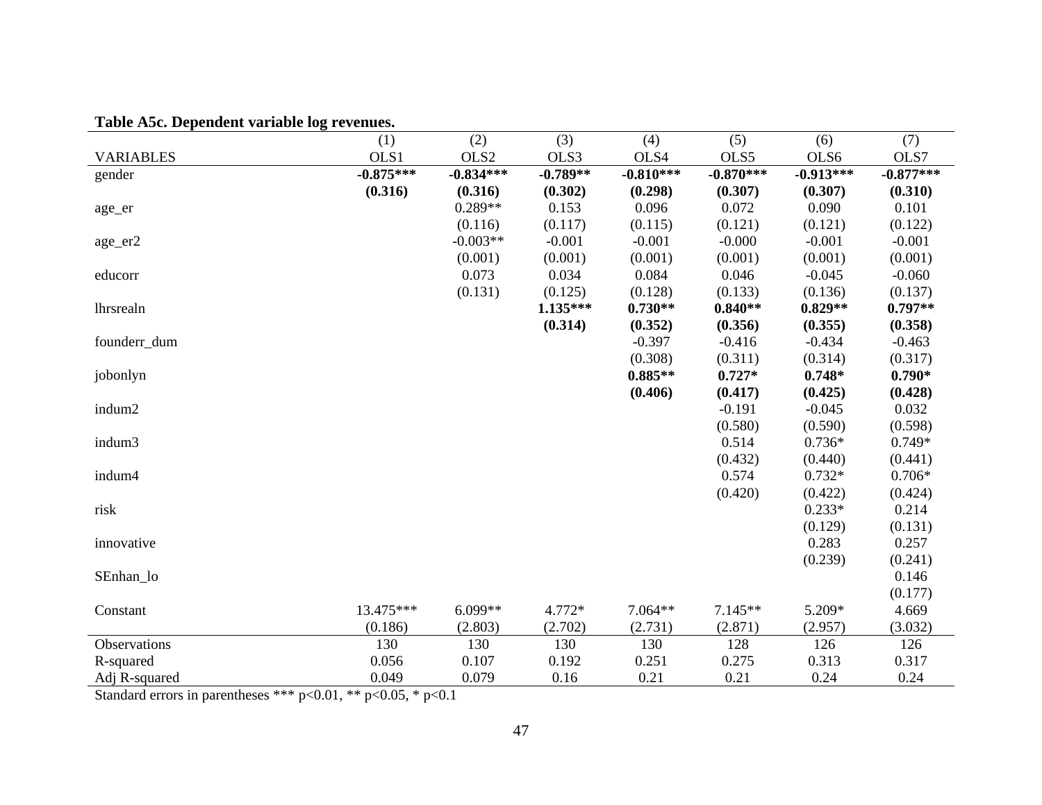**Table A5c. Dependent variable log revenues.**

| VARIABLES | (1)<br>OLS1 | (2)<br>OLS2 | (3)<br>OLS3 | (4)<br>OLS4 | (5)<br>OLS5 | (6)<br>OLS6 | (7)<br>OLS7 |
|---|---|---|---|---|---|---|---|
| gender | **-0.875*** ** | **-0.834*** ** | **-0.789** ** | **-0.810*** ** | **-0.870*** ** | **-0.913*** ** | **-0.877*** ** |
| | **(0.316)** | **(0.316)** | **(0.302)** | **(0.298)** | **(0.307)** | **(0.307)** | **(0.310)** |
| age_er | | 0.289** | 0.153 | 0.096 | 0.072 | 0.090 | 0.101 |
| | | (0.116) | (0.117) | (0.115) | (0.121) | (0.121) | (0.122) |
| age_er2 | | -0.003** | -0.001 | -0.001 | -0.000 | -0.001 | -0.001 |
| | | (0.001) | (0.001) | (0.001) | (0.001) | (0.001) | (0.001) |
| educorr | | 0.073 | 0.034 | 0.084 | 0.046 | -0.045 | -0.060 |
| | | (0.131) | (0.125) | (0.128) | (0.133) | (0.136) | (0.137) |
| lhrsrealn | | | **1.135*** ** | **0.730** ** | **0.840** ** | **0.829** ** | **0.797** ** |
| | | | **(0.314)** | **(0.352)** | **(0.356)** | **(0.355)** | **(0.358)** |
| founderr_dum | | | | -0.397 | -0.416 | -0.434 | -0.463 |
| | | | | (0.308) | (0.311) | (0.314) | (0.317) |
| jobonlyn | | | | **0.885** ** | **0.727* ** | **0.748* ** | **0.790* ** |
| | | | | **(0.406)** | **(0.417)** | **(0.425)** | **(0.428)** |
| indum2 | | | | | -0.191 | -0.045 | 0.032 |
| | | | | | (0.580) | (0.590) | (0.598) |
| indum3 | | | | | 0.514 | 0.736* | 0.749* |
| | | | | | (0.432) | (0.440) | (0.441) |
| indum4 | | | | | 0.574 | 0.732* | 0.706* |
| | | | | | (0.420) | (0.422) | (0.424) |
| risk | | | | | | 0.233* | 0.214 |
| | | | | | | (0.129) | (0.131) |
| innovative | | | | | | 0.283 | 0.257 |
| | | | | | | (0.239) | (0.241) |
| SEnhan_lo | | | | | | | 0.146 |
| | | | | | | | (0.177) |
| Constant | 13.475*** | 6.099** | 4.772* | 7.064** | 7.145** | 5.209* | 4.669 |
| | (0.186) | (2.803) | (2.702) | (2.731) | (2.871) | (2.957) | (3.032) |
| Observations | 130 | 130 | 130 | 130 | 128 | 126 | 126 |
| R-squared | 0.056 | 0.107 | 0.192 | 0.251 | 0.275 | 0.313 | 0.317 |
| Adj R-squared | 0.049 | 0.079 | 0.16 | 0.21 | 0.21 | 0.24 | 0.24 |

Standard errors in parentheses *** p<0.01, ** p<0.05, * p<0.1